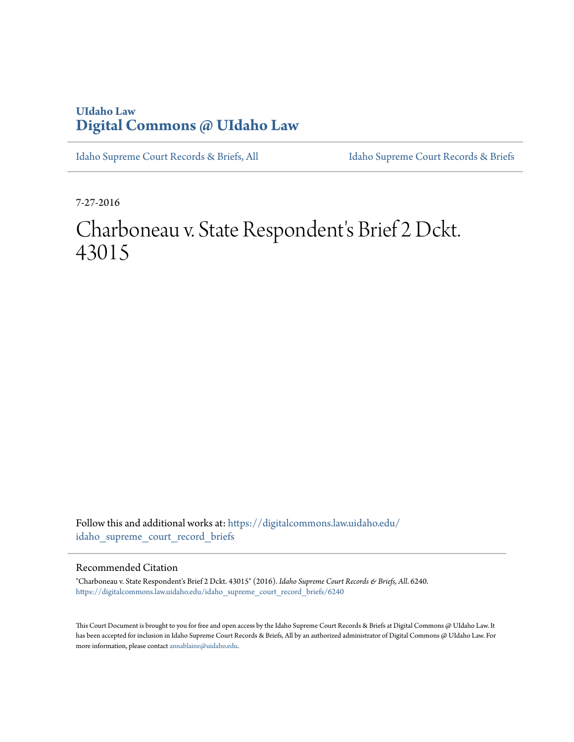UIdaho Law

# Digital Commons @ UIdaho Law

Idaho Supreme Court Records & Briefs, All

Idaho Supreme Court Records & Briefs

7-27-2016

# Charboneau v. State Respondent's Brief 2 Dckt. 43015

Follow this and additional works at: https://digitalcommons.law.uidaho.edu/idaho_supreme_court_record_briefs

## Recommended Citation

"Charboneau v. State Respondent's Brief 2 Dckt. 43015" (2016). *Idaho Supreme Court Records & Briefs, All*. 6240.
https://digitalcommons.law.uidaho.edu/idaho_supreme_court_record_briefs/6240

This Court Document is brought to you for free and open access by the Idaho Supreme Court Records & Briefs at Digital Commons @ UIdaho Law. It has been accepted for inclusion in Idaho Supreme Court Records & Briefs, All by an authorized administrator of Digital Commons @ UIdaho Law. For more information, please contact annablaine@uidaho.edu.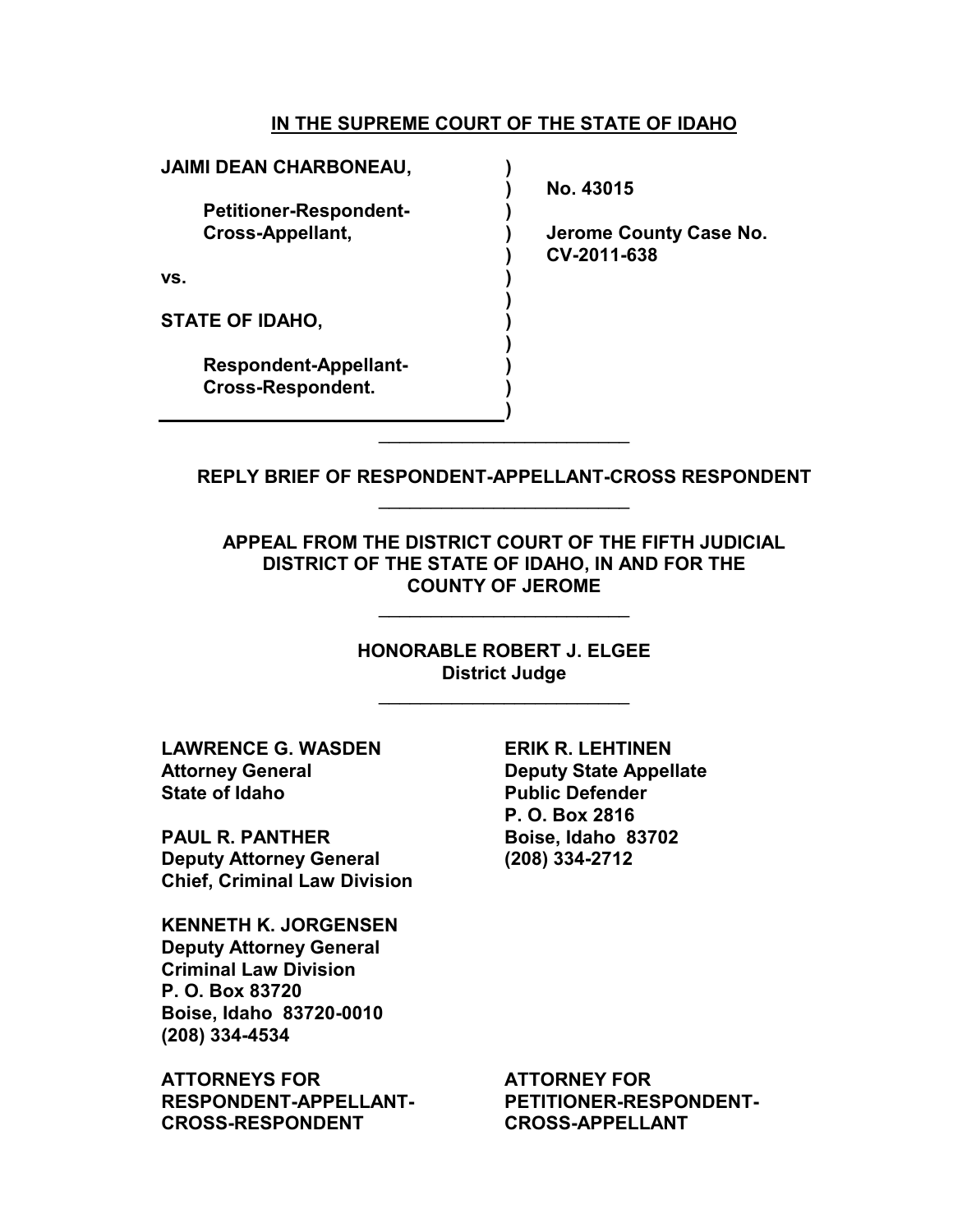**IN THE SUPREME COURT OF THE STATE OF IDAHO**

| | |
|---|---|
| **JAIMI DEAN CHARBONEAU,** | |
| **Petitioner-Respondent-Cross-Appellant,** | **No. 43015** |
| **vs.** | **Jerome County Case No. CV-2011-638** |
| **STATE OF IDAHO,** | |
| **Respondent-Appellant-Cross-Respondent.** | |

---

**REPLY BRIEF OF RESPONDENT-APPELLANT-CROSS RESPONDENT**

---

**APPEAL FROM THE DISTRICT COURT OF THE FIFTH JUDICIAL DISTRICT OF THE STATE OF IDAHO, IN AND FOR THE COUNTY OF JEROME**

---

**HONORABLE ROBERT J. ELGEE**
**District Judge**

---

**LAWRENCE G. WASDEN**
**Attorney General**
**State of Idaho**

**PAUL R. PANTHER**
**Deputy Attorney General**
**Chief, Criminal Law Division**

**KENNETH K. JORGENSEN**
**Deputy Attorney General**
**Criminal Law Division**
**P. O. Box 83720**
**Boise, Idaho 83720-0010**
**(208) 334-4534**

**ATTORNEYS FOR RESPONDENT-APPELLANT-CROSS-RESPONDENT**

**ERIK R. LEHTINEN**
**Deputy State Appellate Public Defender**
**P. O. Box 2816**
**Boise, Idaho 83702**
**(208) 334-2712**

**ATTORNEY FOR PETITIONER-RESPONDENT-CROSS-APPELLANT**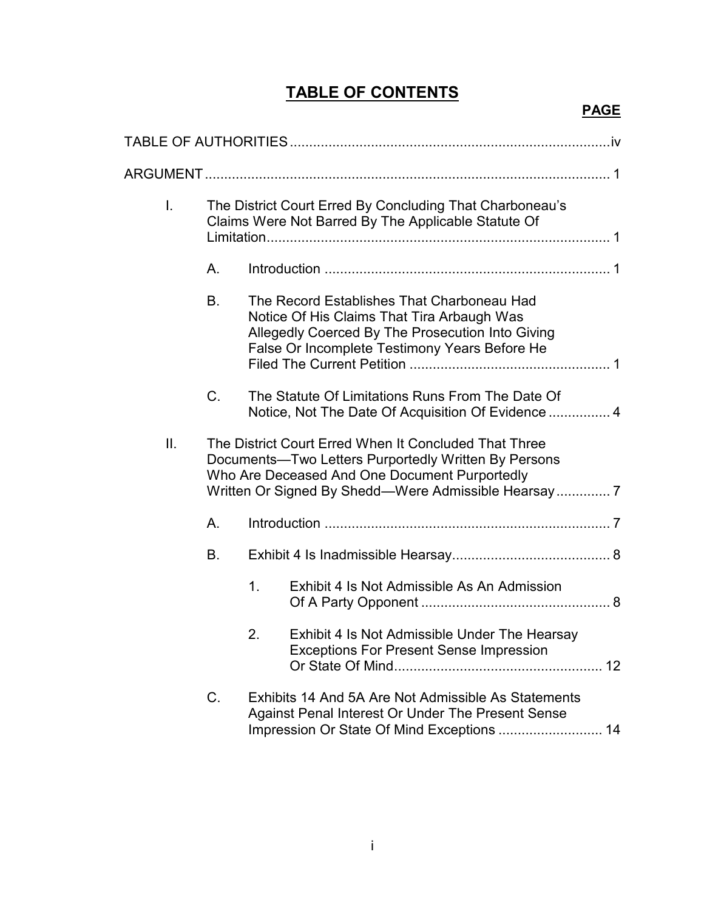# TABLE OF CONTENTS

**PAGE**

TABLE OF AUTHORITIES .......... iv

ARGUMENT .......... 1

- I. The District Court Erred By Concluding That Charboneau's Claims Were Not Barred By The Applicable Statute Of Limitation .......... 1
  - A. Introduction .......... 1
  - B. The Record Establishes That Charboneau Had Notice Of His Claims That Tira Arbaugh Was Allegedly Coerced By The Prosecution Into Giving False Or Incomplete Testimony Years Before He Filed The Current Petition .......... 1
  - C. The Statute Of Limitations Runs From The Date Of Notice, Not The Date Of Acquisition Of Evidence .......... 4
- II. The District Court Erred When It Concluded That Three Documents—Two Letters Purportedly Written By Persons Who Are Deceased And One Document Purportedly Written Or Signed By Shedd—Were Admissible Hearsay .......... 7
  - A. Introduction .......... 7
  - B. Exhibit 4 Is Inadmissible Hearsay .......... 8
    1. Exhibit 4 Is Not Admissible As An Admission Of A Party Opponent .......... 8
    2. Exhibit 4 Is Not Admissible Under The Hearsay Exceptions For Present Sense Impression Or State Of Mind .......... 12
  - C. Exhibits 14 And 5A Are Not Admissible As Statements Against Penal Interest Or Under The Present Sense Impression Or State Of Mind Exceptions .......... 14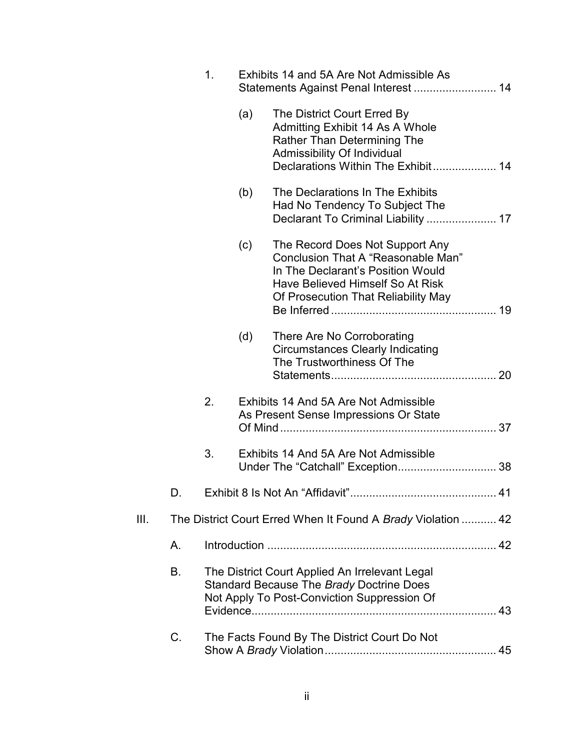1. Exhibits 14 and 5A Are Not Admissible As Statements Against Penal Interest .......................... 14

   (a) The District Court Erred By Admitting Exhibit 14 As A Whole Rather Than Determining The Admissibility Of Individual Declarations Within The Exhibit .................... 14

   (b) The Declarations In The Exhibits Had No Tendency To Subject The Declarant To Criminal Liability ...................... 17

   (c) The Record Does Not Support Any Conclusion That A "Reasonable Man" In The Declarant's Position Would Have Believed Himself So At Risk Of Prosecution That Reliability May Be Inferred .................................................... 19

   (d) There Are No Corroborating Circumstances Clearly Indicating The Trustworthiness Of The Statements .................................................... 20

2. Exhibits 14 And 5A Are Not Admissible As Present Sense Impressions Or State Of Mind .................................................................... 37

3. Exhibits 14 And 5A Are Not Admissible Under The "Catchall" Exception ............................... 38

D. Exhibit 8 Is Not An "Affidavit" .............................................. 41

III. The District Court Erred When It Found A *Brady* Violation ........... 42

A. Introduction ........................................................................ 42

B. The District Court Applied An Irrelevant Legal Standard Because The *Brady* Doctrine Does Not Apply To Post-Conviction Suppression Of Evidence ............................................................................ 43

C. The Facts Found By The District Court Do Not Show A *Brady* Violation ...................................................... 45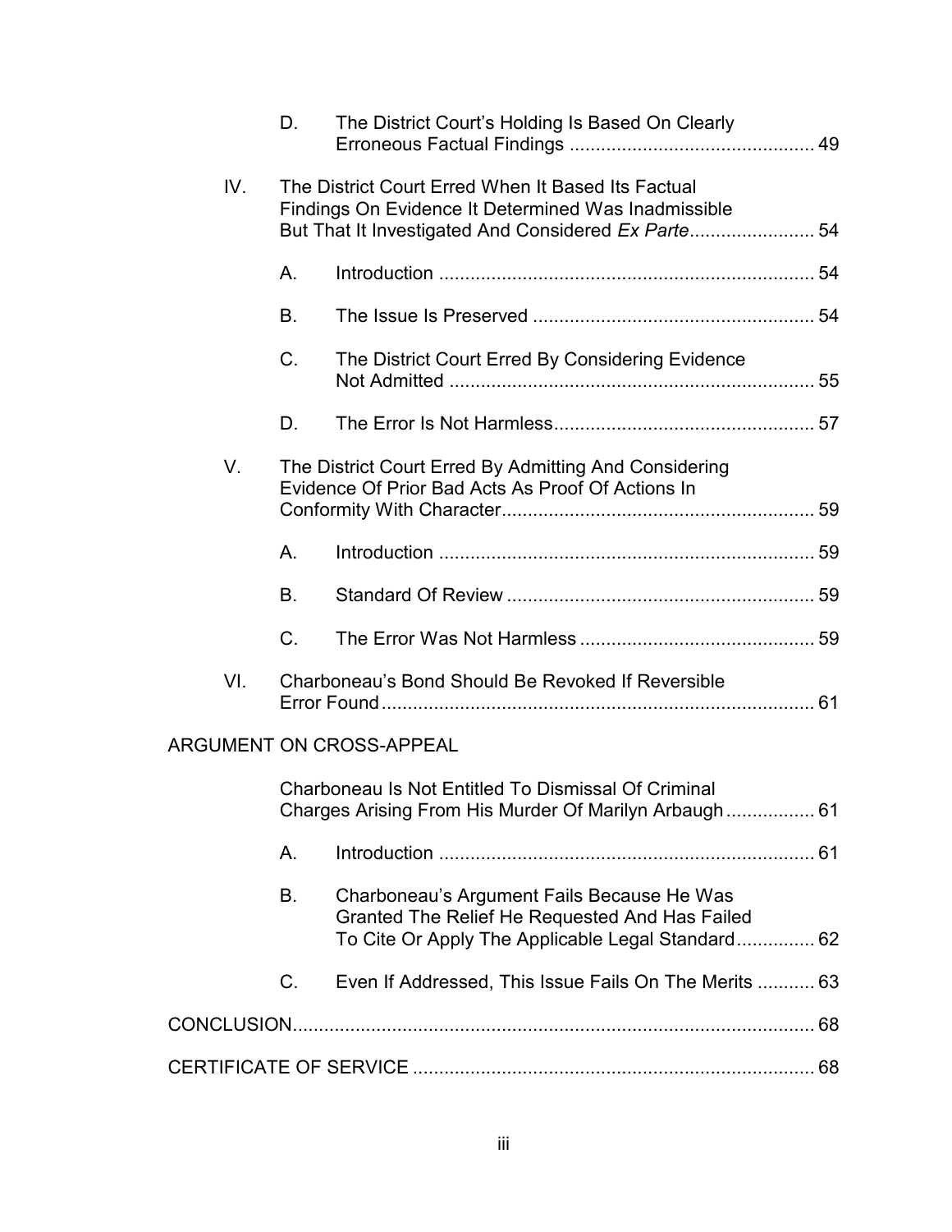D. The District Court's Holding Is Based On Clearly Erroneous Factual Findings ............................................... 49

IV. The District Court Erred When It Based Its Factual Findings On Evidence It Determined Was Inadmissible But That It Investigated And Considered *Ex Parte*........................ 54

A. Introduction ....................................................................... 54

B. The Issue Is Preserved ...................................................... 54

C. The District Court Erred By Considering Evidence Not Admitted ..................................................................... 55

D. The Error Is Not Harmless................................................. 57

V. The District Court Erred By Admitting And Considering Evidence Of Prior Bad Acts As Proof Of Actions In Conformity With Character............................................................ 59

A. Introduction ....................................................................... 59

B. Standard Of Review .......................................................... 59

C. The Error Was Not Harmless ............................................ 59

VI. Charboneau's Bond Should Be Revoked If Reversible Error Found .................................................................................. 61

ARGUMENT ON CROSS-APPEAL

Charboneau Is Not Entitled To Dismissal Of Criminal Charges Arising From His Murder Of Marilyn Arbaugh ................. 61

A. Introduction ....................................................................... 61

B. Charboneau's Argument Fails Because He Was Granted The Relief He Requested And Has Failed To Cite Or Apply The Applicable Legal Standard............... 62

C. Even If Addressed, This Issue Fails On The Merits ........... 63

CONCLUSION.................................................................................................... 68

CERTIFICATE OF SERVICE ............................................................................. 68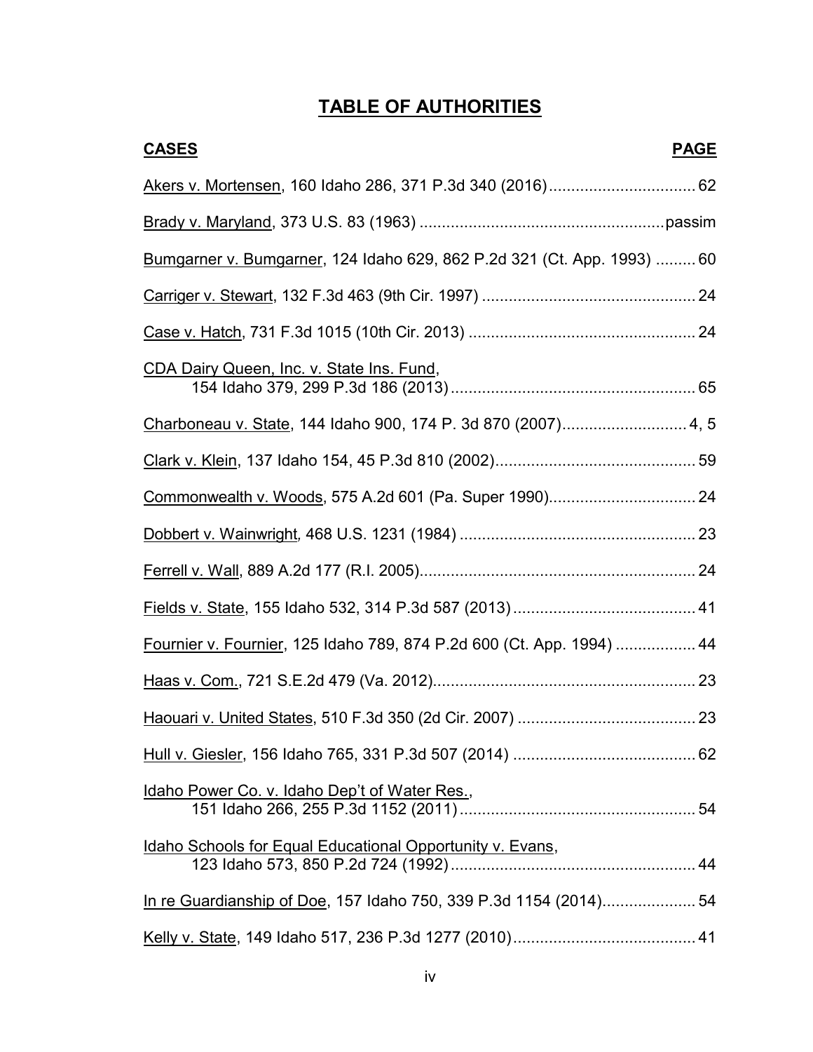# TABLE OF AUTHORITIES

| CASES | PAGE |
| --- | --- |
| Akers v. Mortensen, 160 Idaho 286, 371 P.3d 340 (2016) | 62 |
| Brady v. Maryland, 373 U.S. 83 (1963) | passim |
| Bumgarner v. Bumgarner, 124 Idaho 629, 862 P.2d 321 (Ct. App. 1993) | 60 |
| Carriger v. Stewart, 132 F.3d 463 (9th Cir. 1997) | 24 |
| Case v. Hatch, 731 F.3d 1015 (10th Cir. 2013) | 24 |
| CDA Dairy Queen, Inc. v. State Ins. Fund, 154 Idaho 379, 299 P.3d 186 (2013) | 65 |
| Charboneau v. State, 144 Idaho 900, 174 P. 3d 870 (2007) | 4, 5 |
| Clark v. Klein, 137 Idaho 154, 45 P.3d 810 (2002) | 59 |
| Commonwealth v. Woods, 575 A.2d 601 (Pa. Super 1990) | 24 |
| Dobbert v. Wainwright, 468 U.S. 1231 (1984) | 23 |
| Ferrell v. Wall, 889 A.2d 177 (R.I. 2005) | 24 |
| Fields v. State, 155 Idaho 532, 314 P.3d 587 (2013) | 41 |
| Fournier v. Fournier, 125 Idaho 789, 874 P.2d 600 (Ct. App. 1994) | 44 |
| Haas v. Com., 721 S.E.2d 479 (Va. 2012) | 23 |
| Haouari v. United States, 510 F.3d 350 (2d Cir. 2007) | 23 |
| Hull v. Giesler, 156 Idaho 765, 331 P.3d 507 (2014) | 62 |
| Idaho Power Co. v. Idaho Dep't of Water Res., 151 Idaho 266, 255 P.3d 1152 (2011) | 54 |
| Idaho Schools for Equal Educational Opportunity v. Evans, 123 Idaho 573, 850 P.2d 724 (1992) | 44 |
| In re Guardianship of Doe, 157 Idaho 750, 339 P.3d 1154 (2014) | 54 |
| Kelly v. State, 149 Idaho 517, 236 P.3d 1277 (2010) | 41 |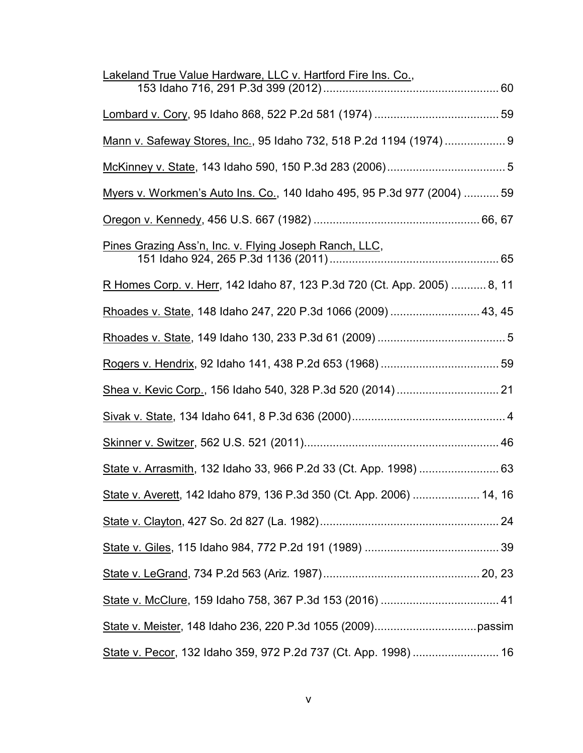Lakeland True Value Hardware, LLC v. Hartford Fire Ins. Co., 153 Idaho 716, 291 P.3d 399 (2012) ....................................................... 60

Lombard v. Cory, 95 Idaho 868, 522 P.2d 581 (1974) ....................................... 59

Mann v. Safeway Stores, Inc., 95 Idaho 732, 518 P.2d 1194 (1974) .................. 9

McKinney v. State, 143 Idaho 590, 150 P.3d 283 (2006) ..................................... 5

Myers v. Workmen's Auto Ins. Co., 140 Idaho 495, 95 P.3d 977 (2004) ........... 59

Oregon v. Kennedy, 456 U.S. 667 (1982) .................................................... 66, 67

Pines Grazing Ass'n, Inc. v. Flying Joseph Ranch, LLC, 151 Idaho 924, 265 P.3d 1136 (2011) ..................................................... 65

R Homes Corp. v. Herr, 142 Idaho 87, 123 P.3d 720 (Ct. App. 2005) ........... 8, 11

Rhoades v. State, 148 Idaho 247, 220 P.3d 1066 (2009) ............................ 43, 45

Rhoades v. State, 149 Idaho 130, 233 P.3d 61 (2009) ........................................ 5

Rogers v. Hendrix, 92 Idaho 141, 438 P.2d 653 (1968) ..................................... 59

Shea v. Kevic Corp., 156 Idaho 540, 328 P.3d 520 (2014) ................................ 21

Sivak v. State, 134 Idaho 641, 8 P.3d 636 (2000) ................................................ 4

Skinner v. Switzer, 562 U.S. 521 (2011) ............................................................ 46

State v. Arrasmith, 132 Idaho 33, 966 P.2d 33 (Ct. App. 1998) ......................... 63

State v. Averett, 142 Idaho 879, 136 P.3d 350 (Ct. App. 2006) ..................... 14, 16

State v. Clayton, 427 So. 2d 827 (La. 1982) ........................................................ 24

State v. Giles, 115 Idaho 984, 772 P.2d 191 (1989) .......................................... 39

State v. LeGrand, 734 P.2d 563 (Ariz. 1987) ................................................. 20, 23

State v. McClure, 159 Idaho 758, 367 P.3d 153 (2016) ..................................... 41

State v. Meister, 148 Idaho 236, 220 P.3d 1055 (2009) ................................ passim

State v. Pecor, 132 Idaho 359, 972 P.2d 737 (Ct. App. 1998) ........................... 16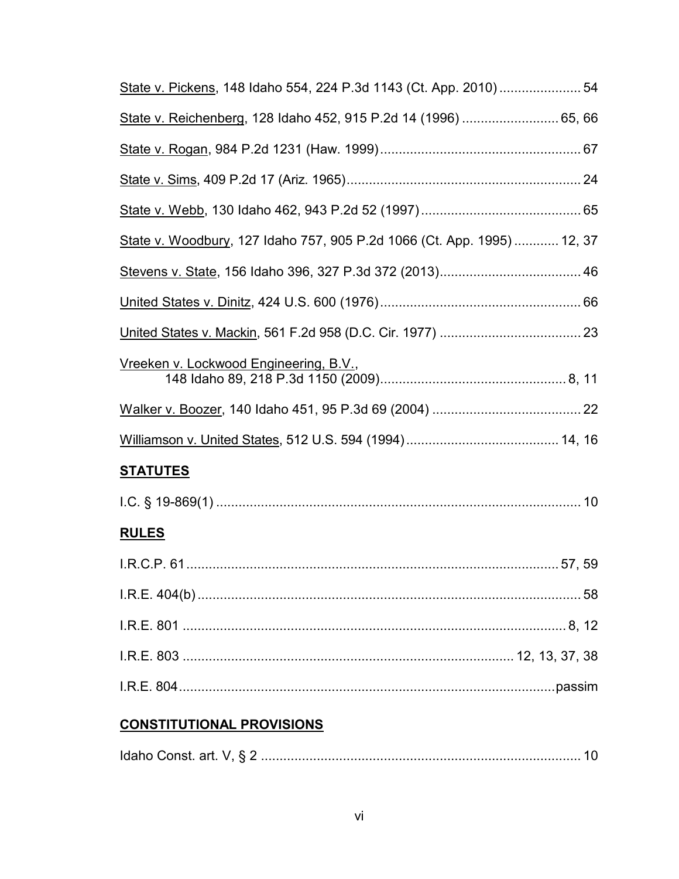State v. Pickens, 148 Idaho 554, 224 P.3d 1143 (Ct. App. 2010) ...................... 54

State v. Reichenberg, 128 Idaho 452, 915 P.2d 14 (1996) .......................... 65, 66

State v. Rogan, 984 P.2d 1231 (Haw. 1999) ...................................................... 67

State v. Sims, 409 P.2d 17 (Ariz. 1965) ............................................................... 24

State v. Webb, 130 Idaho 462, 943 P.2d 52 (1997) ........................................... 65

State v. Woodbury, 127 Idaho 757, 905 P.2d 1066 (Ct. App. 1995) ............ 12, 37

Stevens v. State, 156 Idaho 396, 327 P.3d 372 (2013) ...................................... 46

United States v. Dinitz, 424 U.S. 600 (1976) ...................................................... 66

United States v. Mackin, 561 F.2d 958 (D.C. Cir. 1977) ...................................... 23

Vreeken v. Lockwood Engineering, B.V.,
148 Idaho 89, 218 P.3d 1150 (2009) .................................................. 8, 11

Walker v. Boozer, 140 Idaho 451, 95 P.3d 69 (2004) ........................................ 22

Williamson v. United States, 512 U.S. 594 (1994) ......................................... 14, 16

## STATUTES

I.C. § 19-869(1) .................................................................................................. 10

## RULES

I.R.C.P. 61 .................................................................................................... 57, 59

I.R.E. 404(b) ....................................................................................................... 58

I.R.E. 801 ........................................................................................................ 8, 12

I.R.E. 803 ......................................................................................... 12, 13, 37, 38

I.R.E. 804 ...................................................................................................... passim

## CONSTITUTIONAL PROVISIONS

Idaho Const. art. V, § 2 ...................................................................................... 10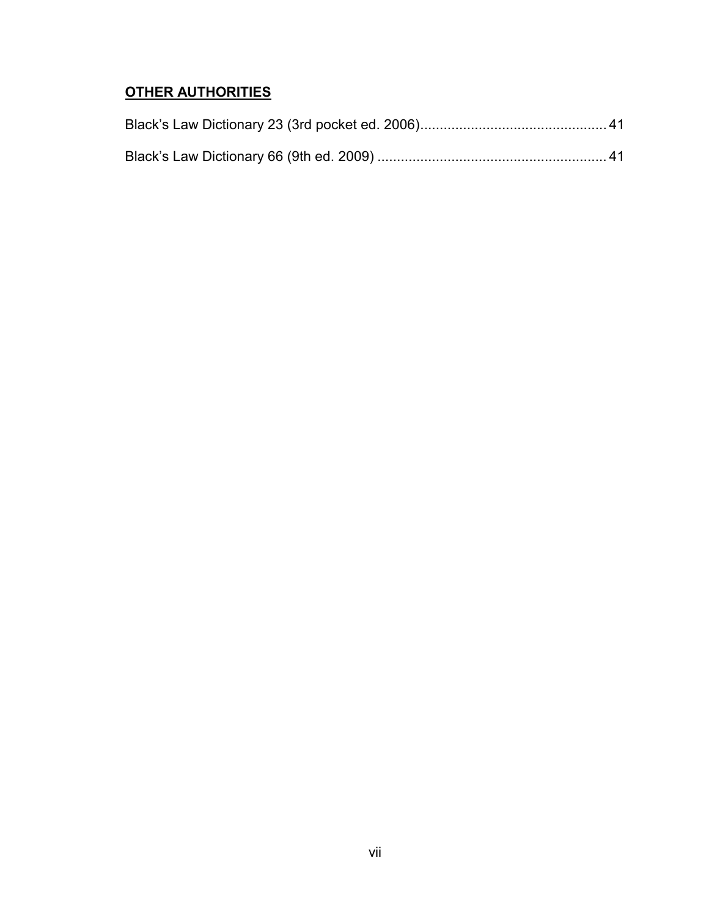**OTHER AUTHORITIES**

Black's Law Dictionary 23 (3rd pocket ed. 2006)................................................ 41

Black's Law Dictionary 66 (9th ed. 2009) .......................................................... 41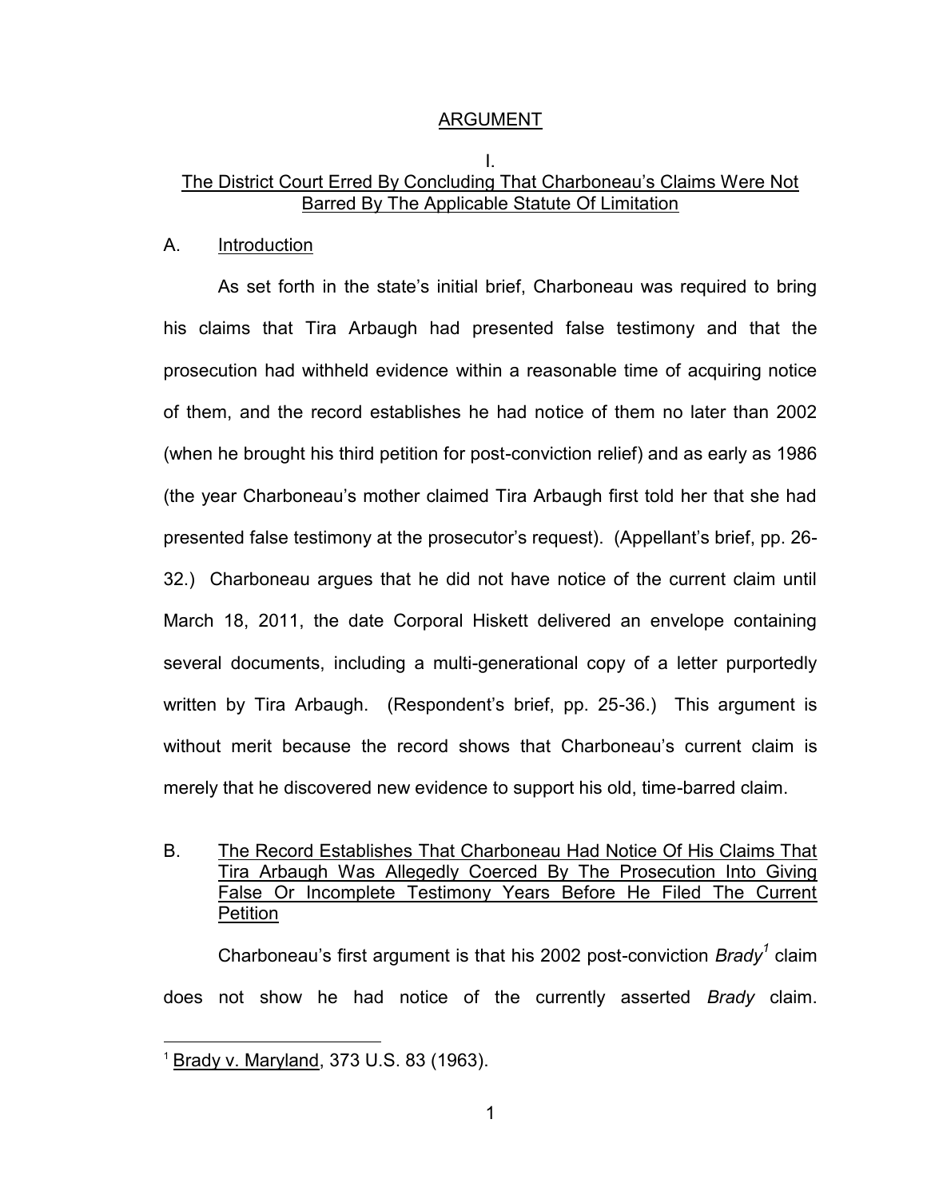# ARGUMENT

## I.
## The District Court Erred By Concluding That Charboneau's Claims Were Not Barred By The Applicable Statute Of Limitation

### A. Introduction

As set forth in the state's initial brief, Charboneau was required to bring his claims that Tira Arbaugh had presented false testimony and that the prosecution had withheld evidence within a reasonable time of acquiring notice of them, and the record establishes he had notice of them no later than 2002 (when he brought his third petition for post-conviction relief) and as early as 1986 (the year Charboneau's mother claimed Tira Arbaugh first told her that she had presented false testimony at the prosecutor's request). (Appellant's brief, pp. 26-32.) Charboneau argues that he did not have notice of the current claim until March 18, 2011, the date Corporal Hiskett delivered an envelope containing several documents, including a multi-generational copy of a letter purportedly written by Tira Arbaugh. (Respondent's brief, pp. 25-36.) This argument is without merit because the record shows that Charboneau's current claim is merely that he discovered new evidence to support his old, time-barred claim.

### B. The Record Establishes That Charboneau Had Notice Of His Claims That Tira Arbaugh Was Allegedly Coerced By The Prosecution Into Giving False Or Incomplete Testimony Years Before He Filed The Current Petition

Charboneau's first argument is that his 2002 post-conviction *Brady*[1] claim does not show he had notice of the currently asserted *Brady* claim.

[1] Brady v. Maryland, 373 U.S. 83 (1963).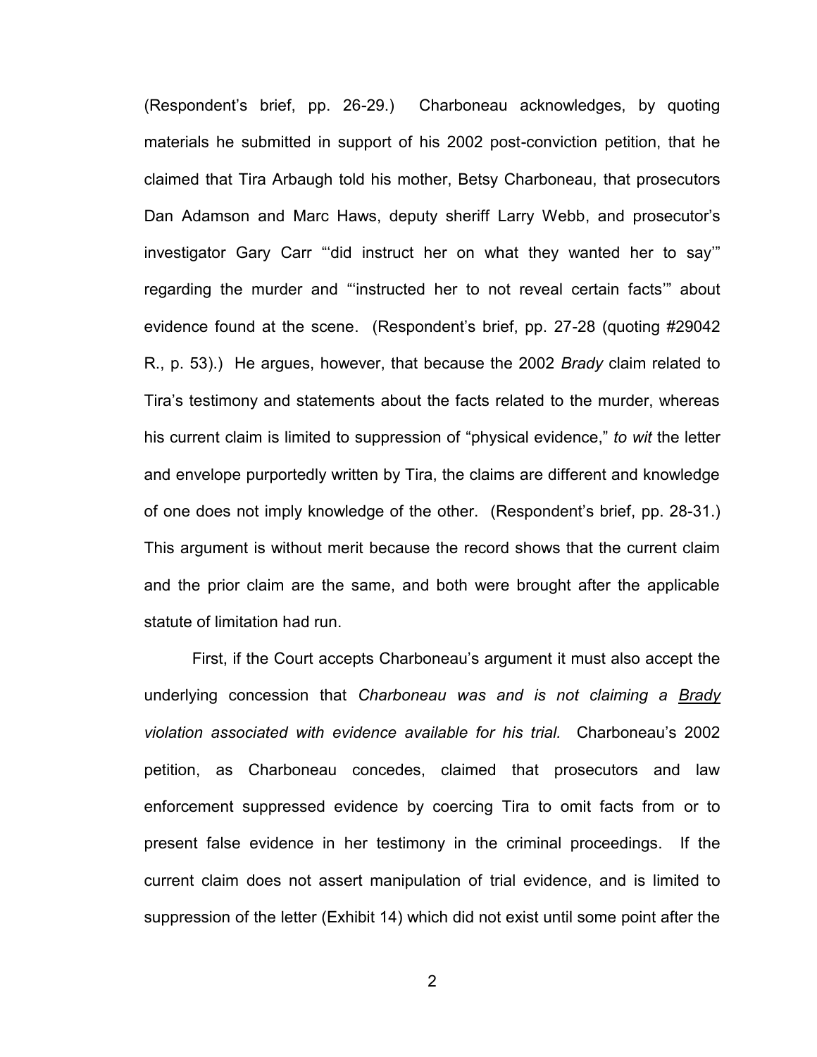(Respondent's brief, pp. 26-29.) Charboneau acknowledges, by quoting materials he submitted in support of his 2002 post-conviction petition, that he claimed that Tira Arbaugh told his mother, Betsy Charboneau, that prosecutors Dan Adamson and Marc Haws, deputy sheriff Larry Webb, and prosecutor's investigator Gary Carr "'did instruct her on what they wanted her to say'" regarding the murder and "'instructed her to not reveal certain facts'" about evidence found at the scene. (Respondent's brief, pp. 27-28 (quoting #29042 R., p. 53).) He argues, however, that because the 2002 *Brady* claim related to Tira's testimony and statements about the facts related to the murder, whereas his current claim is limited to suppression of "physical evidence," *to wit* the letter and envelope purportedly written by Tira, the claims are different and knowledge of one does not imply knowledge of the other. (Respondent's brief, pp. 28-31.) This argument is without merit because the record shows that the current claim and the prior claim are the same, and both were brought after the applicable statute of limitation had run.

First, if the Court accepts Charboneau's argument it must also accept the underlying concession that *Charboneau was and is not claiming a* <u>*Brady*</u> *violation associated with evidence available for his trial.* Charboneau's 2002 petition, as Charboneau concedes, claimed that prosecutors and law enforcement suppressed evidence by coercing Tira to omit facts from or to present false evidence in her testimony in the criminal proceedings. If the current claim does not assert manipulation of trial evidence, and is limited to suppression of the letter (Exhibit 14) which did not exist until some point after the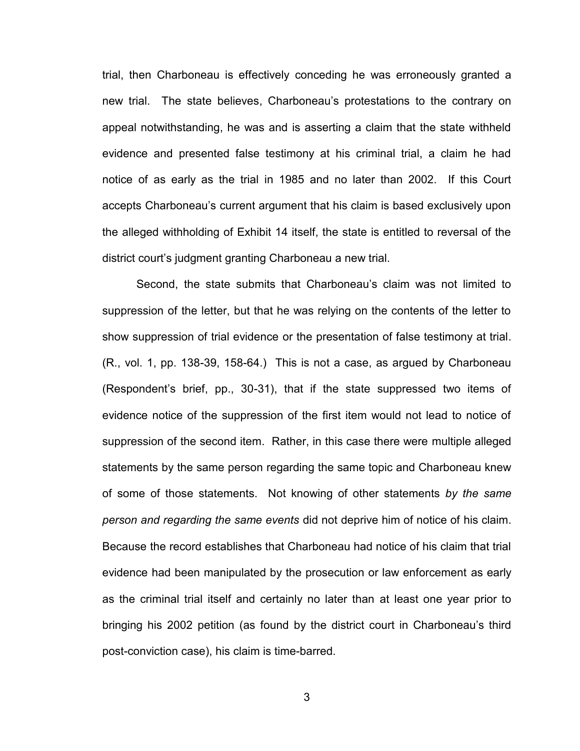trial, then Charboneau is effectively conceding he was erroneously granted a new trial. The state believes, Charboneau's protestations to the contrary on appeal notwithstanding, he was and is asserting a claim that the state withheld evidence and presented false testimony at his criminal trial, a claim he had notice of as early as the trial in 1985 and no later than 2002. If this Court accepts Charboneau's current argument that his claim is based exclusively upon the alleged withholding of Exhibit 14 itself, the state is entitled to reversal of the district court's judgment granting Charboneau a new trial.

Second, the state submits that Charboneau's claim was not limited to suppression of the letter, but that he was relying on the contents of the letter to show suppression of trial evidence or the presentation of false testimony at trial. (R., vol. 1, pp. 138-39, 158-64.) This is not a case, as argued by Charboneau (Respondent's brief, pp., 30-31), that if the state suppressed two items of evidence notice of the suppression of the first item would not lead to notice of suppression of the second item. Rather, in this case there were multiple alleged statements by the same person regarding the same topic and Charboneau knew of some of those statements. Not knowing of other statements *by the same person and regarding the same events* did not deprive him of notice of his claim. Because the record establishes that Charboneau had notice of his claim that trial evidence had been manipulated by the prosecution or law enforcement as early as the criminal trial itself and certainly no later than at least one year prior to bringing his 2002 petition (as found by the district court in Charboneau's third post-conviction case), his claim is time-barred.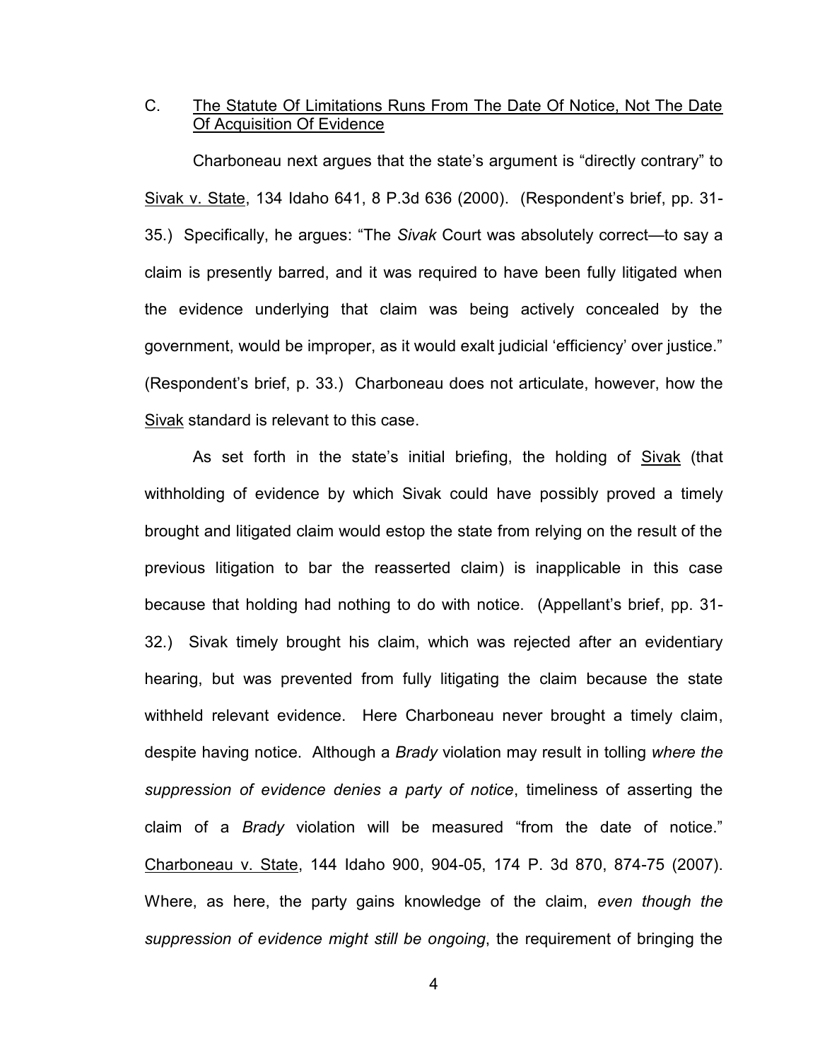C. <u>The Statute Of Limitations Runs From The Date Of Notice, Not The Date Of Acquisition Of Evidence</u>

Charboneau next argues that the state's argument is "directly contrary" to <u>Sivak v. State</u>, 134 Idaho 641, 8 P.3d 636 (2000). (Respondent's brief, pp. 31-35.) Specifically, he argues: "The *Sivak* Court was absolutely correct—to say a claim is presently barred, and it was required to have been fully litigated when the evidence underlying that claim was being actively concealed by the government, would be improper, as it would exalt judicial 'efficiency' over justice." (Respondent's brief, p. 33.) Charboneau does not articulate, however, how the <u>Sivak</u> standard is relevant to this case.

As set forth in the state's initial briefing, the holding of <u>Sivak</u> (that withholding of evidence by which Sivak could have possibly proved a timely brought and litigated claim would estop the state from relying on the result of the previous litigation to bar the reasserted claim) is inapplicable in this case because that holding had nothing to do with notice. (Appellant's brief, pp. 31-32.) Sivak timely brought his claim, which was rejected after an evidentiary hearing, but was prevented from fully litigating the claim because the state withheld relevant evidence. Here Charboneau never brought a timely claim, despite having notice. Although a *Brady* violation may result in tolling *where the suppression of evidence denies a party of notice*, timeliness of asserting the claim of a *Brady* violation will be measured "from the date of notice." <u>Charboneau v. State</u>, 144 Idaho 900, 904-05, 174 P. 3d 870, 874-75 (2007). Where, as here, the party gains knowledge of the claim, *even though the suppression of evidence might still be ongoing*, the requirement of bringing the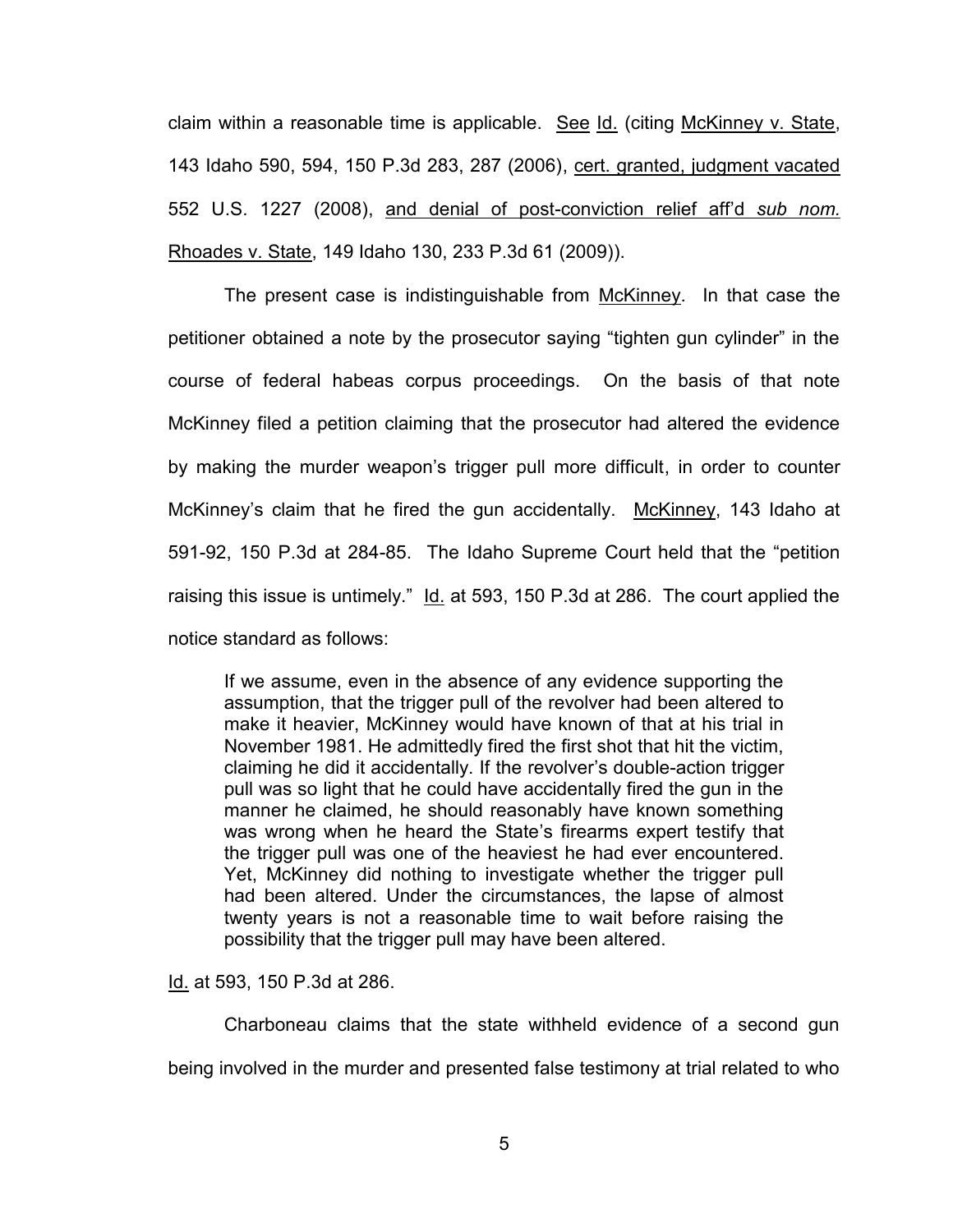claim within a reasonable time is applicable. See Id. (citing McKinney v. State, 143 Idaho 590, 594, 150 P.3d 283, 287 (2006), cert. granted, judgment vacated 552 U.S. 1227 (2008), and denial of post-conviction relief aff'd *sub nom.* Rhoades v. State, 149 Idaho 130, 233 P.3d 61 (2009)).

The present case is indistinguishable from McKinney. In that case the petitioner obtained a note by the prosecutor saying "tighten gun cylinder" in the course of federal habeas corpus proceedings. On the basis of that note McKinney filed a petition claiming that the prosecutor had altered the evidence by making the murder weapon's trigger pull more difficult, in order to counter McKinney's claim that he fired the gun accidentally. McKinney, 143 Idaho at 591-92, 150 P.3d at 284-85. The Idaho Supreme Court held that the "petition raising this issue is untimely." Id. at 593, 150 P.3d at 286. The court applied the notice standard as follows:

> If we assume, even in the absence of any evidence supporting the assumption, that the trigger pull of the revolver had been altered to make it heavier, McKinney would have known of that at his trial in November 1981. He admittedly fired the first shot that hit the victim, claiming he did it accidentally. If the revolver's double-action trigger pull was so light that he could have accidentally fired the gun in the manner he claimed, he should reasonably have known something was wrong when he heard the State's firearms expert testify that the trigger pull was one of the heaviest he had ever encountered. Yet, McKinney did nothing to investigate whether the trigger pull had been altered. Under the circumstances, the lapse of almost twenty years is not a reasonable time to wait before raising the possibility that the trigger pull may have been altered.

Id. at 593, 150 P.3d at 286.

Charboneau claims that the state withheld evidence of a second gun being involved in the murder and presented false testimony at trial related to who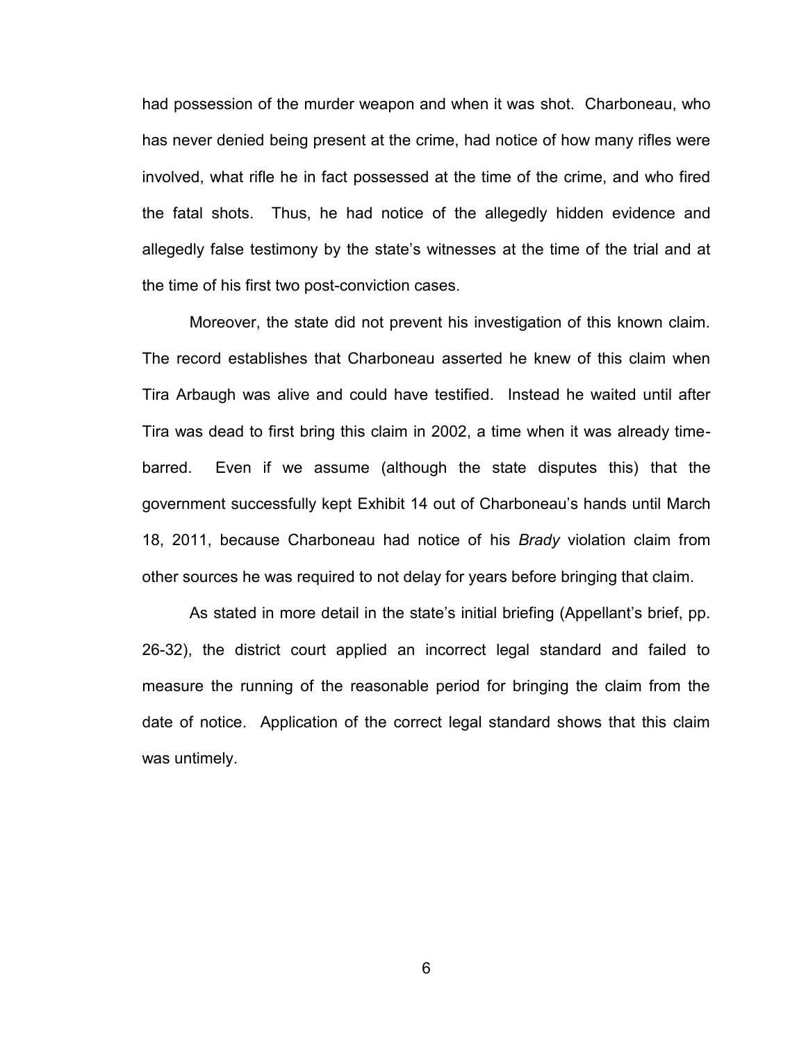had possession of the murder weapon and when it was shot. Charboneau, who has never denied being present at the crime, had notice of how many rifles were involved, what rifle he in fact possessed at the time of the crime, and who fired the fatal shots. Thus, he had notice of the allegedly hidden evidence and allegedly false testimony by the state's witnesses at the time of the trial and at the time of his first two post-conviction cases.

Moreover, the state did not prevent his investigation of this known claim. The record establishes that Charboneau asserted he knew of this claim when Tira Arbaugh was alive and could have testified. Instead he waited until after Tira was dead to first bring this claim in 2002, a time when it was already time-barred. Even if we assume (although the state disputes this) that the government successfully kept Exhibit 14 out of Charboneau's hands until March 18, 2011, because Charboneau had notice of his *Brady* violation claim from other sources he was required to not delay for years before bringing that claim.

As stated in more detail in the state's initial briefing (Appellant's brief, pp. 26-32), the district court applied an incorrect legal standard and failed to measure the running of the reasonable period for bringing the claim from the date of notice. Application of the correct legal standard shows that this claim was untimely.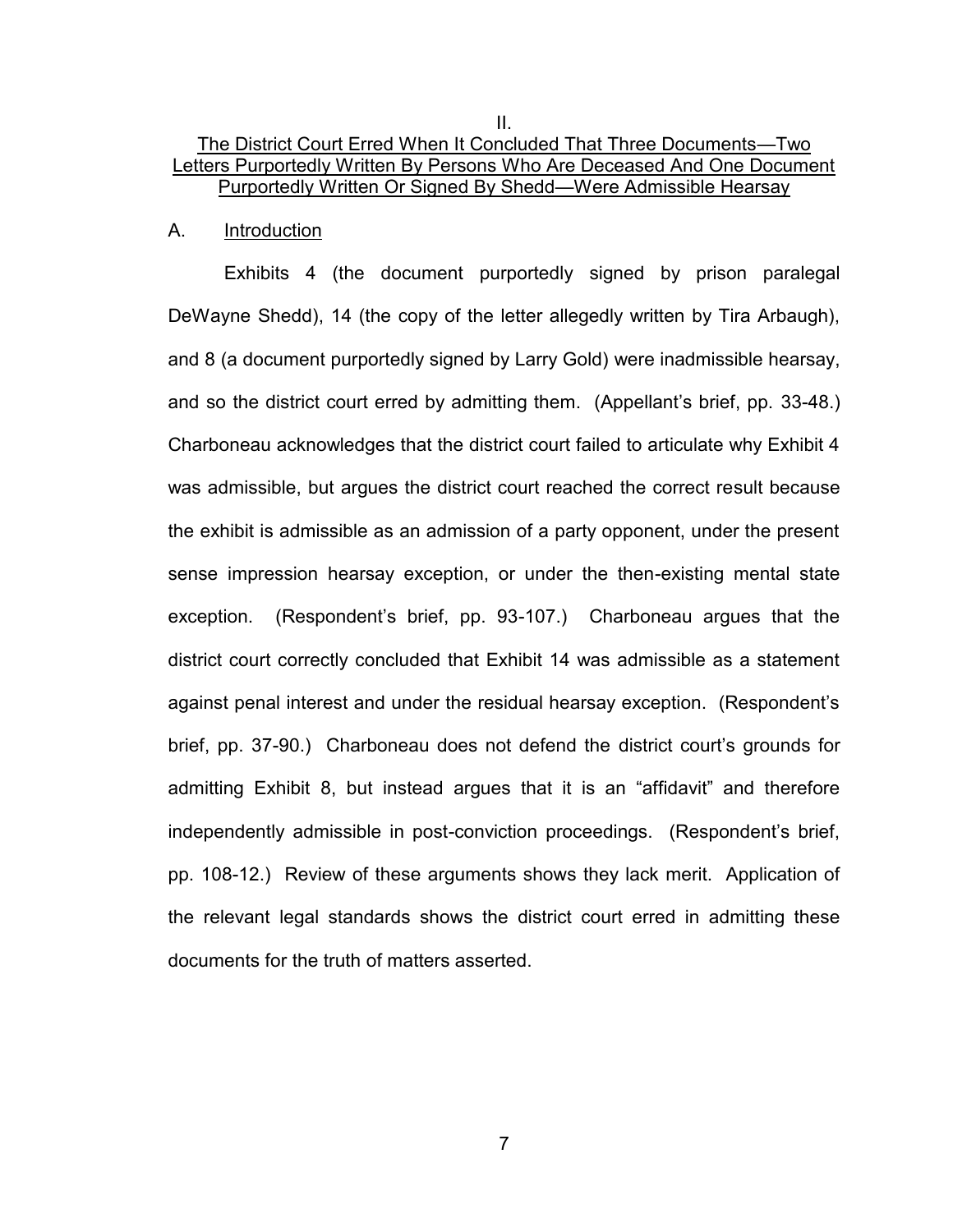II.

## The District Court Erred When It Concluded That Three Documents—Two Letters Purportedly Written By Persons Who Are Deceased And One Document Purportedly Written Or Signed By Shedd—Were Admissible Hearsay

### A. Introduction

Exhibits 4 (the document purportedly signed by prison paralegal DeWayne Shedd), 14 (the copy of the letter allegedly written by Tira Arbaugh), and 8 (a document purportedly signed by Larry Gold) were inadmissible hearsay, and so the district court erred by admitting them. (Appellant's brief, pp. 33-48.) Charboneau acknowledges that the district court failed to articulate why Exhibit 4 was admissible, but argues the district court reached the correct result because the exhibit is admissible as an admission of a party opponent, under the present sense impression hearsay exception, or under the then-existing mental state exception. (Respondent's brief, pp. 93-107.) Charboneau argues that the district court correctly concluded that Exhibit 14 was admissible as a statement against penal interest and under the residual hearsay exception. (Respondent's brief, pp. 37-90.) Charboneau does not defend the district court's grounds for admitting Exhibit 8, but instead argues that it is an "affidavit" and therefore independently admissible in post-conviction proceedings. (Respondent's brief, pp. 108-12.) Review of these arguments shows they lack merit. Application of the relevant legal standards shows the district court erred in admitting these documents for the truth of matters asserted.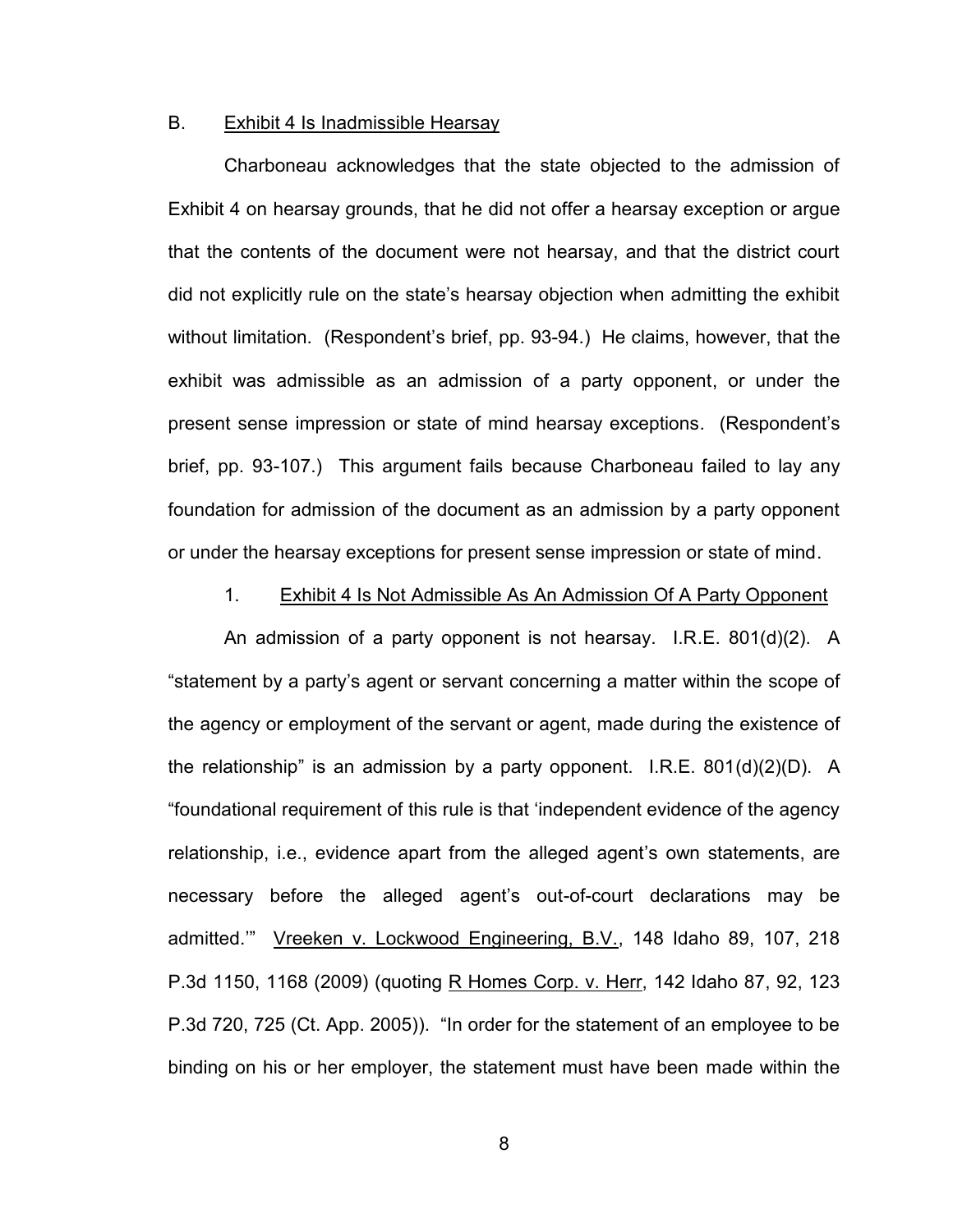### B. Exhibit 4 Is Inadmissible Hearsay

Charboneau acknowledges that the state objected to the admission of Exhibit 4 on hearsay grounds, that he did not offer a hearsay exception or argue that the contents of the document were not hearsay, and that the district court did not explicitly rule on the state's hearsay objection when admitting the exhibit without limitation. (Respondent's brief, pp. 93-94.) He claims, however, that the exhibit was admissible as an admission of a party opponent, or under the present sense impression or state of mind hearsay exceptions. (Respondent's brief, pp. 93-107.) This argument fails because Charboneau failed to lay any foundation for admission of the document as an admission by a party opponent or under the hearsay exceptions for present sense impression or state of mind.

#### 1. Exhibit 4 Is Not Admissible As An Admission Of A Party Opponent

An admission of a party opponent is not hearsay. I.R.E. 801(d)(2). A "statement by a party's agent or servant concerning a matter within the scope of the agency or employment of the servant or agent, made during the existence of the relationship" is an admission by a party opponent. I.R.E. 801(d)(2)(D). A "foundational requirement of this rule is that 'independent evidence of the agency relationship, i.e., evidence apart from the alleged agent's own statements, are necessary before the alleged agent's out-of-court declarations may be admitted.'" Vreeken v. Lockwood Engineering, B.V., 148 Idaho 89, 107, 218 P.3d 1150, 1168 (2009) (quoting R Homes Corp. v. Herr, 142 Idaho 87, 92, 123 P.3d 720, 725 (Ct. App. 2005)). "In order for the statement of an employee to be binding on his or her employer, the statement must have been made within the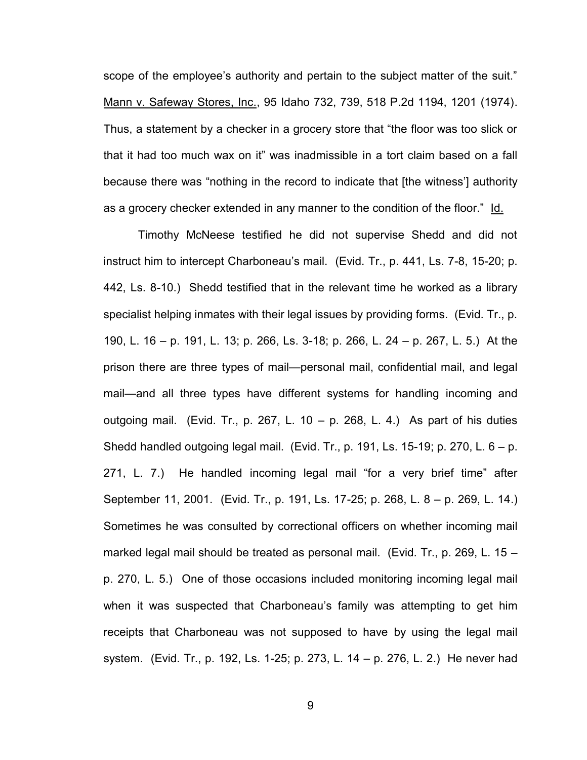scope of the employee's authority and pertain to the subject matter of the suit." Mann v. Safeway Stores, Inc., 95 Idaho 732, 739, 518 P.2d 1194, 1201 (1974). Thus, a statement by a checker in a grocery store that "the floor was too slick or that it had too much wax on it" was inadmissible in a tort claim based on a fall because there was "nothing in the record to indicate that [the witness'] authority as a grocery checker extended in any manner to the condition of the floor." Id.

Timothy McNeese testified he did not supervise Shedd and did not instruct him to intercept Charboneau's mail. (Evid. Tr., p. 441, Ls. 7-8, 15-20; p. 442, Ls. 8-10.) Shedd testified that in the relevant time he worked as a library specialist helping inmates with their legal issues by providing forms. (Evid. Tr., p. 190, L. 16 – p. 191, L. 13; p. 266, Ls. 3-18; p. 266, L. 24 – p. 267, L. 5.) At the prison there are three types of mail—personal mail, confidential mail, and legal mail—and all three types have different systems for handling incoming and outgoing mail. (Evid. Tr., p. 267, L. 10 – p. 268, L. 4.) As part of his duties Shedd handled outgoing legal mail. (Evid. Tr., p. 191, Ls. 15-19; p. 270, L. 6 – p. 271, L. 7.) He handled incoming legal mail "for a very brief time" after September 11, 2001. (Evid. Tr., p. 191, Ls. 17-25; p. 268, L. 8 – p. 269, L. 14.) Sometimes he was consulted by correctional officers on whether incoming mail marked legal mail should be treated as personal mail. (Evid. Tr., p. 269, L. 15 – p. 270, L. 5.) One of those occasions included monitoring incoming legal mail when it was suspected that Charboneau's family was attempting to get him receipts that Charboneau was not supposed to have by using the legal mail system. (Evid. Tr., p. 192, Ls. 1-25; p. 273, L. 14 – p. 276, L. 2.) He never had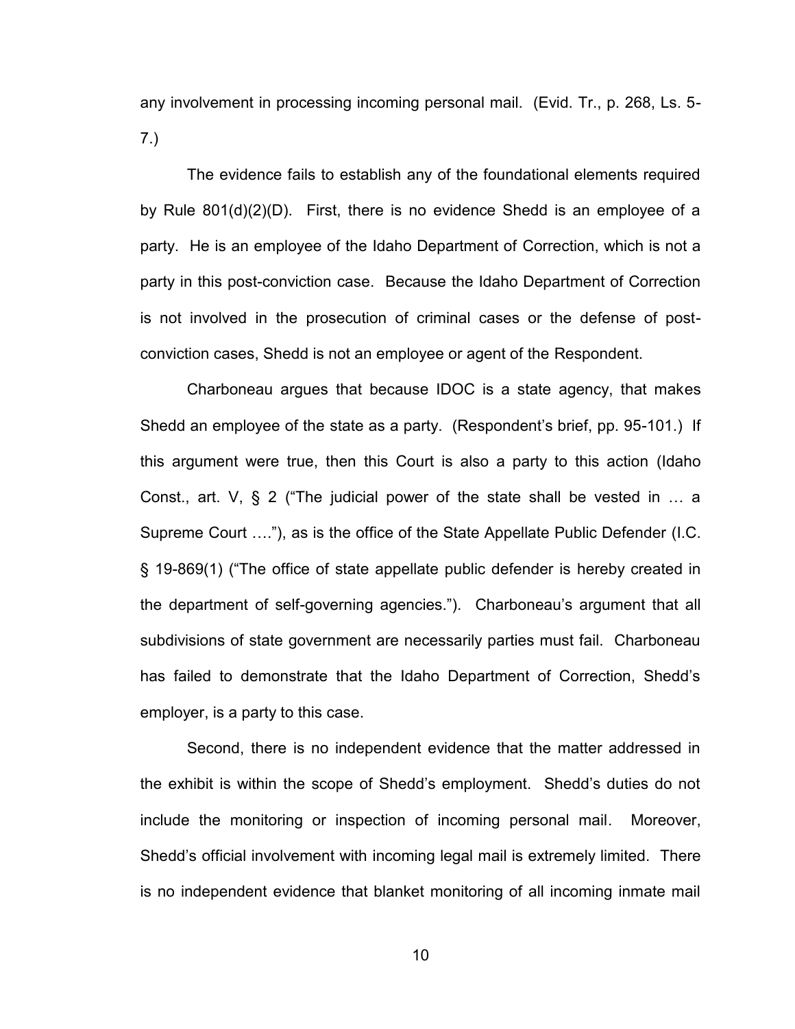any involvement in processing incoming personal mail. (Evid. Tr., p. 268, Ls. 5-7.)

The evidence fails to establish any of the foundational elements required by Rule 801(d)(2)(D). First, there is no evidence Shedd is an employee of a party. He is an employee of the Idaho Department of Correction, which is not a party in this post-conviction case. Because the Idaho Department of Correction is not involved in the prosecution of criminal cases or the defense of post-conviction cases, Shedd is not an employee or agent of the Respondent.

Charboneau argues that because IDOC is a state agency, that makes Shedd an employee of the state as a party. (Respondent's brief, pp. 95-101.) If this argument were true, then this Court is also a party to this action (Idaho Const., art. V, § 2 ("The judicial power of the state shall be vested in … a Supreme Court ….") , as is the office of the State Appellate Public Defender (I.C. § 19-869(1) ("The office of state appellate public defender is hereby created in the department of self-governing agencies."). Charboneau's argument that all subdivisions of state government are necessarily parties must fail. Charboneau has failed to demonstrate that the Idaho Department of Correction, Shedd's employer, is a party to this case.

Second, there is no independent evidence that the matter addressed in the exhibit is within the scope of Shedd's employment. Shedd's duties do not include the monitoring or inspection of incoming personal mail. Moreover, Shedd's official involvement with incoming legal mail is extremely limited. There is no independent evidence that blanket monitoring of all incoming inmate mail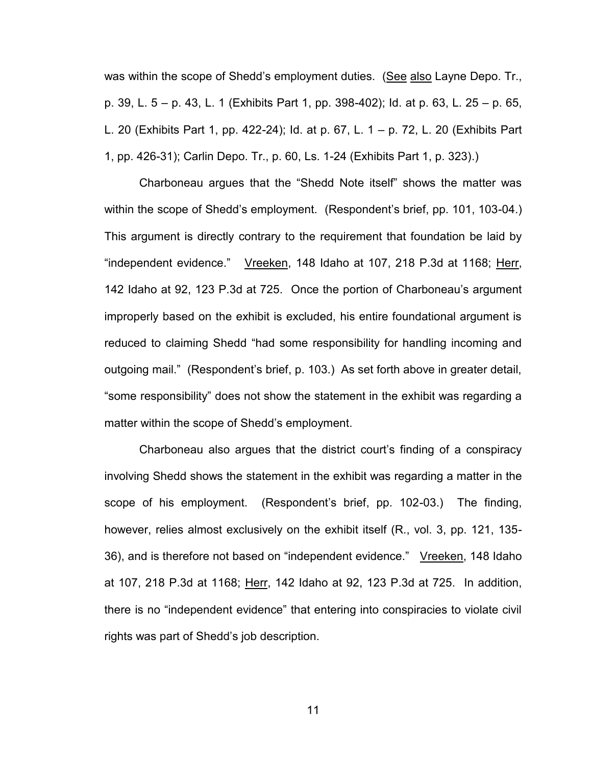was within the scope of Shedd's employment duties. (See also Layne Depo. Tr., p. 39, L. 5 – p. 43, L. 1 (Exhibits Part 1, pp. 398-402); Id. at p. 63, L. 25 – p. 65, L. 20 (Exhibits Part 1, pp. 422-24); Id. at p. 67, L. 1 – p. 72, L. 20 (Exhibits Part 1, pp. 426-31); Carlin Depo. Tr., p. 60, Ls. 1-24 (Exhibits Part 1, p. 323).)

Charboneau argues that the "Shedd Note itself" shows the matter was within the scope of Shedd's employment. (Respondent's brief, pp. 101, 103-04.) This argument is directly contrary to the requirement that foundation be laid by "independent evidence." Vreeken, 148 Idaho at 107, 218 P.3d at 1168; Herr, 142 Idaho at 92, 123 P.3d at 725. Once the portion of Charboneau's argument improperly based on the exhibit is excluded, his entire foundational argument is reduced to claiming Shedd "had some responsibility for handling incoming and outgoing mail." (Respondent's brief, p. 103.) As set forth above in greater detail, "some responsibility" does not show the statement in the exhibit was regarding a matter within the scope of Shedd's employment.

Charboneau also argues that the district court's finding of a conspiracy involving Shedd shows the statement in the exhibit was regarding a matter in the scope of his employment. (Respondent's brief, pp. 102-03.) The finding, however, relies almost exclusively on the exhibit itself (R., vol. 3, pp. 121, 135-36), and is therefore not based on "independent evidence." Vreeken, 148 Idaho at 107, 218 P.3d at 1168; Herr, 142 Idaho at 92, 123 P.3d at 725. In addition, there is no "independent evidence" that entering into conspiracies to violate civil rights was part of Shedd's job description.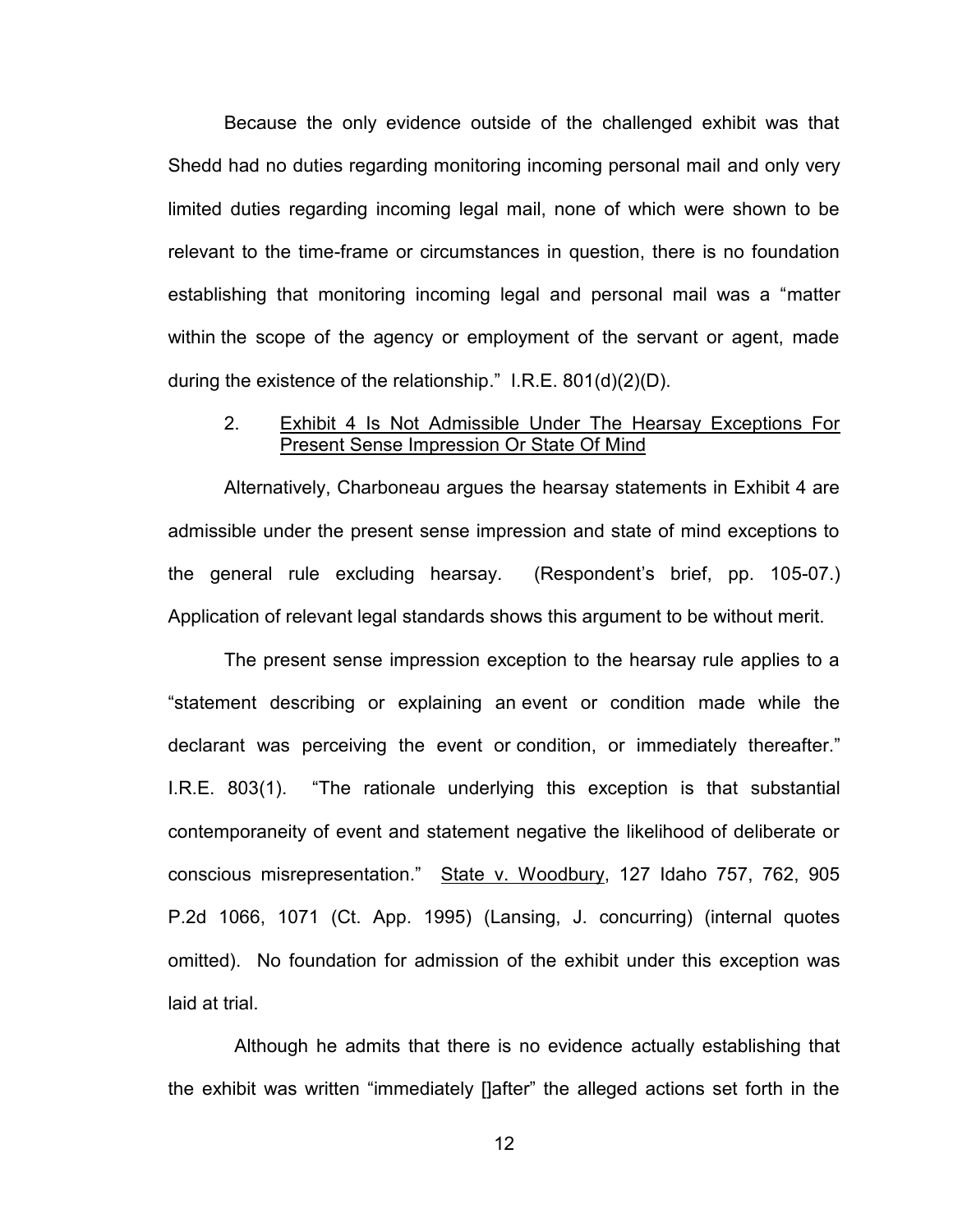Because the only evidence outside of the challenged exhibit was that Shedd had no duties regarding monitoring incoming personal mail and only very limited duties regarding incoming legal mail, none of which were shown to be relevant to the time-frame or circumstances in question, there is no foundation establishing that monitoring incoming legal and personal mail was a "matter within the scope of the agency or employment of the servant or agent, made during the existence of the relationship." I.R.E. 801(d)(2)(D).

2. <u>Exhibit 4 Is Not Admissible Under The Hearsay Exceptions For Present Sense Impression Or State Of Mind</u>

Alternatively, Charboneau argues the hearsay statements in Exhibit 4 are admissible under the present sense impression and state of mind exceptions to the general rule excluding hearsay. (Respondent's brief, pp. 105-07.) Application of relevant legal standards shows this argument to be without merit.

The present sense impression exception to the hearsay rule applies to a "statement describing or explaining an event or condition made while the declarant was perceiving the event or condition, or immediately thereafter." I.R.E. 803(1). "The rationale underlying this exception is that substantial contemporaneity of event and statement negative the likelihood of deliberate or conscious misrepresentation." <u>State v. Woodbury</u>, 127 Idaho 757, 762, 905 P.2d 1066, 1071 (Ct. App. 1995) (Lansing, J. concurring) (internal quotes omitted). No foundation for admission of the exhibit under this exception was laid at trial.

Although he admits that there is no evidence actually establishing that the exhibit was written "immediately []after" the alleged actions set forth in the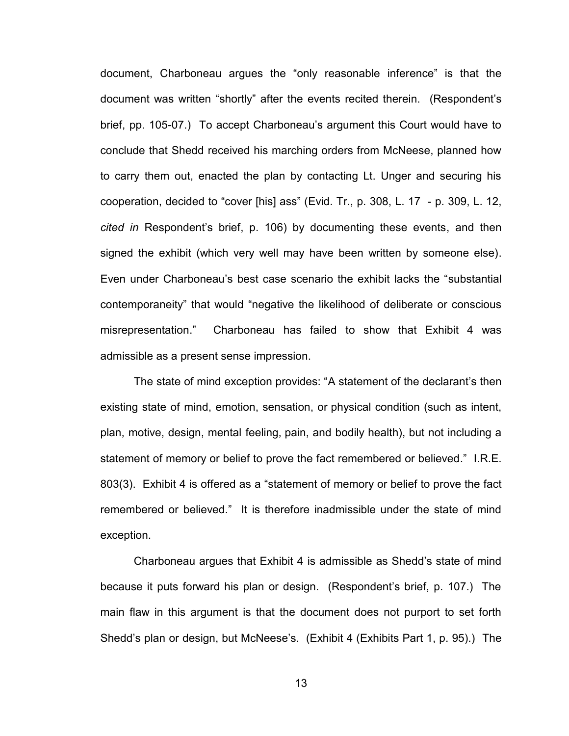document, Charboneau argues the "only reasonable inference" is that the document was written "shortly" after the events recited therein. (Respondent's brief, pp. 105-07.) To accept Charboneau's argument this Court would have to conclude that Shedd received his marching orders from McNeese, planned how to carry them out, enacted the plan by contacting Lt. Unger and securing his cooperation, decided to "cover [his] ass" (Evid. Tr., p. 308, L. 17 - p. 309, L. 12, *cited in* Respondent's brief, p. 106) by documenting these events, and then signed the exhibit (which very well may have been written by someone else). Even under Charboneau's best case scenario the exhibit lacks the "substantial contemporaneity" that would "negative the likelihood of deliberate or conscious misrepresentation." Charboneau has failed to show that Exhibit 4 was admissible as a present sense impression.

The state of mind exception provides: "A statement of the declarant's then existing state of mind, emotion, sensation, or physical condition (such as intent, plan, motive, design, mental feeling, pain, and bodily health), but not including a statement of memory or belief to prove the fact remembered or believed." I.R.E. 803(3). Exhibit 4 is offered as a "statement of memory or belief to prove the fact remembered or believed." It is therefore inadmissible under the state of mind exception.

Charboneau argues that Exhibit 4 is admissible as Shedd's state of mind because it puts forward his plan or design. (Respondent's brief, p. 107.) The main flaw in this argument is that the document does not purport to set forth Shedd's plan or design, but McNeese's. (Exhibit 4 (Exhibits Part 1, p. 95).) The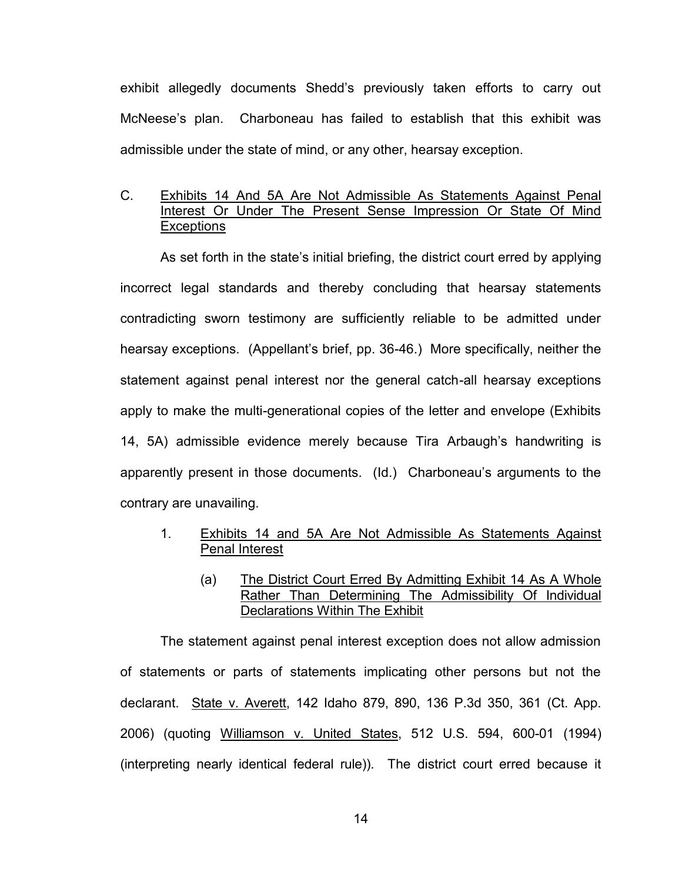exhibit allegedly documents Shedd's previously taken efforts to carry out McNeese's plan. Charboneau has failed to establish that this exhibit was admissible under the state of mind, or any other, hearsay exception.

## C. Exhibits 14 And 5A Are Not Admissible As Statements Against Penal Interest Or Under The Present Sense Impression Or State Of Mind Exceptions

As set forth in the state's initial briefing, the district court erred by applying incorrect legal standards and thereby concluding that hearsay statements contradicting sworn testimony are sufficiently reliable to be admitted under hearsay exceptions. (Appellant's brief, pp. 36-46.) More specifically, neither the statement against penal interest nor the general catch-all hearsay exceptions apply to make the multi-generational copies of the letter and envelope (Exhibits 14, 5A) admissible evidence merely because Tira Arbaugh's handwriting is apparently present in those documents. (Id.) Charboneau's arguments to the contrary are unavailing.

### 1. Exhibits 14 and 5A Are Not Admissible As Statements Against Penal Interest

#### (a) The District Court Erred By Admitting Exhibit 14 As A Whole Rather Than Determining The Admissibility Of Individual Declarations Within The Exhibit

The statement against penal interest exception does not allow admission of statements or parts of statements implicating other persons but not the declarant. State v. Averett, 142 Idaho 879, 890, 136 P.3d 350, 361 (Ct. App. 2006) (quoting Williamson v. United States, 512 U.S. 594, 600-01 (1994) (interpreting nearly identical federal rule)). The district court erred because it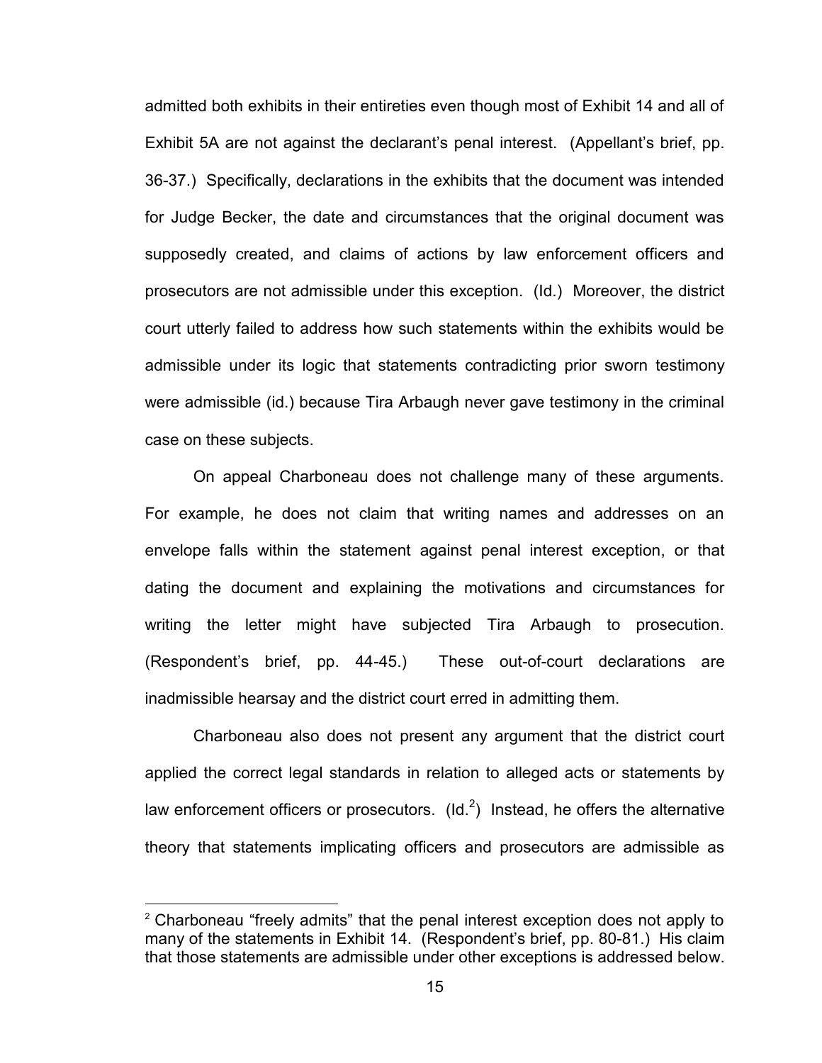admitted both exhibits in their entireties even though most of Exhibit 14 and all of Exhibit 5A are not against the declarant's penal interest. (Appellant's brief, pp. 36-37.) Specifically, declarations in the exhibits that the document was intended for Judge Becker, the date and circumstances that the original document was supposedly created, and claims of actions by law enforcement officers and prosecutors are not admissible under this exception. (Id.) Moreover, the district court utterly failed to address how such statements within the exhibits would be admissible under its logic that statements contradicting prior sworn testimony were admissible (id.) because Tira Arbaugh never gave testimony in the criminal case on these subjects.

On appeal Charboneau does not challenge many of these arguments. For example, he does not claim that writing names and addresses on an envelope falls within the statement against penal interest exception, or that dating the document and explaining the motivations and circumstances for writing the letter might have subjected Tira Arbaugh to prosecution. (Respondent's brief, pp. 44-45.) These out-of-court declarations are inadmissible hearsay and the district court erred in admitting them.

Charboneau also does not present any argument that the district court applied the correct legal standards in relation to alleged acts or statements by law enforcement officers or prosecutors. (Id.[2]) Instead, he offers the alternative theory that statements implicating officers and prosecutors are admissible as

[2] Charboneau "freely admits" that the penal interest exception does not apply to many of the statements in Exhibit 14. (Respondent's brief, pp. 80-81.) His claim that those statements are admissible under other exceptions is addressed below.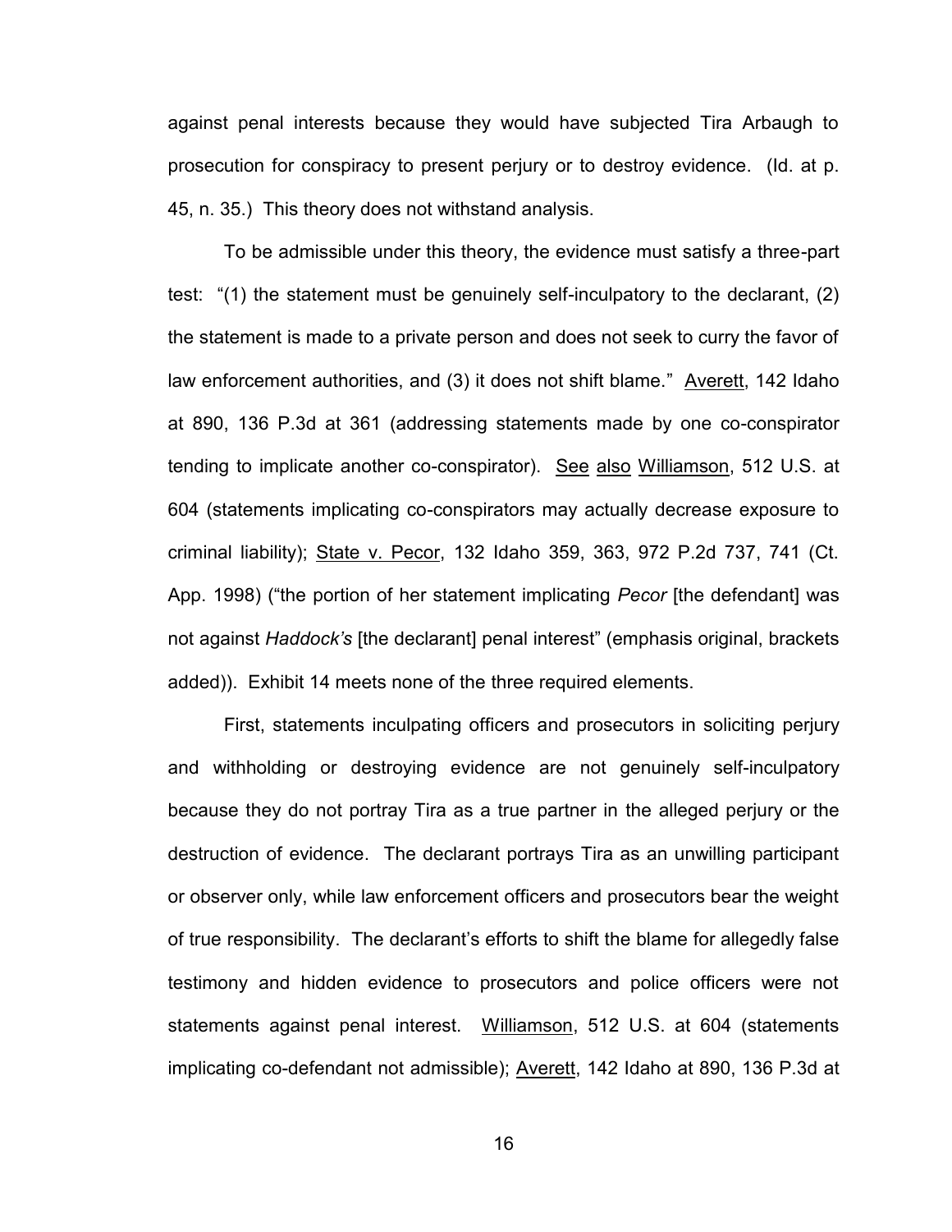against penal interests because they would have subjected Tira Arbaugh to prosecution for conspiracy to present perjury or to destroy evidence. (Id. at p. 45, n. 35.) This theory does not withstand analysis.

To be admissible under this theory, the evidence must satisfy a three-part test: "(1) the statement must be genuinely self-inculpatory to the declarant, (2) the statement is made to a private person and does not seek to curry the favor of law enforcement authorities, and (3) it does not shift blame." Averett, 142 Idaho at 890, 136 P.3d at 361 (addressing statements made by one co-conspirator tending to implicate another co-conspirator). See also Williamson, 512 U.S. at 604 (statements implicating co-conspirators may actually decrease exposure to criminal liability); State v. Pecor, 132 Idaho 359, 363, 972 P.2d 737, 741 (Ct. App. 1998) ("the portion of her statement implicating *Pecor* [the defendant] was not against *Haddock's* [the declarant] penal interest" (emphasis original, brackets added)). Exhibit 14 meets none of the three required elements.

First, statements inculpating officers and prosecutors in soliciting perjury and withholding or destroying evidence are not genuinely self-inculpatory because they do not portray Tira as a true partner in the alleged perjury or the destruction of evidence. The declarant portrays Tira as an unwilling participant or observer only, while law enforcement officers and prosecutors bear the weight of true responsibility. The declarant's efforts to shift the blame for allegedly false testimony and hidden evidence to prosecutors and police officers were not statements against penal interest. Williamson, 512 U.S. at 604 (statements implicating co-defendant not admissible); Averett, 142 Idaho at 890, 136 P.3d at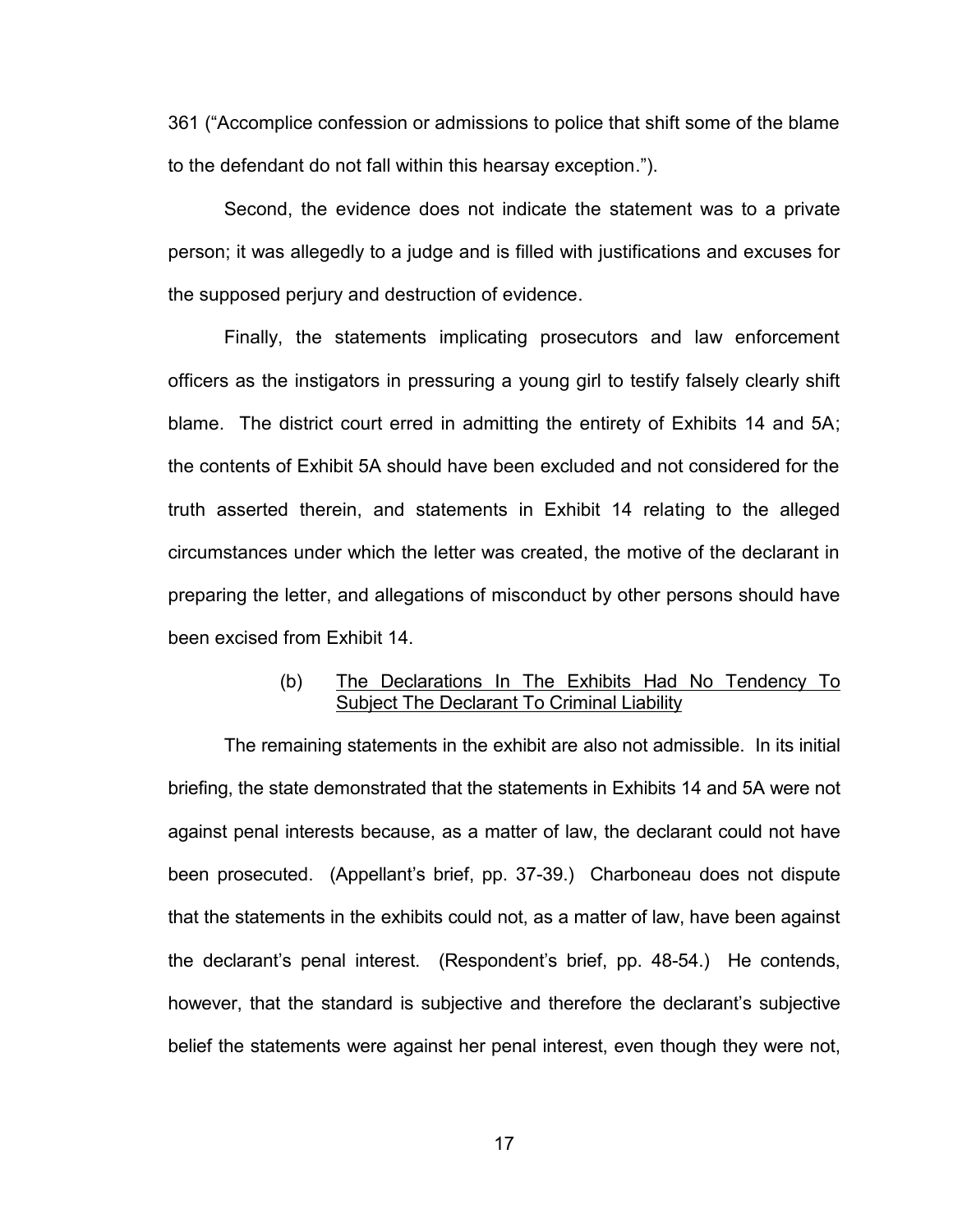361 ("Accomplice confession or admissions to police that shift some of the blame to the defendant do not fall within this hearsay exception.").

Second, the evidence does not indicate the statement was to a private person; it was allegedly to a judge and is filled with justifications and excuses for the supposed perjury and destruction of evidence.

Finally, the statements implicating prosecutors and law enforcement officers as the instigators in pressuring a young girl to testify falsely clearly shift blame. The district court erred in admitting the entirety of Exhibits 14 and 5A; the contents of Exhibit 5A should have been excluded and not considered for the truth asserted therein, and statements in Exhibit 14 relating to the alleged circumstances under which the letter was created, the motive of the declarant in preparing the letter, and allegations of misconduct by other persons should have been excised from Exhibit 14.

(b) The Declarations In The Exhibits Had No Tendency To Subject The Declarant To Criminal Liability

The remaining statements in the exhibit are also not admissible. In its initial briefing, the state demonstrated that the statements in Exhibits 14 and 5A were not against penal interests because, as a matter of law, the declarant could not have been prosecuted. (Appellant's brief, pp. 37-39.) Charboneau does not dispute that the statements in the exhibits could not, as a matter of law, have been against the declarant's penal interest. (Respondent's brief, pp. 48-54.) He contends, however, that the standard is subjective and therefore the declarant's subjective belief the statements were against her penal interest, even though they were not,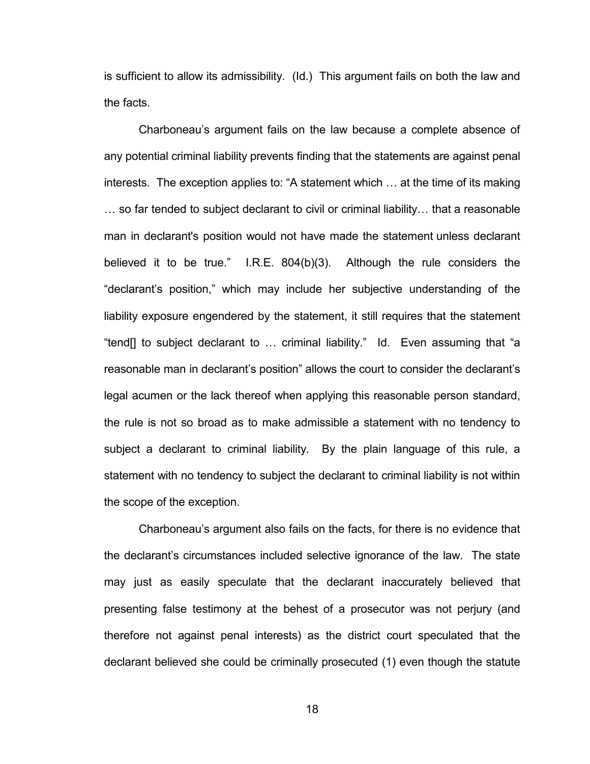is sufficient to allow its admissibility. (Id.) This argument fails on both the law and the facts.

Charboneau's argument fails on the law because a complete absence of any potential criminal liability prevents finding that the statements are against penal interests. The exception applies to: "A statement which … at the time of its making … so far tended to subject declarant to civil or criminal liability… that a reasonable man in declarant's position would not have made the statement unless declarant believed it to be true." I.R.E. 804(b)(3). Although the rule considers the "declarant's position," which may include her subjective understanding of the liability exposure engendered by the statement, it still requires that the statement "tend[] to subject declarant to … criminal liability." Id. Even assuming that "a reasonable man in declarant's position" allows the court to consider the declarant's legal acumen or the lack thereof when applying this reasonable person standard, the rule is not so broad as to make admissible a statement with no tendency to subject a declarant to criminal liability. By the plain language of this rule, a statement with no tendency to subject the declarant to criminal liability is not within the scope of the exception.

Charboneau's argument also fails on the facts, for there is no evidence that the declarant's circumstances included selective ignorance of the law. The state may just as easily speculate that the declarant inaccurately believed that presenting false testimony at the behest of a prosecutor was not perjury (and therefore not against penal interests) as the district court speculated that the declarant believed she could be criminally prosecuted (1) even though the statute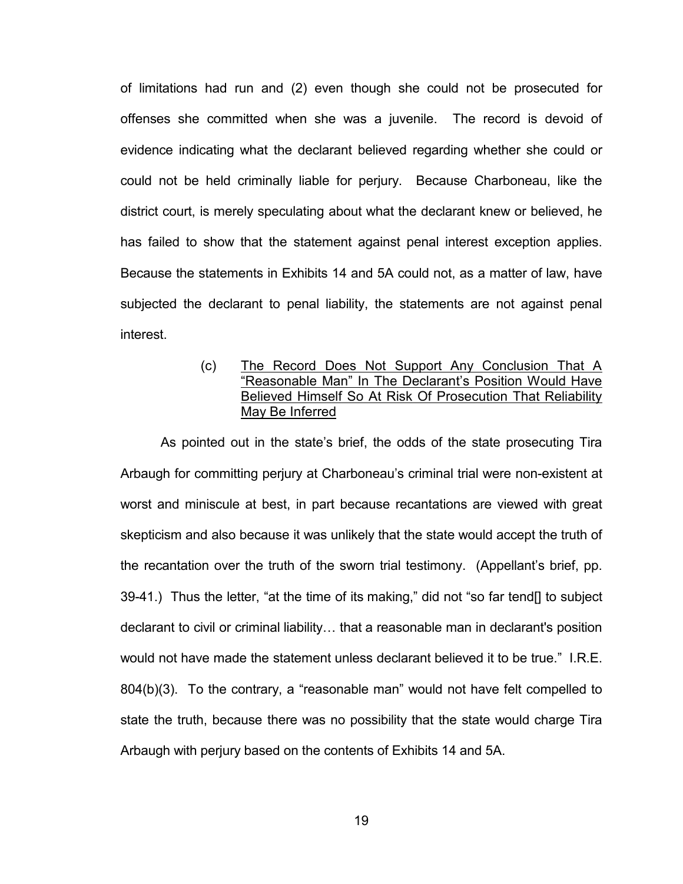of limitations had run and (2) even though she could not be prosecuted for offenses she committed when she was a juvenile. The record is devoid of evidence indicating what the declarant believed regarding whether she could or could not be held criminally liable for perjury. Because Charboneau, like the district court, is merely speculating about what the declarant knew or believed, he has failed to show that the statement against penal interest exception applies. Because the statements in Exhibits 14 and 5A could not, as a matter of law, have subjected the declarant to penal liability, the statements are not against penal interest.

(c) <u>The Record Does Not Support Any Conclusion That A "Reasonable Man" In The Declarant's Position Would Have Believed Himself So At Risk Of Prosecution That Reliability May Be Inferred</u>

As pointed out in the state's brief, the odds of the state prosecuting Tira Arbaugh for committing perjury at Charboneau's criminal trial were non-existent at worst and miniscule at best, in part because recantations are viewed with great skepticism and also because it was unlikely that the state would accept the truth of the recantation over the truth of the sworn trial testimony. (Appellant's brief, pp. 39-41.) Thus the letter, "at the time of its making," did not "so far tend[] to subject declarant to civil or criminal liability… that a reasonable man in declarant's position would not have made the statement unless declarant believed it to be true." I.R.E. 804(b)(3). To the contrary, a "reasonable man" would not have felt compelled to state the truth, because there was no possibility that the state would charge Tira Arbaugh with perjury based on the contents of Exhibits 14 and 5A.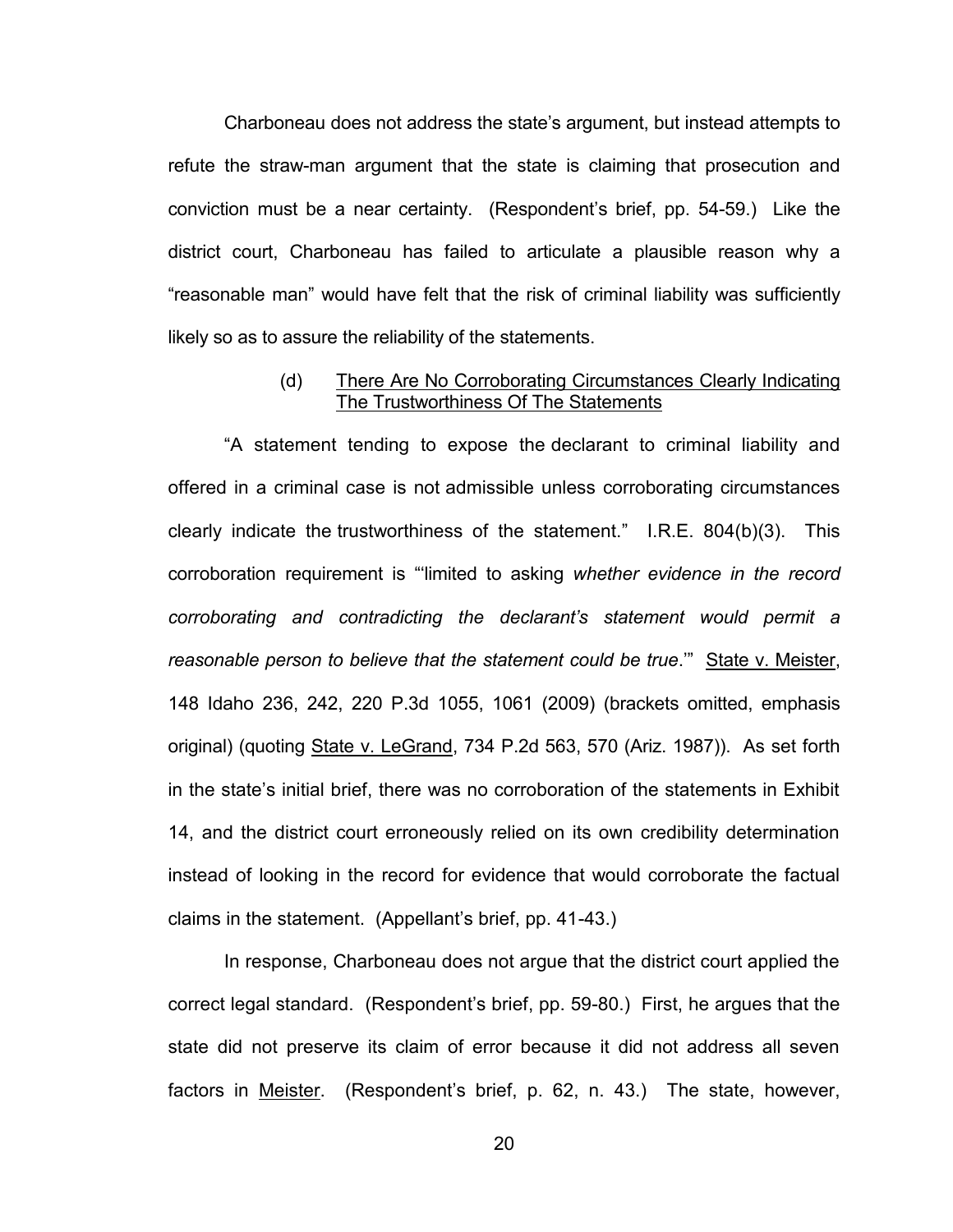Charboneau does not address the state's argument, but instead attempts to refute the straw-man argument that the state is claiming that prosecution and conviction must be a near certainty. (Respondent's brief, pp. 54-59.) Like the district court, Charboneau has failed to articulate a plausible reason why a "reasonable man" would have felt that the risk of criminal liability was sufficiently likely so as to assure the reliability of the statements.

(d) <u>There Are No Corroborating Circumstances Clearly Indicating The Trustworthiness Of The Statements</u>

"A statement tending to expose the declarant to criminal liability and offered in a criminal case is not admissible unless corroborating circumstances clearly indicate the trustworthiness of the statement." I.R.E. 804(b)(3). This corroboration requirement is "'limited to asking *whether evidence in the record corroborating and contradicting the declarant's statement would permit a reasonable person to believe that the statement could be true*.'" <u>State v. Meister</u>, 148 Idaho 236, 242, 220 P.3d 1055, 1061 (2009) (brackets omitted, emphasis original) (quoting <u>State v. LeGrand</u>, 734 P.2d 563, 570 (Ariz. 1987)). As set forth in the state's initial brief, there was no corroboration of the statements in Exhibit 14, and the district court erroneously relied on its own credibility determination instead of looking in the record for evidence that would corroborate the factual claims in the statement. (Appellant's brief, pp. 41-43.)

In response, Charboneau does not argue that the district court applied the correct legal standard. (Respondent's brief, pp. 59-80.) First, he argues that the state did not preserve its claim of error because it did not address all seven factors in <u>Meister</u>. (Respondent's brief, p. 62, n. 43.) The state, however,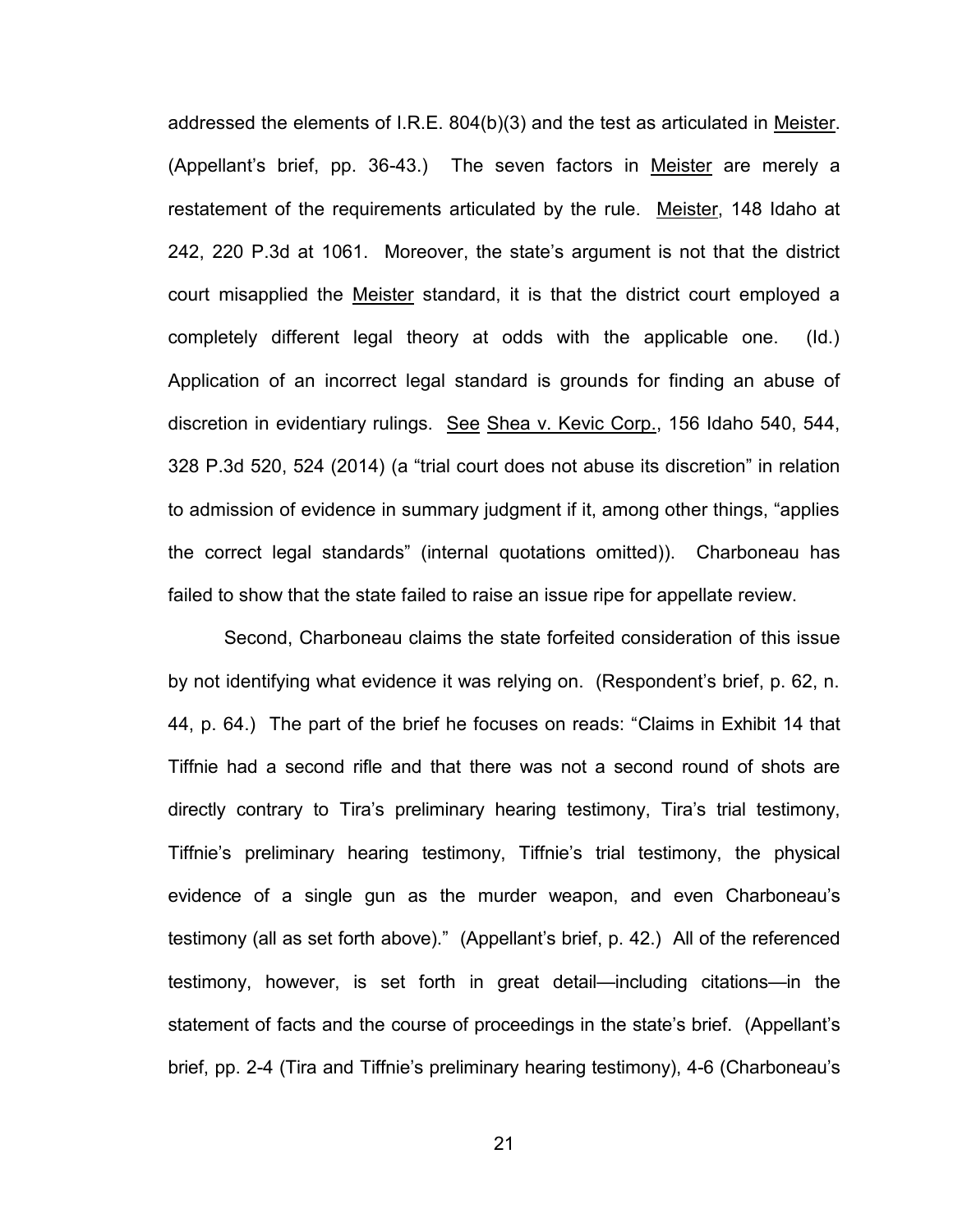addressed the elements of I.R.E. 804(b)(3) and the test as articulated in Meister. (Appellant's brief, pp. 36-43.) The seven factors in Meister are merely a restatement of the requirements articulated by the rule. Meister, 148 Idaho at 242, 220 P.3d at 1061. Moreover, the state's argument is not that the district court misapplied the Meister standard, it is that the district court employed a completely different legal theory at odds with the applicable one. (Id.) Application of an incorrect legal standard is grounds for finding an abuse of discretion in evidentiary rulings. See Shea v. Kevic Corp., 156 Idaho 540, 544, 328 P.3d 520, 524 (2014) (a "trial court does not abuse its discretion" in relation to admission of evidence in summary judgment if it, among other things, "applies the correct legal standards" (internal quotations omitted)). Charboneau has failed to show that the state failed to raise an issue ripe for appellate review.

Second, Charboneau claims the state forfeited consideration of this issue by not identifying what evidence it was relying on. (Respondent's brief, p. 62, n. 44, p. 64.) The part of the brief he focuses on reads: "Claims in Exhibit 14 that Tiffnie had a second rifle and that there was not a second round of shots are directly contrary to Tira's preliminary hearing testimony, Tira's trial testimony, Tiffnie's preliminary hearing testimony, Tiffnie's trial testimony, the physical evidence of a single gun as the murder weapon, and even Charboneau's testimony (all as set forth above)." (Appellant's brief, p. 42.) All of the referenced testimony, however, is set forth in great detail—including citations—in the statement of facts and the course of proceedings in the state's brief. (Appellant's brief, pp. 2-4 (Tira and Tiffnie's preliminary hearing testimony), 4-6 (Charboneau's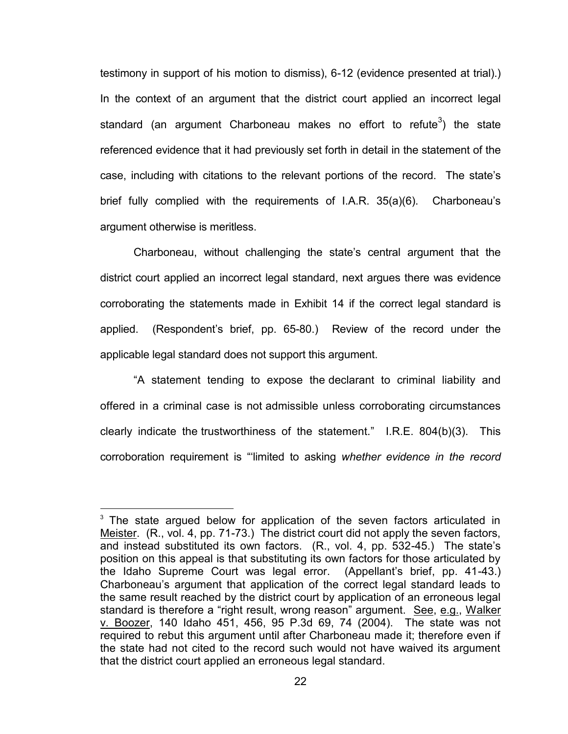testimony in support of his motion to dismiss), 6-12 (evidence presented at trial).) In the context of an argument that the district court applied an incorrect legal standard (an argument Charboneau makes no effort to refute[3]) the state referenced evidence that it had previously set forth in detail in the statement of the case, including with citations to the relevant portions of the record. The state's brief fully complied with the requirements of I.A.R. 35(a)(6). Charboneau's argument otherwise is meritless.

Charboneau, without challenging the state's central argument that the district court applied an incorrect legal standard, next argues there was evidence corroborating the statements made in Exhibit 14 if the correct legal standard is applied. (Respondent's brief, pp. 65-80.) Review of the record under the applicable legal standard does not support this argument.

"A statement tending to expose the declarant to criminal liability and offered in a criminal case is not admissible unless corroborating circumstances clearly indicate the trustworthiness of the statement." I.R.E. 804(b)(3). This corroboration requirement is "'limited to asking *whether evidence in the record*

---

[3] The state argued below for application of the seven factors articulated in Meister. (R., vol. 4, pp. 71-73.) The district court did not apply the seven factors, and instead substituted its own factors. (R., vol. 4, pp. 532-45.) The state's position on this appeal is that substituting its own factors for those articulated by the Idaho Supreme Court was legal error. (Appellant's brief, pp. 41-43.) Charboneau's argument that application of the correct legal standard leads to the same result reached by the district court by application of an erroneous legal standard is therefore a "right result, wrong reason" argument. See, e.g., Walker v. Boozer, 140 Idaho 451, 456, 95 P.3d 69, 74 (2004). The state was not required to rebut this argument until after Charboneau made it; therefore even if the state had not cited to the record such would not have waived its argument that the district court applied an erroneous legal standard.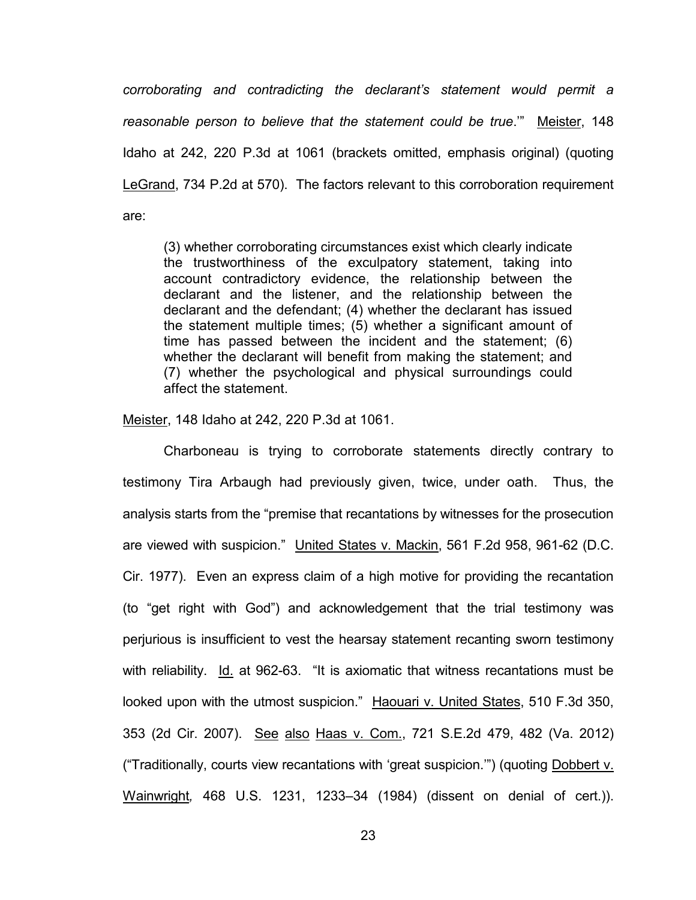*corroborating and contradicting the declarant's statement would permit a reasonable person to believe that the statement could be true*.'" Meister, 148 Idaho at 242, 220 P.3d at 1061 (brackets omitted, emphasis original) (quoting LeGrand, 734 P.2d at 570). The factors relevant to this corroboration requirement are:

> (3) whether corroborating circumstances exist which clearly indicate the trustworthiness of the exculpatory statement, taking into account contradictory evidence, the relationship between the declarant and the listener, and the relationship between the declarant and the defendant; (4) whether the declarant has issued the statement multiple times; (5) whether a significant amount of time has passed between the incident and the statement; (6) whether the declarant will benefit from making the statement; and (7) whether the psychological and physical surroundings could affect the statement.

Meister, 148 Idaho at 242, 220 P.3d at 1061.

Charboneau is trying to corroborate statements directly contrary to testimony Tira Arbaugh had previously given, twice, under oath. Thus, the analysis starts from the "premise that recantations by witnesses for the prosecution are viewed with suspicion." United States v. Mackin, 561 F.2d 958, 961-62 (D.C. Cir. 1977). Even an express claim of a high motive for providing the recantation (to "get right with God") and acknowledgement that the trial testimony was perjurious is insufficient to vest the hearsay statement recanting sworn testimony with reliability. Id. at 962-63. "It is axiomatic that witness recantations must be looked upon with the utmost suspicion." Haouari v. United States, 510 F.3d 350, 353 (2d Cir. 2007). See also Haas v. Com., 721 S.E.2d 479, 482 (Va. 2012) ("Traditionally, courts view recantations with 'great suspicion.'") (quoting Dobbert v. Wainwright, 468 U.S. 1231, 1233–34 (1984) (dissent on denial of cert.)).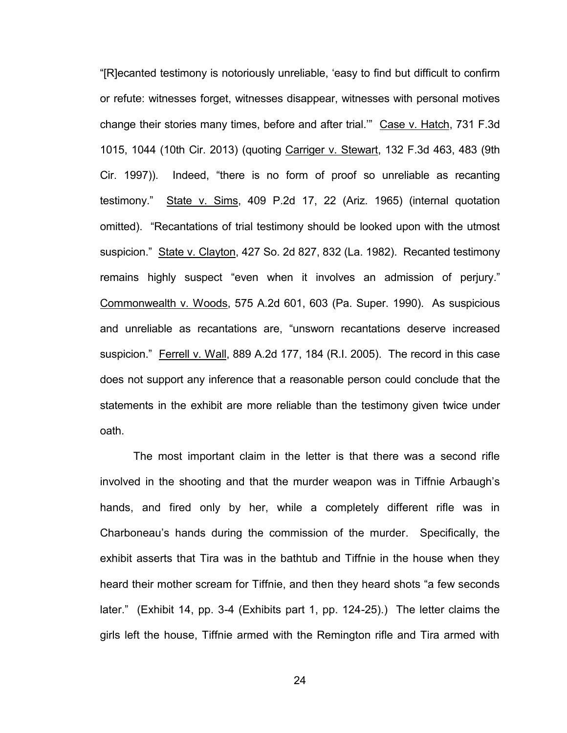"[R]ecanted testimony is notoriously unreliable, 'easy to find but difficult to confirm or refute: witnesses forget, witnesses disappear, witnesses with personal motives change their stories many times, before and after trial.'" Case v. Hatch, 731 F.3d 1015, 1044 (10th Cir. 2013) (quoting Carriger v. Stewart, 132 F.3d 463, 483 (9th Cir. 1997)). Indeed, "there is no form of proof so unreliable as recanting testimony." State v. Sims, 409 P.2d 17, 22 (Ariz. 1965) (internal quotation omitted). "Recantations of trial testimony should be looked upon with the utmost suspicion." State v. Clayton, 427 So. 2d 827, 832 (La. 1982). Recanted testimony remains highly suspect "even when it involves an admission of perjury." Commonwealth v. Woods, 575 A.2d 601, 603 (Pa. Super. 1990). As suspicious and unreliable as recantations are, "unsworn recantations deserve increased suspicion." Ferrell v. Wall, 889 A.2d 177, 184 (R.I. 2005). The record in this case does not support any inference that a reasonable person could conclude that the statements in the exhibit are more reliable than the testimony given twice under oath.

The most important claim in the letter is that there was a second rifle involved in the shooting and that the murder weapon was in Tiffnie Arbaugh's hands, and fired only by her, while a completely different rifle was in Charboneau's hands during the commission of the murder. Specifically, the exhibit asserts that Tira was in the bathtub and Tiffnie in the house when they heard their mother scream for Tiffnie, and then they heard shots "a few seconds later." (Exhibit 14, pp. 3-4 (Exhibits part 1, pp. 124-25).) The letter claims the girls left the house, Tiffnie armed with the Remington rifle and Tira armed with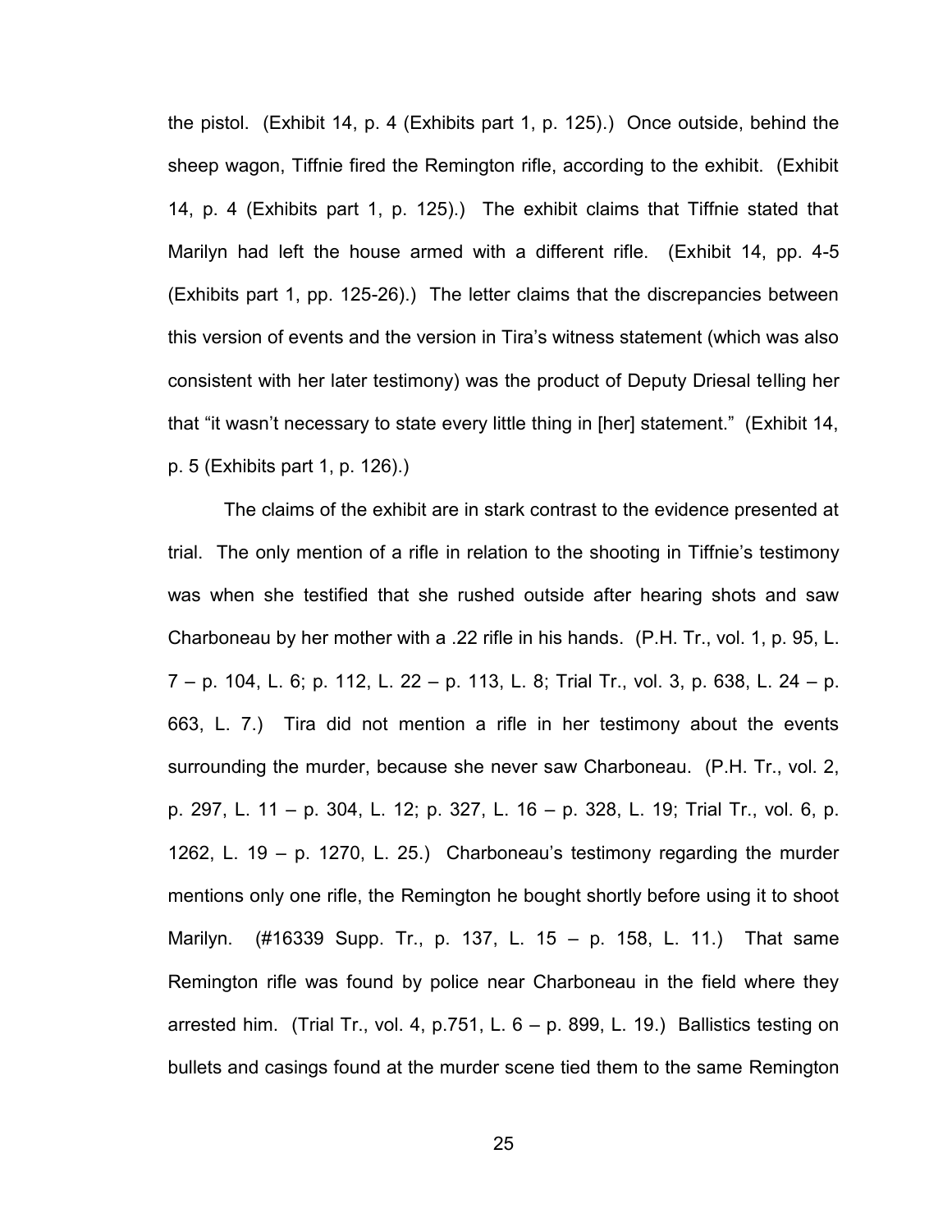the pistol. (Exhibit 14, p. 4 (Exhibits part 1, p. 125).) Once outside, behind the sheep wagon, Tiffnie fired the Remington rifle, according to the exhibit. (Exhibit 14, p. 4 (Exhibits part 1, p. 125).) The exhibit claims that Tiffnie stated that Marilyn had left the house armed with a different rifle. (Exhibit 14, pp. 4-5 (Exhibits part 1, pp. 125-26).) The letter claims that the discrepancies between this version of events and the version in Tira's witness statement (which was also consistent with her later testimony) was the product of Deputy Driesal telling her that "it wasn't necessary to state every little thing in [her] statement." (Exhibit 14, p. 5 (Exhibits part 1, p. 126).)

The claims of the exhibit are in stark contrast to the evidence presented at trial. The only mention of a rifle in relation to the shooting in Tiffnie's testimony was when she testified that she rushed outside after hearing shots and saw Charboneau by her mother with a .22 rifle in his hands. (P.H. Tr., vol. 1, p. 95, L. 7 – p. 104, L. 6; p. 112, L. 22 – p. 113, L. 8; Trial Tr., vol. 3, p. 638, L. 24 – p. 663, L. 7.) Tira did not mention a rifle in her testimony about the events surrounding the murder, because she never saw Charboneau. (P.H. Tr., vol. 2, p. 297, L. 11 – p. 304, L. 12; p. 327, L. 16 – p. 328, L. 19; Trial Tr., vol. 6, p. 1262, L. 19 – p. 1270, L. 25.) Charboneau's testimony regarding the murder mentions only one rifle, the Remington he bought shortly before using it to shoot Marilyn. (#16339 Supp. Tr., p. 137, L. 15 – p. 158, L. 11.) That same Remington rifle was found by police near Charboneau in the field where they arrested him. (Trial Tr., vol. 4, p.751, L. 6 – p. 899, L. 19.) Ballistics testing on bullets and casings found at the murder scene tied them to the same Remington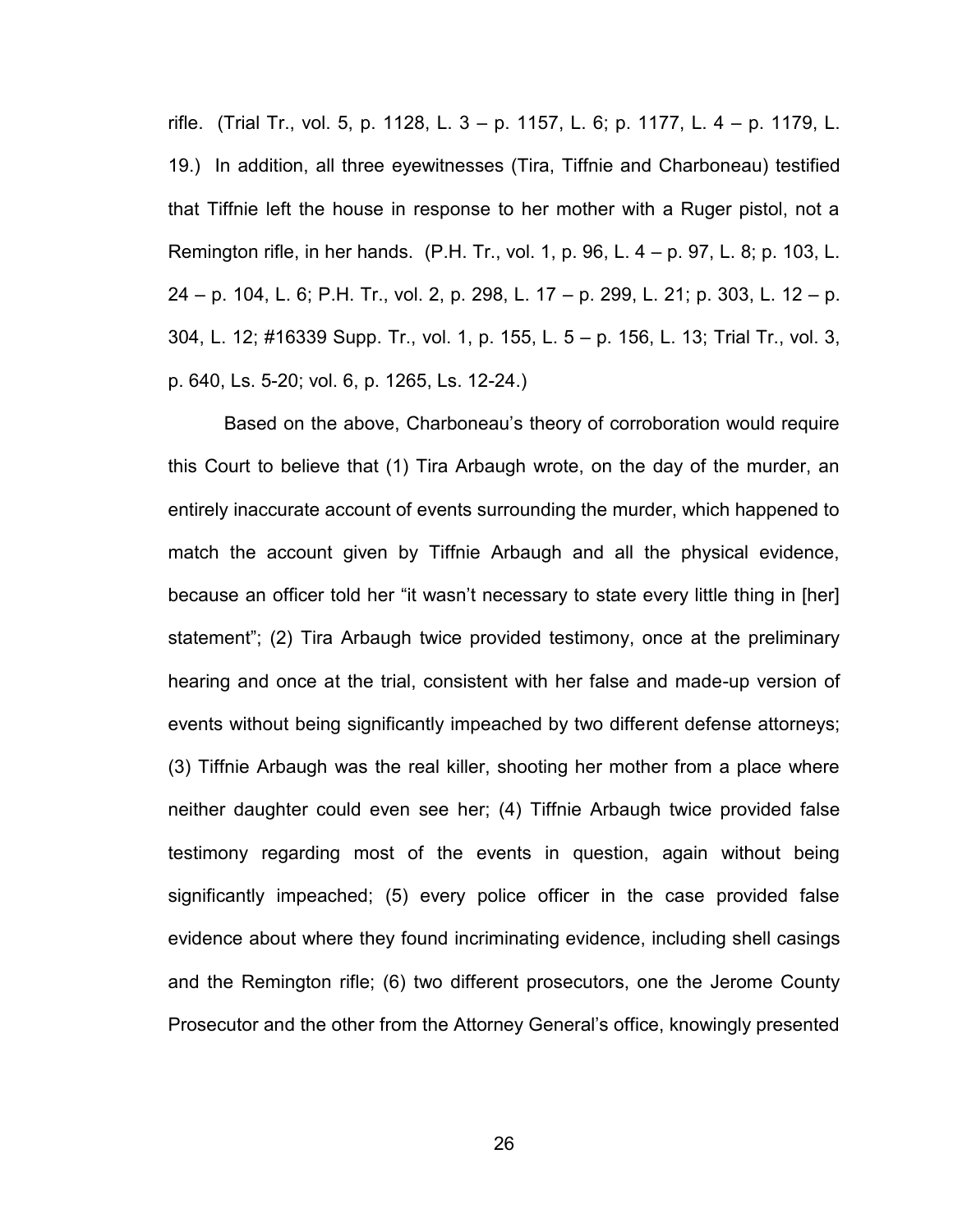rifle. (Trial Tr., vol. 5, p. 1128, L. 3 – p. 1157, L. 6; p. 1177, L. 4 – p. 1179, L. 19.) In addition, all three eyewitnesses (Tira, Tiffnie and Charboneau) testified that Tiffnie left the house in response to her mother with a Ruger pistol, not a Remington rifle, in her hands. (P.H. Tr., vol. 1, p. 96, L. 4 – p. 97, L. 8; p. 103, L. 24 – p. 104, L. 6; P.H. Tr., vol. 2, p. 298, L. 17 – p. 299, L. 21; p. 303, L. 12 – p. 304, L. 12; #16339 Supp. Tr., vol. 1, p. 155, L. 5 – p. 156, L. 13; Trial Tr., vol. 3, p. 640, Ls. 5-20; vol. 6, p. 1265, Ls. 12-24.)

Based on the above, Charboneau's theory of corroboration would require this Court to believe that (1) Tira Arbaugh wrote, on the day of the murder, an entirely inaccurate account of events surrounding the murder, which happened to match the account given by Tiffnie Arbaugh and all the physical evidence, because an officer told her "it wasn't necessary to state every little thing in [her] statement"; (2) Tira Arbaugh twice provided testimony, once at the preliminary hearing and once at the trial, consistent with her false and made-up version of events without being significantly impeached by two different defense attorneys; (3) Tiffnie Arbaugh was the real killer, shooting her mother from a place where neither daughter could even see her; (4) Tiffnie Arbaugh twice provided false testimony regarding most of the events in question, again without being significantly impeached; (5) every police officer in the case provided false evidence about where they found incriminating evidence, including shell casings and the Remington rifle; (6) two different prosecutors, one the Jerome County Prosecutor and the other from the Attorney General's office, knowingly presented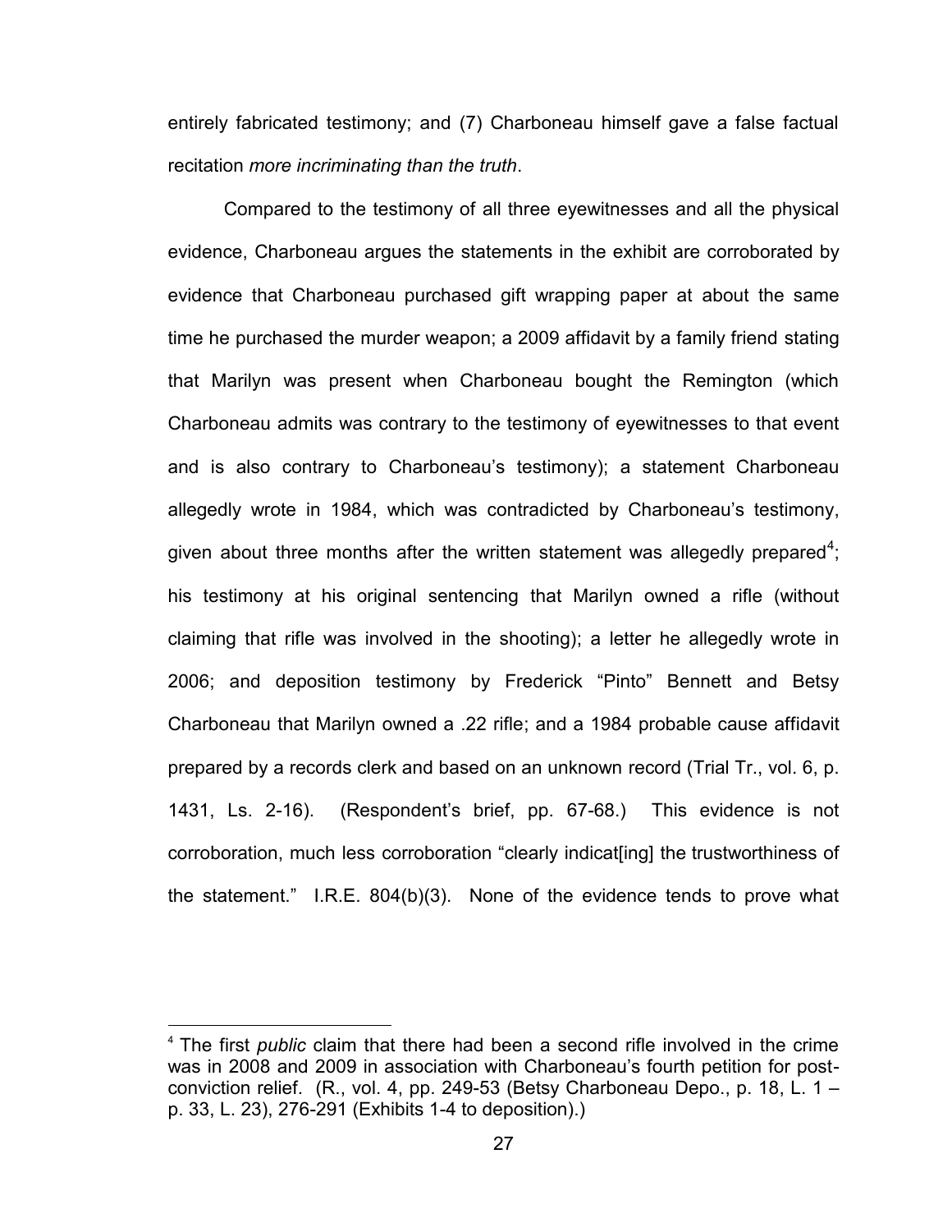entirely fabricated testimony; and (7) Charboneau himself gave a false factual recitation *more incriminating than the truth*.

Compared to the testimony of all three eyewitnesses and all the physical evidence, Charboneau argues the statements in the exhibit are corroborated by evidence that Charboneau purchased gift wrapping paper at about the same time he purchased the murder weapon; a 2009 affidavit by a family friend stating that Marilyn was present when Charboneau bought the Remington (which Charboneau admits was contrary to the testimony of eyewitnesses to that event and is also contrary to Charboneau's testimony); a statement Charboneau allegedly wrote in 1984, which was contradicted by Charboneau's testimony, given about three months after the written statement was allegedly prepared[4]; his testimony at his original sentencing that Marilyn owned a rifle (without claiming that rifle was involved in the shooting); a letter he allegedly wrote in 2006; and deposition testimony by Frederick "Pinto" Bennett and Betsy Charboneau that Marilyn owned a .22 rifle; and a 1984 probable cause affidavit prepared by a records clerk and based on an unknown record (Trial Tr., vol. 6, p. 1431, Ls. 2-16). (Respondent's brief, pp. 67-68.) This evidence is not corroboration, much less corroboration "clearly indicat[ing] the trustworthiness of the statement." I.R.E. 804(b)(3). None of the evidence tends to prove what

[4] The first *public* claim that there had been a second rifle involved in the crime was in 2008 and 2009 in association with Charboneau's fourth petition for post-conviction relief. (R., vol. 4, pp. 249-53 (Betsy Charboneau Depo., p. 18, L. 1 – p. 33, L. 23), 276-291 (Exhibits 1-4 to deposition).)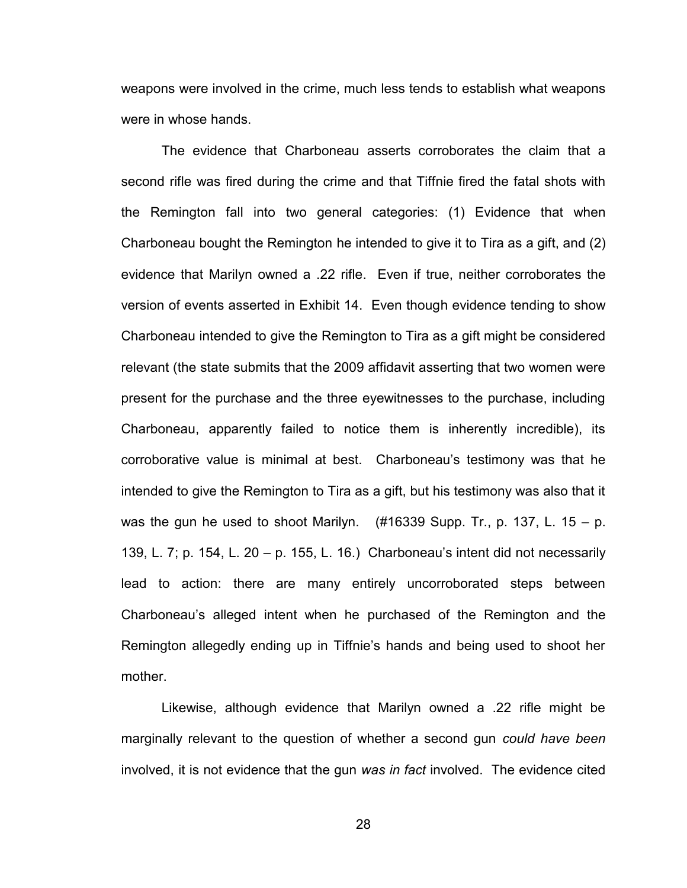weapons were involved in the crime, much less tends to establish what weapons were in whose hands.

The evidence that Charboneau asserts corroborates the claim that a second rifle was fired during the crime and that Tiffnie fired the fatal shots with the Remington fall into two general categories: (1) Evidence that when Charboneau bought the Remington he intended to give it to Tira as a gift, and (2) evidence that Marilyn owned a .22 rifle. Even if true, neither corroborates the version of events asserted in Exhibit 14. Even though evidence tending to show Charboneau intended to give the Remington to Tira as a gift might be considered relevant (the state submits that the 2009 affidavit asserting that two women were present for the purchase and the three eyewitnesses to the purchase, including Charboneau, apparently failed to notice them is inherently incredible), its corroborative value is minimal at best. Charboneau's testimony was that he intended to give the Remington to Tira as a gift, but his testimony was also that it was the gun he used to shoot Marilyn. (#16339 Supp. Tr., p. 137, L. 15 – p. 139, L. 7; p. 154, L. 20 – p. 155, L. 16.) Charboneau's intent did not necessarily lead to action: there are many entirely uncorroborated steps between Charboneau's alleged intent when he purchased of the Remington and the Remington allegedly ending up in Tiffnie's hands and being used to shoot her mother.

Likewise, although evidence that Marilyn owned a .22 rifle might be marginally relevant to the question of whether a second gun *could have been* involved, it is not evidence that the gun *was in fact* involved. The evidence cited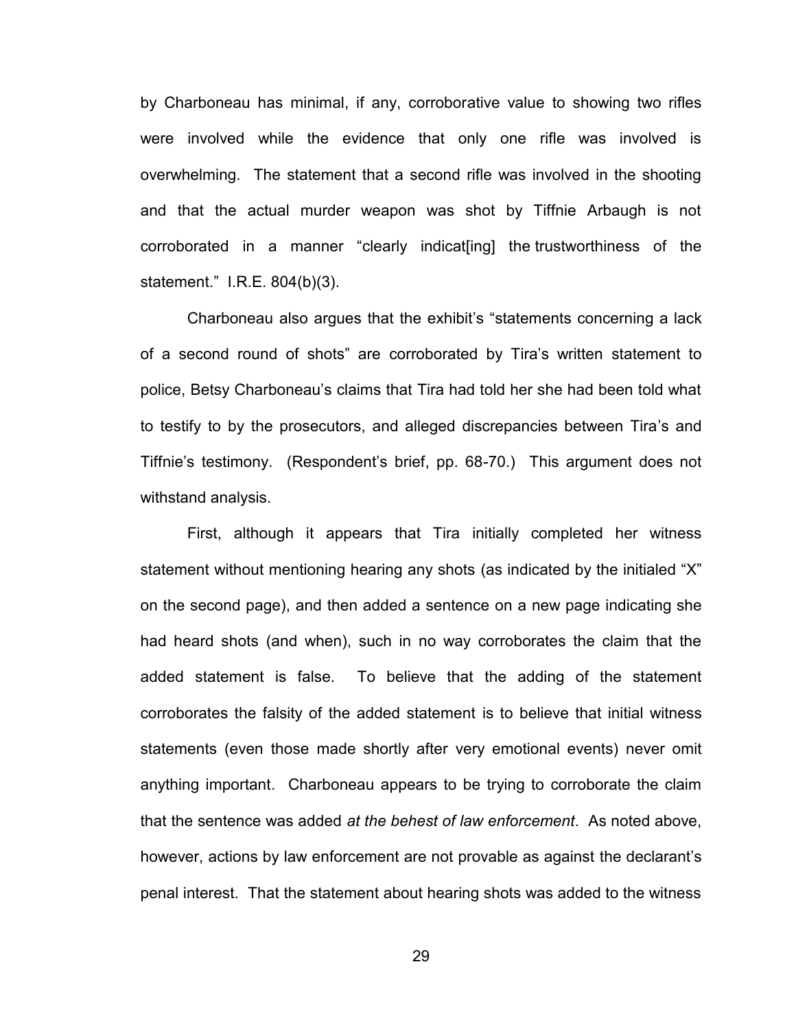by Charboneau has minimal, if any, corroborative value to showing two rifles were involved while the evidence that only one rifle was involved is overwhelming. The statement that a second rifle was involved in the shooting and that the actual murder weapon was shot by Tiffnie Arbaugh is not corroborated in a manner "clearly indicat[ing] the trustworthiness of the statement." I.R.E. 804(b)(3).

Charboneau also argues that the exhibit's "statements concerning a lack of a second round of shots" are corroborated by Tira's written statement to police, Betsy Charboneau's claims that Tira had told her she had been told what to testify to by the prosecutors, and alleged discrepancies between Tira's and Tiffnie's testimony. (Respondent's brief, pp. 68-70.) This argument does not withstand analysis.

First, although it appears that Tira initially completed her witness statement without mentioning hearing any shots (as indicated by the initialed "X" on the second page), and then added a sentence on a new page indicating she had heard shots (and when), such in no way corroborates the claim that the added statement is false. To believe that the adding of the statement corroborates the falsity of the added statement is to believe that initial witness statements (even those made shortly after very emotional events) never omit anything important. Charboneau appears to be trying to corroborate the claim that the sentence was added *at the behest of law enforcement*. As noted above, however, actions by law enforcement are not provable as against the declarant's penal interest. That the statement about hearing shots was added to the witness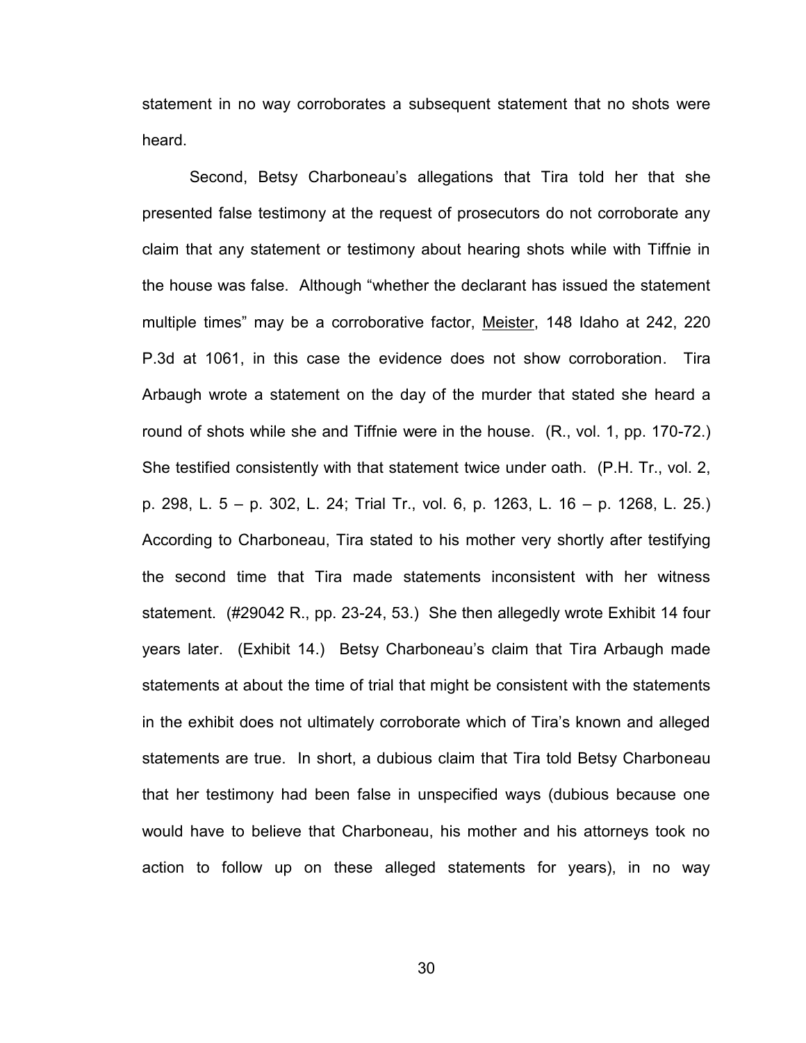statement in no way corroborates a subsequent statement that no shots were heard.

Second, Betsy Charboneau's allegations that Tira told her that she presented false testimony at the request of prosecutors do not corroborate any claim that any statement or testimony about hearing shots while with Tiffnie in the house was false. Although "whether the declarant has issued the statement multiple times" may be a corroborative factor, Meister, 148 Idaho at 242, 220 P.3d at 1061, in this case the evidence does not show corroboration. Tira Arbaugh wrote a statement on the day of the murder that stated she heard a round of shots while she and Tiffnie were in the house. (R., vol. 1, pp. 170-72.) She testified consistently with that statement twice under oath. (P.H. Tr., vol. 2, p. 298, L. 5 – p. 302, L. 24; Trial Tr., vol. 6, p. 1263, L. 16 – p. 1268, L. 25.) According to Charboneau, Tira stated to his mother very shortly after testifying the second time that Tira made statements inconsistent with her witness statement. (#29042 R., pp. 23-24, 53.) She then allegedly wrote Exhibit 14 four years later. (Exhibit 14.) Betsy Charboneau's claim that Tira Arbaugh made statements at about the time of trial that might be consistent with the statements in the exhibit does not ultimately corroborate which of Tira's known and alleged statements are true. In short, a dubious claim that Tira told Betsy Charboneau that her testimony had been false in unspecified ways (dubious because one would have to believe that Charboneau, his mother and his attorneys took no action to follow up on these alleged statements for years), in no way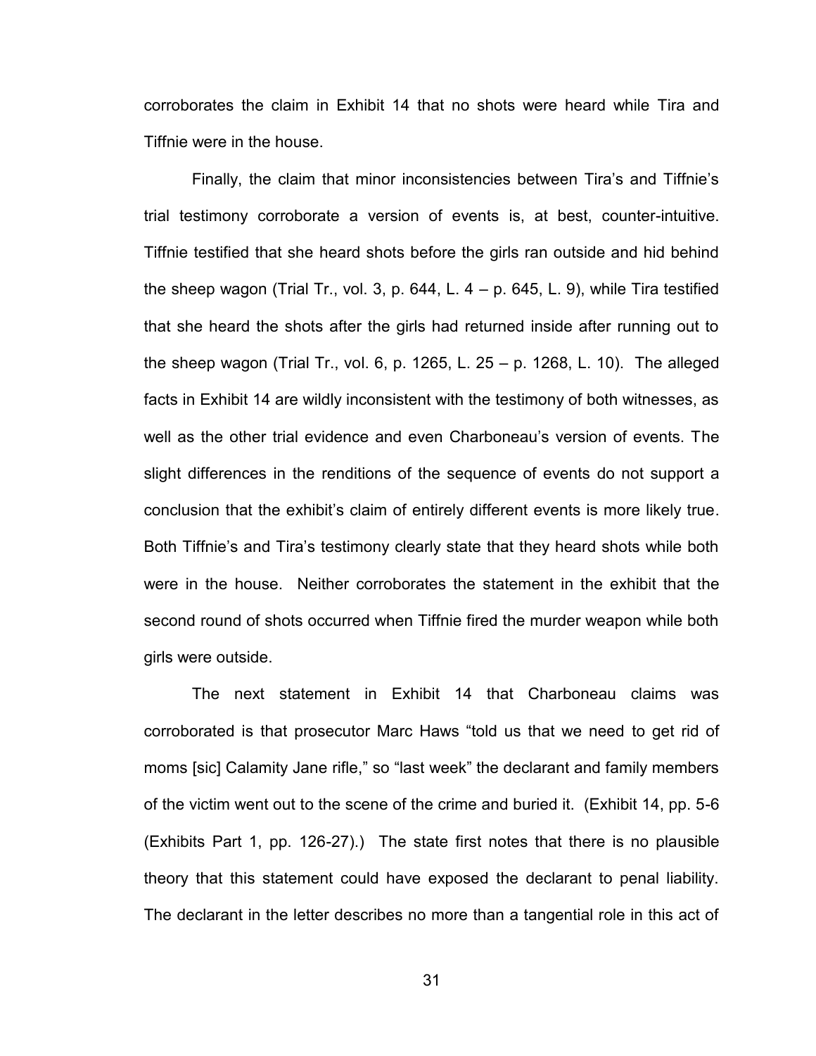corroborates the claim in Exhibit 14 that no shots were heard while Tira and Tiffnie were in the house.

Finally, the claim that minor inconsistencies between Tira's and Tiffnie's trial testimony corroborate a version of events is, at best, counter-intuitive. Tiffnie testified that she heard shots before the girls ran outside and hid behind the sheep wagon (Trial Tr., vol. 3, p. 644, L. 4 – p. 645, L. 9), while Tira testified that she heard the shots after the girls had returned inside after running out to the sheep wagon (Trial Tr., vol. 6, p. 1265, L. 25 – p. 1268, L. 10). The alleged facts in Exhibit 14 are wildly inconsistent with the testimony of both witnesses, as well as the other trial evidence and even Charboneau's version of events. The slight differences in the renditions of the sequence of events do not support a conclusion that the exhibit's claim of entirely different events is more likely true. Both Tiffnie's and Tira's testimony clearly state that they heard shots while both were in the house. Neither corroborates the statement in the exhibit that the second round of shots occurred when Tiffnie fired the murder weapon while both girls were outside.

The next statement in Exhibit 14 that Charboneau claims was corroborated is that prosecutor Marc Haws "told us that we need to get rid of moms [sic] Calamity Jane rifle," so "last week" the declarant and family members of the victim went out to the scene of the crime and buried it. (Exhibit 14, pp. 5-6 (Exhibits Part 1, pp. 126-27).) The state first notes that there is no plausible theory that this statement could have exposed the declarant to penal liability. The declarant in the letter describes no more than a tangential role in this act of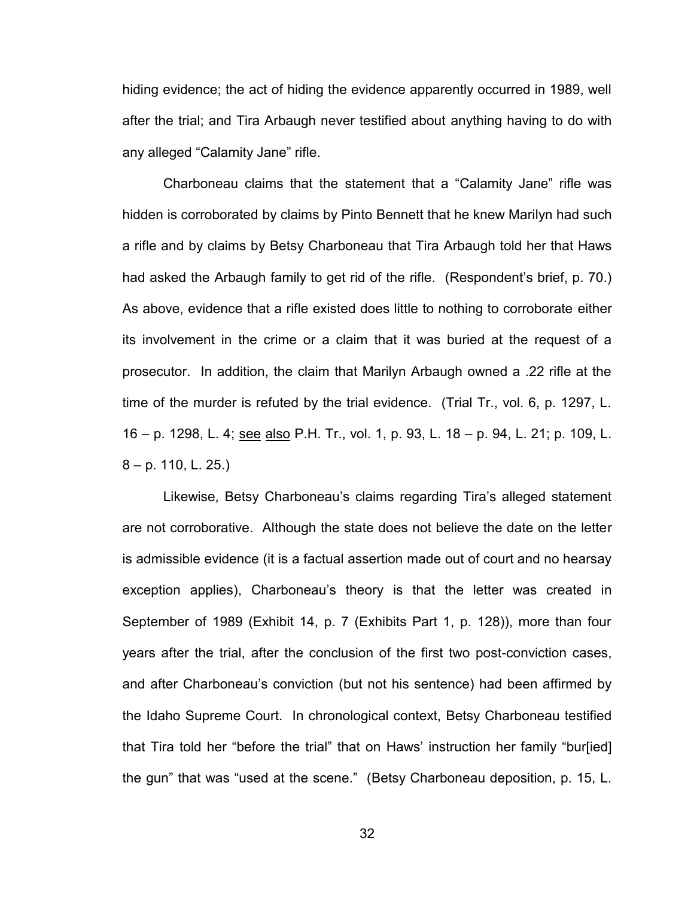hiding evidence; the act of hiding the evidence apparently occurred in 1989, well after the trial; and Tira Arbaugh never testified about anything having to do with any alleged "Calamity Jane" rifle.

Charboneau claims that the statement that a "Calamity Jane" rifle was hidden is corroborated by claims by Pinto Bennett that he knew Marilyn had such a rifle and by claims by Betsy Charboneau that Tira Arbaugh told her that Haws had asked the Arbaugh family to get rid of the rifle. (Respondent's brief, p. 70.) As above, evidence that a rifle existed does little to nothing to corroborate either its involvement in the crime or a claim that it was buried at the request of a prosecutor. In addition, the claim that Marilyn Arbaugh owned a .22 rifle at the time of the murder is refuted by the trial evidence. (Trial Tr., vol. 6, p. 1297, L. 16 – p. 1298, L. 4; see also P.H. Tr., vol. 1, p. 93, L. 18 – p. 94, L. 21; p. 109, L. 8 – p. 110, L. 25.)

Likewise, Betsy Charboneau's claims regarding Tira's alleged statement are not corroborative. Although the state does not believe the date on the letter is admissible evidence (it is a factual assertion made out of court and no hearsay exception applies), Charboneau's theory is that the letter was created in September of 1989 (Exhibit 14, p. 7 (Exhibits Part 1, p. 128)), more than four years after the trial, after the conclusion of the first two post-conviction cases, and after Charboneau's conviction (but not his sentence) had been affirmed by the Idaho Supreme Court. In chronological context, Betsy Charboneau testified that Tira told her "before the trial" that on Haws' instruction her family "bur[ied] the gun" that was "used at the scene." (Betsy Charboneau deposition, p. 15, L.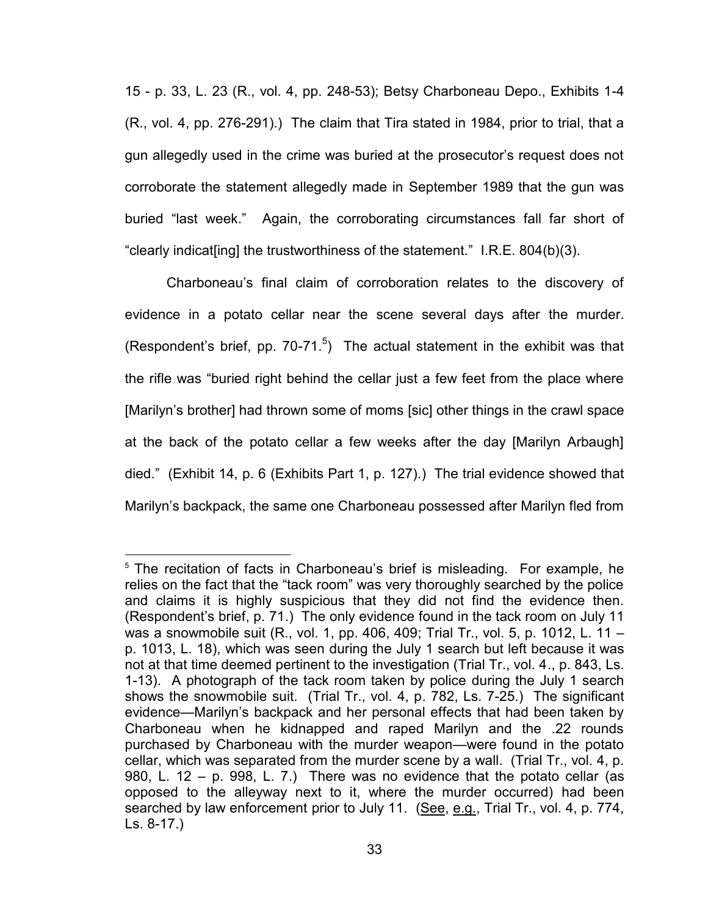15 - p. 33, L. 23 (R., vol. 4, pp. 248-53); Betsy Charboneau Depo., Exhibits 1-4 (R., vol. 4, pp. 276-291).) The claim that Tira stated in 1984, prior to trial, that a gun allegedly used in the crime was buried at the prosecutor's request does not corroborate the statement allegedly made in September 1989 that the gun was buried "last week." Again, the corroborating circumstances fall far short of "clearly indicat[ing] the trustworthiness of the statement." I.R.E. 804(b)(3).

Charboneau's final claim of corroboration relates to the discovery of evidence in a potato cellar near the scene several days after the murder. (Respondent's brief, pp. 70-71.[5]) The actual statement in the exhibit was that the rifle was "buried right behind the cellar just a few feet from the place where [Marilyn's brother] had thrown some of moms [sic] other things in the crawl space at the back of the potato cellar a few weeks after the day [Marilyn Arbaugh] died." (Exhibit 14, p. 6 (Exhibits Part 1, p. 127).) The trial evidence showed that Marilyn's backpack, the same one Charboneau possessed after Marilyn fled from

---

[5] The recitation of facts in Charboneau's brief is misleading. For example, he relies on the fact that the "tack room" was very thoroughly searched by the police and claims it is highly suspicious that they did not find the evidence then. (Respondent's brief, p. 71.) The only evidence found in the tack room on July 11 was a snowmobile suit (R., vol. 1, pp. 406, 409; Trial Tr., vol. 5, p. 1012, L. 11 – p. 1013, L. 18), which was seen during the July 1 search but left because it was not at that time deemed pertinent to the investigation (Trial Tr., vol. 4., p. 843, Ls. 1-13). A photograph of the tack room taken by police during the July 1 search shows the snowmobile suit. (Trial Tr., vol. 4, p. 782, Ls. 7-25.) The significant evidence—Marilyn's backpack and her personal effects that had been taken by Charboneau when he kidnapped and raped Marilyn and the .22 rounds purchased by Charboneau with the murder weapon—were found in the potato cellar, which was separated from the murder scene by a wall. (Trial Tr., vol. 4, p. 980, L. 12 – p. 998, L. 7.) There was no evidence that the potato cellar (as opposed to the alleyway next to it, where the murder occurred) had been searched by law enforcement prior to July 11. (See, e.g., Trial Tr., vol. 4, p. 774, Ls. 8-17.)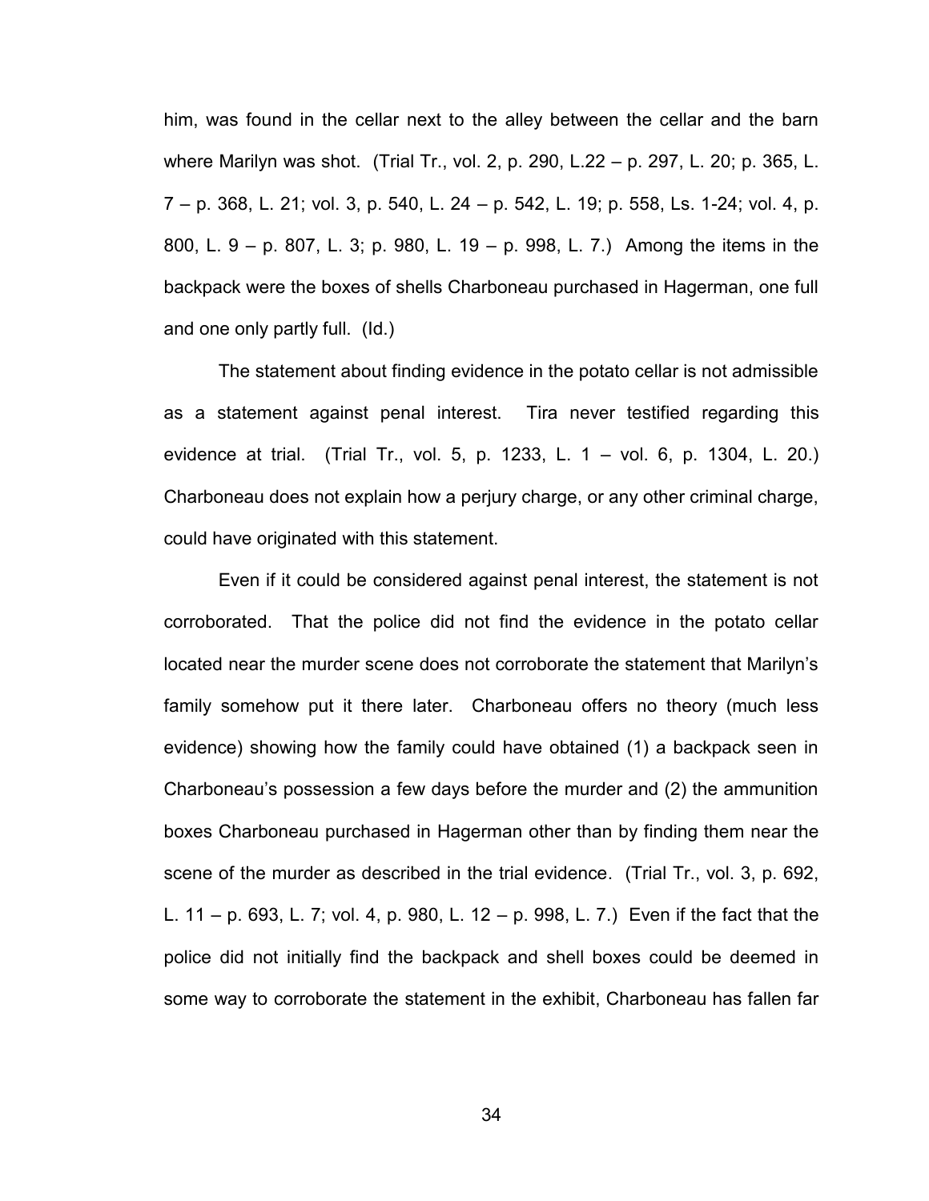him, was found in the cellar next to the alley between the cellar and the barn where Marilyn was shot. (Trial Tr., vol. 2, p. 290, L.22 – p. 297, L. 20; p. 365, L. 7 – p. 368, L. 21; vol. 3, p. 540, L. 24 – p. 542, L. 19; p. 558, Ls. 1-24; vol. 4, p. 800, L. 9 – p. 807, L. 3; p. 980, L. 19 – p. 998, L. 7.) Among the items in the backpack were the boxes of shells Charboneau purchased in Hagerman, one full and one only partly full. (Id.)

The statement about finding evidence in the potato cellar is not admissible as a statement against penal interest. Tira never testified regarding this evidence at trial. (Trial Tr., vol. 5, p. 1233, L. 1 – vol. 6, p. 1304, L. 20.) Charboneau does not explain how a perjury charge, or any other criminal charge, could have originated with this statement.

Even if it could be considered against penal interest, the statement is not corroborated. That the police did not find the evidence in the potato cellar located near the murder scene does not corroborate the statement that Marilyn's family somehow put it there later. Charboneau offers no theory (much less evidence) showing how the family could have obtained (1) a backpack seen in Charboneau's possession a few days before the murder and (2) the ammunition boxes Charboneau purchased in Hagerman other than by finding them near the scene of the murder as described in the trial evidence. (Trial Tr., vol. 3, p. 692, L. 11 – p. 693, L. 7; vol. 4, p. 980, L. 12 – p. 998, L. 7.) Even if the fact that the police did not initially find the backpack and shell boxes could be deemed in some way to corroborate the statement in the exhibit, Charboneau has fallen far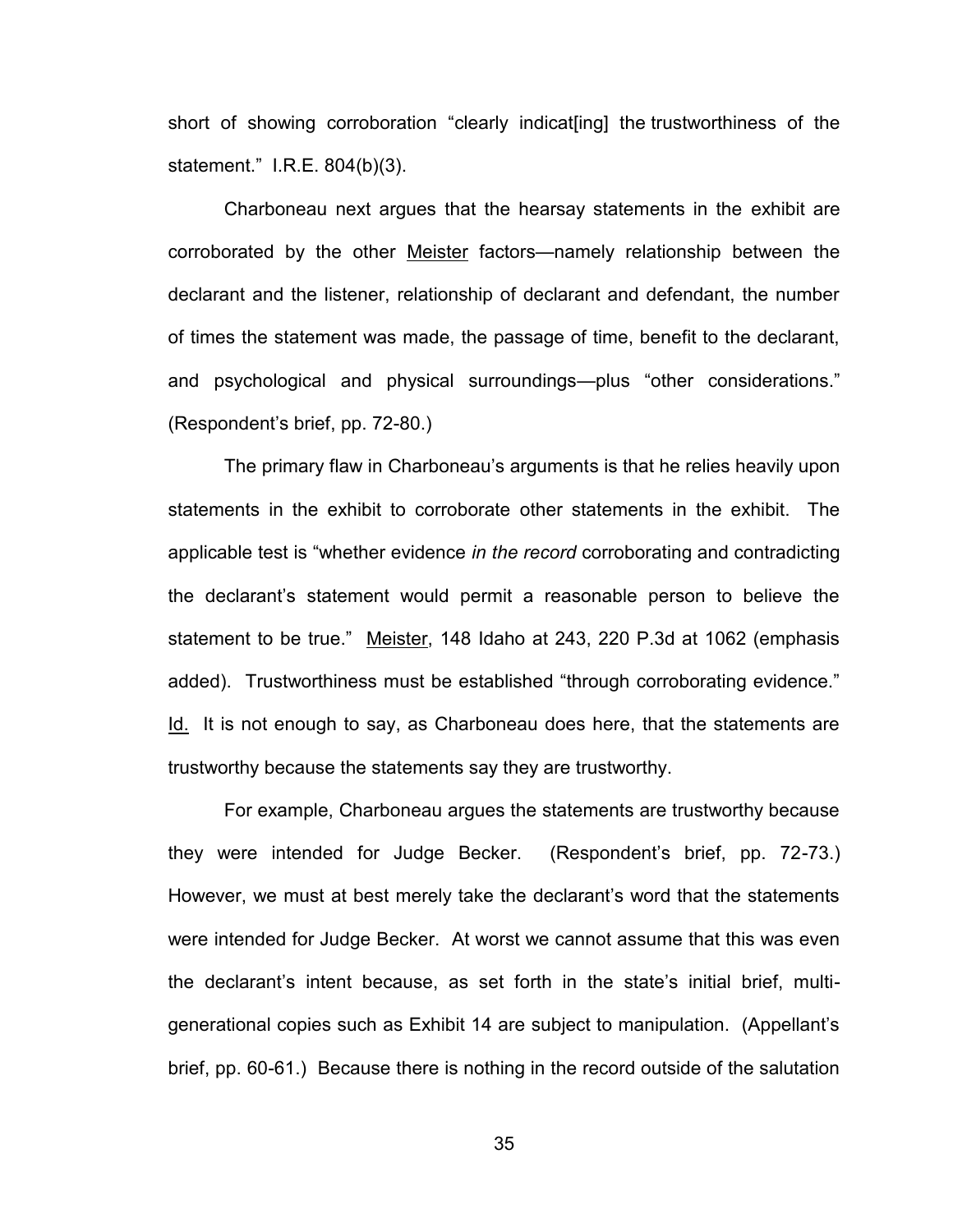short of showing corroboration "clearly indicat[ing] the trustworthiness of the statement." I.R.E. 804(b)(3).

Charboneau next argues that the hearsay statements in the exhibit are corroborated by the other Meister factors—namely relationship between the declarant and the listener, relationship of declarant and defendant, the number of times the statement was made, the passage of time, benefit to the declarant, and psychological and physical surroundings—plus "other considerations." (Respondent's brief, pp. 72-80.)

The primary flaw in Charboneau's arguments is that he relies heavily upon statements in the exhibit to corroborate other statements in the exhibit. The applicable test is "whether evidence *in the record* corroborating and contradicting the declarant's statement would permit a reasonable person to believe the statement to be true." Meister, 148 Idaho at 243, 220 P.3d at 1062 (emphasis added). Trustworthiness must be established "through corroborating evidence." Id. It is not enough to say, as Charboneau does here, that the statements are trustworthy because the statements say they are trustworthy.

For example, Charboneau argues the statements are trustworthy because they were intended for Judge Becker. (Respondent's brief, pp. 72-73.) However, we must at best merely take the declarant's word that the statements were intended for Judge Becker. At worst we cannot assume that this was even the declarant's intent because, as set forth in the state's initial brief, multi-generational copies such as Exhibit 14 are subject to manipulation. (Appellant's brief, pp. 60-61.) Because there is nothing in the record outside of the salutation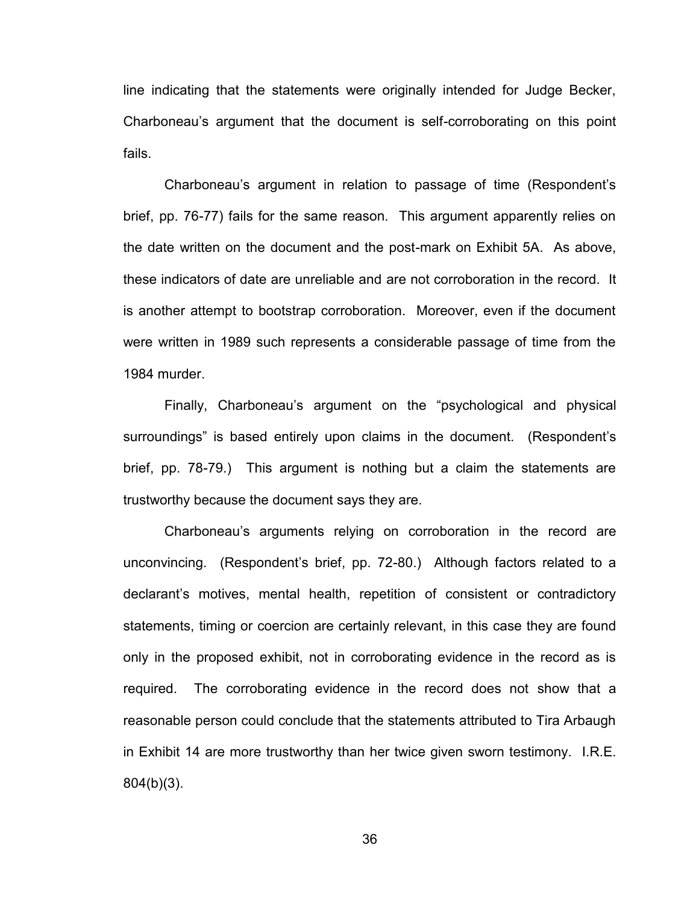line indicating that the statements were originally intended for Judge Becker, Charboneau's argument that the document is self-corroborating on this point fails.

Charboneau's argument in relation to passage of time (Respondent's brief, pp. 76-77) fails for the same reason. This argument apparently relies on the date written on the document and the post-mark on Exhibit 5A. As above, these indicators of date are unreliable and are not corroboration in the record. It is another attempt to bootstrap corroboration. Moreover, even if the document were written in 1989 such represents a considerable passage of time from the 1984 murder.

Finally, Charboneau's argument on the "psychological and physical surroundings" is based entirely upon claims in the document. (Respondent's brief, pp. 78-79.) This argument is nothing but a claim the statements are trustworthy because the document says they are.

Charboneau's arguments relying on corroboration in the record are unconvincing. (Respondent's brief, pp. 72-80.) Although factors related to a declarant's motives, mental health, repetition of consistent or contradictory statements, timing or coercion are certainly relevant, in this case they are found only in the proposed exhibit, not in corroborating evidence in the record as is required. The corroborating evidence in the record does not show that a reasonable person could conclude that the statements attributed to Tira Arbaugh in Exhibit 14 are more trustworthy than her twice given sworn testimony. I.R.E. 804(b)(3).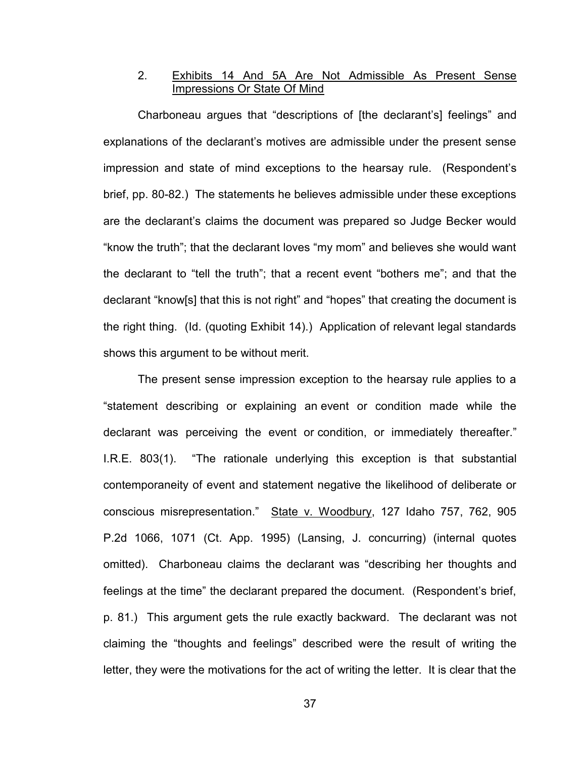### 2. Exhibits 14 And 5A Are Not Admissible As Present Sense Impressions Or State Of Mind

Charboneau argues that "descriptions of [the declarant's] feelings" and explanations of the declarant's motives are admissible under the present sense impression and state of mind exceptions to the hearsay rule. (Respondent's brief, pp. 80-82.) The statements he believes admissible under these exceptions are the declarant's claims the document was prepared so Judge Becker would "know the truth"; that the declarant loves "my mom" and believes she would want the declarant to "tell the truth"; that a recent event "bothers me"; and that the declarant "know[s] that this is not right" and "hopes" that creating the document is the right thing. (Id. (quoting Exhibit 14).) Application of relevant legal standards shows this argument to be without merit.

The present sense impression exception to the hearsay rule applies to a "statement describing or explaining an event or condition made while the declarant was perceiving the event or condition, or immediately thereafter." I.R.E. 803(1). "The rationale underlying this exception is that substantial contemporaneity of event and statement negative the likelihood of deliberate or conscious misrepresentation." State v. Woodbury, 127 Idaho 757, 762, 905 P.2d 1066, 1071 (Ct. App. 1995) (Lansing, J. concurring) (internal quotes omitted). Charboneau claims the declarant was "describing her thoughts and feelings at the time" the declarant prepared the document. (Respondent's brief, p. 81.) This argument gets the rule exactly backward. The declarant was not claiming the "thoughts and feelings" described were the result of writing the letter, they were the motivations for the act of writing the letter. It is clear that the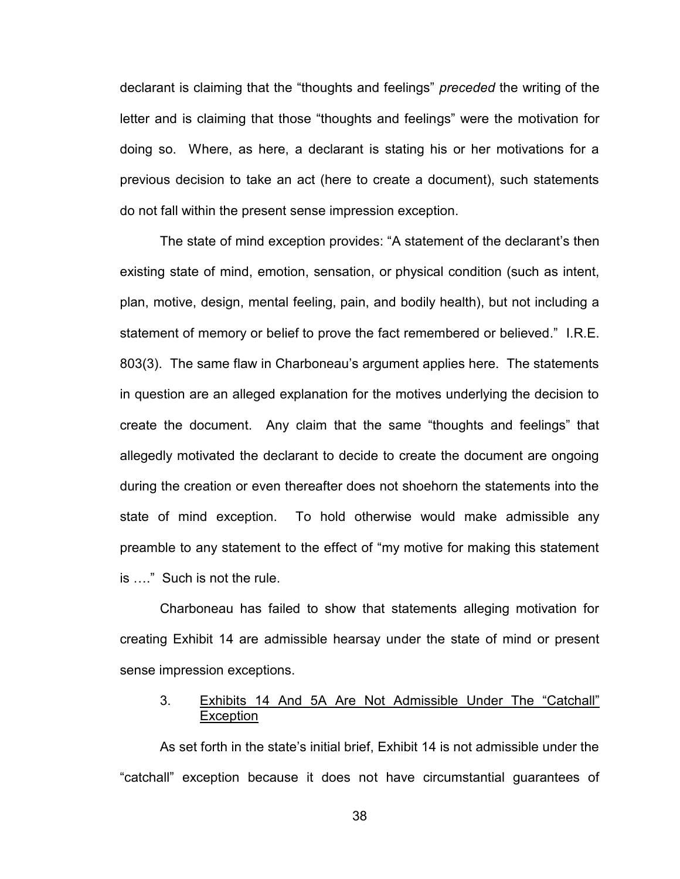declarant is claiming that the "thoughts and feelings" *preceded* the writing of the letter and is claiming that those "thoughts and feelings" were the motivation for doing so. Where, as here, a declarant is stating his or her motivations for a previous decision to take an act (here to create a document), such statements do not fall within the present sense impression exception.

The state of mind exception provides: "A statement of the declarant's then existing state of mind, emotion, sensation, or physical condition (such as intent, plan, motive, design, mental feeling, pain, and bodily health), but not including a statement of memory or belief to prove the fact remembered or believed." I.R.E. 803(3). The same flaw in Charboneau's argument applies here. The statements in question are an alleged explanation for the motives underlying the decision to create the document. Any claim that the same "thoughts and feelings" that allegedly motivated the declarant to decide to create the document are ongoing during the creation or even thereafter does not shoehorn the statements into the state of mind exception. To hold otherwise would make admissible any preamble to any statement to the effect of "my motive for making this statement is …." Such is not the rule.

Charboneau has failed to show that statements alleging motivation for creating Exhibit 14 are admissible hearsay under the state of mind or present sense impression exceptions.

### 3. Exhibits 14 And 5A Are Not Admissible Under The "Catchall" Exception

As set forth in the state's initial brief, Exhibit 14 is not admissible under the "catchall" exception because it does not have circumstantial guarantees of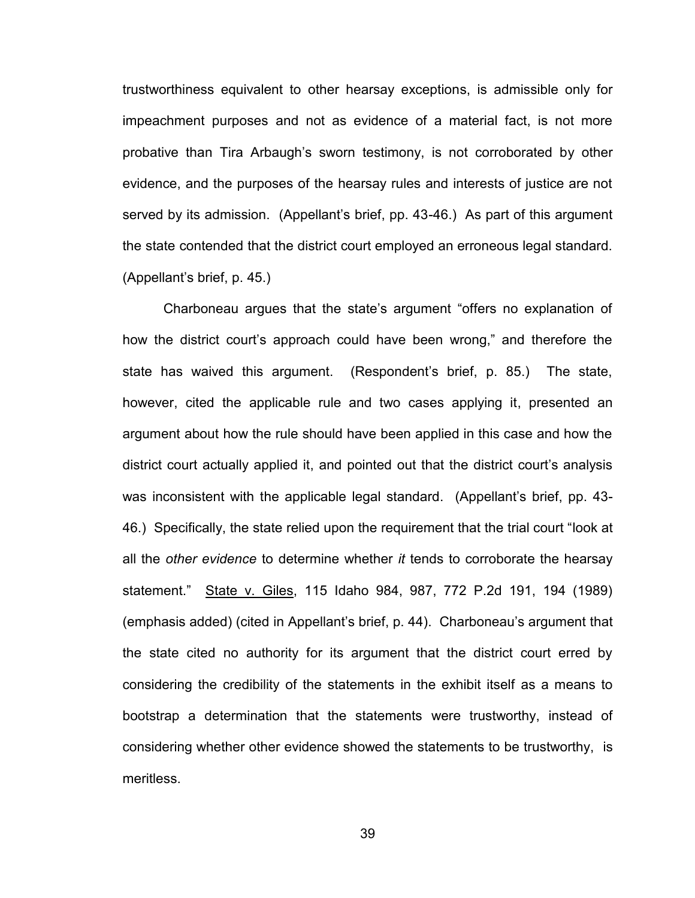trustworthiness equivalent to other hearsay exceptions, is admissible only for impeachment purposes and not as evidence of a material fact, is not more probative than Tira Arbaugh's sworn testimony, is not corroborated by other evidence, and the purposes of the hearsay rules and interests of justice are not served by its admission. (Appellant's brief, pp. 43-46.) As part of this argument the state contended that the district court employed an erroneous legal standard. (Appellant's brief, p. 45.)

Charboneau argues that the state's argument "offers no explanation of how the district court's approach could have been wrong," and therefore the state has waived this argument. (Respondent's brief, p. 85.) The state, however, cited the applicable rule and two cases applying it, presented an argument about how the rule should have been applied in this case and how the district court actually applied it, and pointed out that the district court's analysis was inconsistent with the applicable legal standard. (Appellant's brief, pp. 43-46.) Specifically, the state relied upon the requirement that the trial court "look at all the *other evidence* to determine whether *it* tends to corroborate the hearsay statement." State v. Giles, 115 Idaho 984, 987, 772 P.2d 191, 194 (1989) (emphasis added) (cited in Appellant's brief, p. 44). Charboneau's argument that the state cited no authority for its argument that the district court erred by considering the credibility of the statements in the exhibit itself as a means to bootstrap a determination that the statements were trustworthy, instead of considering whether other evidence showed the statements to be trustworthy, is meritless.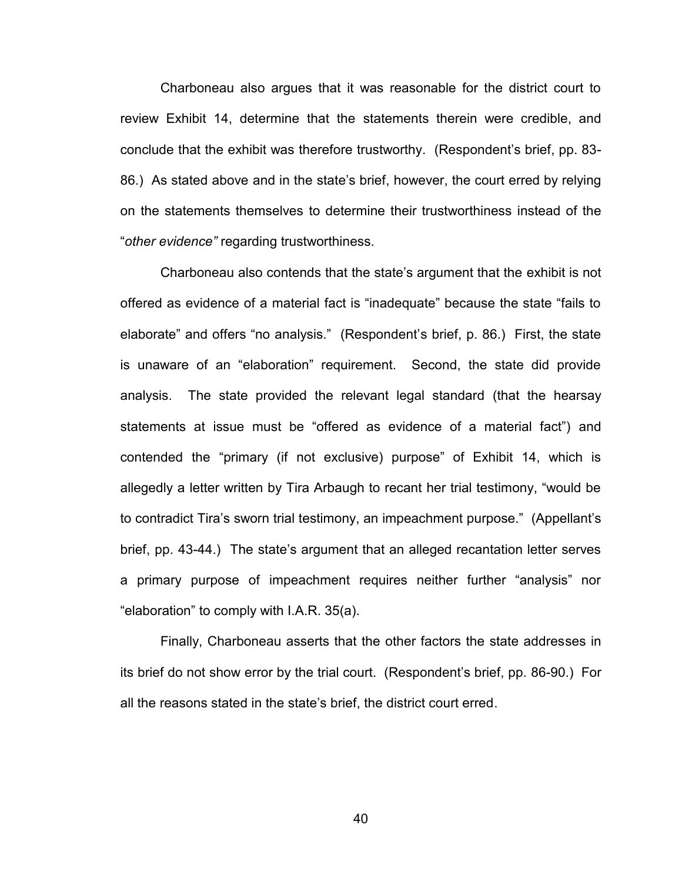Charboneau also argues that it was reasonable for the district court to review Exhibit 14, determine that the statements therein were credible, and conclude that the exhibit was therefore trustworthy. (Respondent's brief, pp. 83-86.) As stated above and in the state's brief, however, the court erred by relying on the statements themselves to determine their trustworthiness instead of the "*other evidence"* regarding trustworthiness.

Charboneau also contends that the state's argument that the exhibit is not offered as evidence of a material fact is "inadequate" because the state "fails to elaborate" and offers "no analysis." (Respondent's brief, p. 86.) First, the state is unaware of an "elaboration" requirement. Second, the state did provide analysis. The state provided the relevant legal standard (that the hearsay statements at issue must be "offered as evidence of a material fact") and contended the "primary (if not exclusive) purpose" of Exhibit 14, which is allegedly a letter written by Tira Arbaugh to recant her trial testimony, "would be to contradict Tira's sworn trial testimony, an impeachment purpose." (Appellant's brief, pp. 43-44.) The state's argument that an alleged recantation letter serves a primary purpose of impeachment requires neither further "analysis" nor "elaboration" to comply with I.A.R. 35(a).

Finally, Charboneau asserts that the other factors the state addresses in its brief do not show error by the trial court. (Respondent's brief, pp. 86-90.) For all the reasons stated in the state's brief, the district court erred.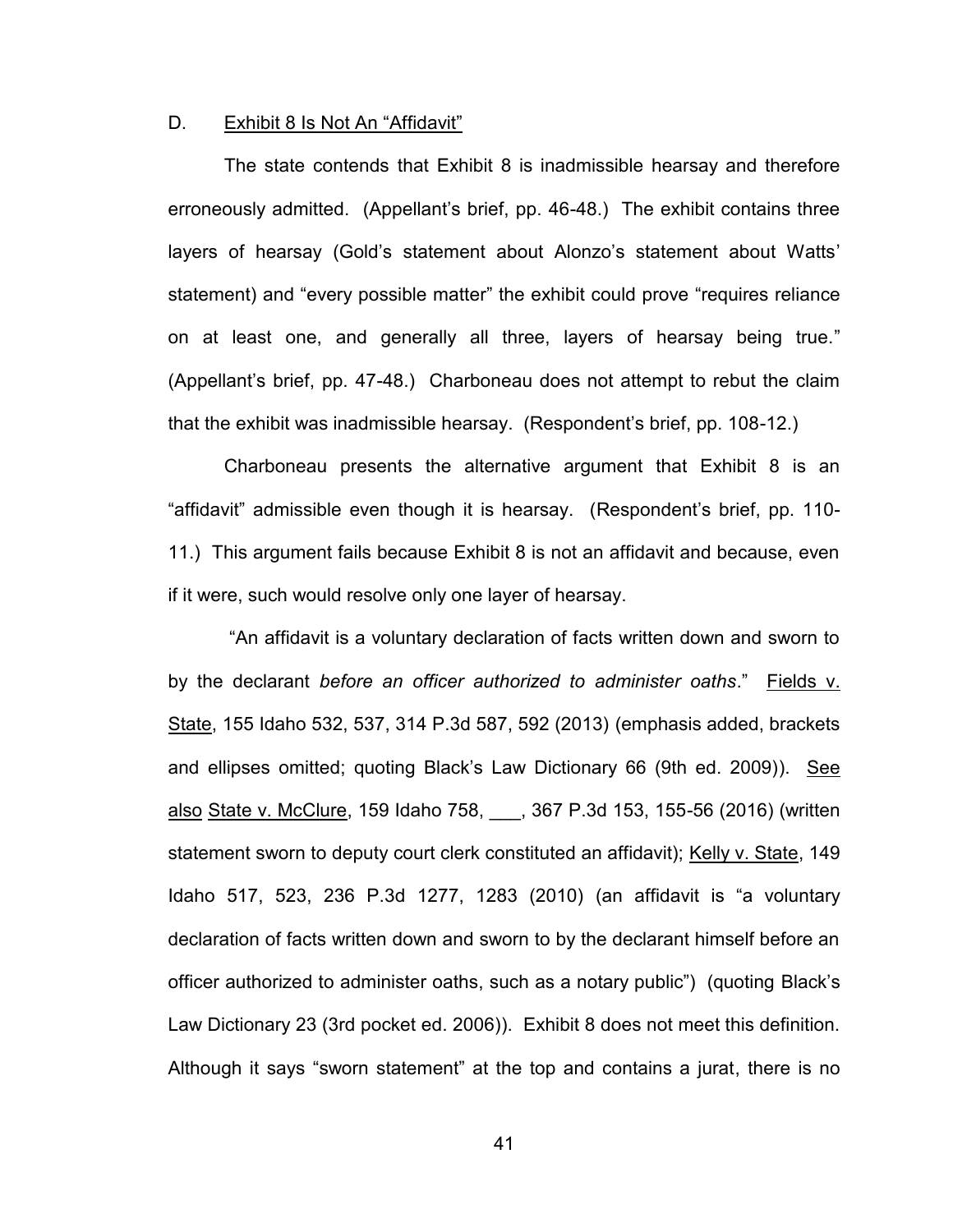D. <u>Exhibit 8 Is Not An "Affidavit"</u>

The state contends that Exhibit 8 is inadmissible hearsay and therefore erroneously admitted. (Appellant's brief, pp. 46-48.) The exhibit contains three layers of hearsay (Gold's statement about Alonzo's statement about Watts' statement) and "every possible matter" the exhibit could prove "requires reliance on at least one, and generally all three, layers of hearsay being true." (Appellant's brief, pp. 47-48.) Charboneau does not attempt to rebut the claim that the exhibit was inadmissible hearsay. (Respondent's brief, pp. 108-12.)

Charboneau presents the alternative argument that Exhibit 8 is an "affidavit" admissible even though it is hearsay. (Respondent's brief, pp. 110-11.) This argument fails because Exhibit 8 is not an affidavit and because, even if it were, such would resolve only one layer of hearsay.

"An affidavit is a voluntary declaration of facts written down and sworn to by the declarant *before an officer authorized to administer oaths*." <u>Fields v. State</u>, 155 Idaho 532, 537, 314 P.3d 587, 592 (2013) (emphasis added, brackets and ellipses omitted; quoting Black's Law Dictionary 66 (9th ed. 2009)). <u>See also</u> <u>State v. McClure</u>, 159 Idaho 758, ___, 367 P.3d 153, 155-56 (2016) (written statement sworn to deputy court clerk constituted an affidavit); <u>Kelly v. State</u>, 149 Idaho 517, 523, 236 P.3d 1277, 1283 (2010) (an affidavit is "a voluntary declaration of facts written down and sworn to by the declarant himself before an officer authorized to administer oaths, such as a notary public") (quoting Black's Law Dictionary 23 (3rd pocket ed. 2006)). Exhibit 8 does not meet this definition. Although it says "sworn statement" at the top and contains a jurat, there is no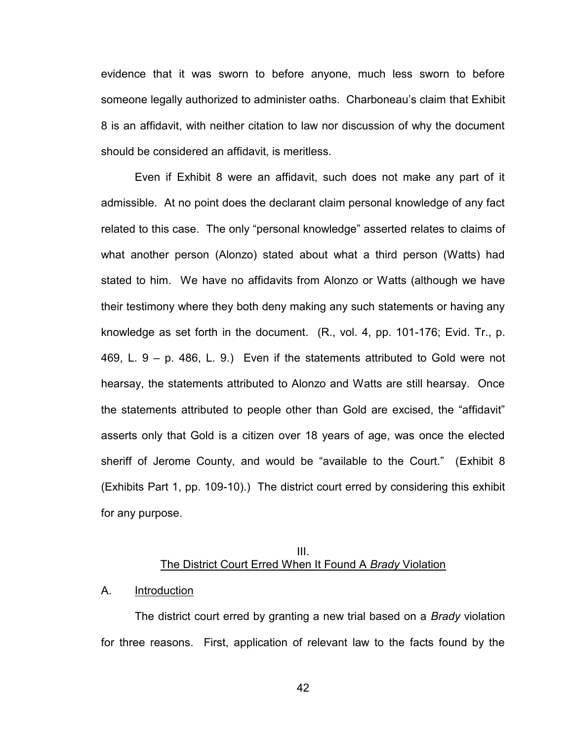evidence that it was sworn to before anyone, much less sworn to before someone legally authorized to administer oaths. Charboneau's claim that Exhibit 8 is an affidavit, with neither citation to law nor discussion of why the document should be considered an affidavit, is meritless.

Even if Exhibit 8 were an affidavit, such does not make any part of it admissible. At no point does the declarant claim personal knowledge of any fact related to this case. The only "personal knowledge" asserted relates to claims of what another person (Alonzo) stated about what a third person (Watts) had stated to him. We have no affidavits from Alonzo or Watts (although we have their testimony where they both deny making any such statements or having any knowledge as set forth in the document. (R., vol. 4, pp. 101-176; Evid. Tr., p. 469, L. 9 – p. 486, L. 9.) Even if the statements attributed to Gold were not hearsay, the statements attributed to Alonzo and Watts are still hearsay. Once the statements attributed to people other than Gold are excised, the "affidavit" asserts only that Gold is a citizen over 18 years of age, was once the elected sheriff of Jerome County, and would be "available to the Court." (Exhibit 8 (Exhibits Part 1, pp. 109-10).) The district court erred by considering this exhibit for any purpose.

## III.
## The District Court Erred When It Found A *Brady* Violation

### A. Introduction

The district court erred by granting a new trial based on a *Brady* violation for three reasons. First, application of relevant law to the facts found by the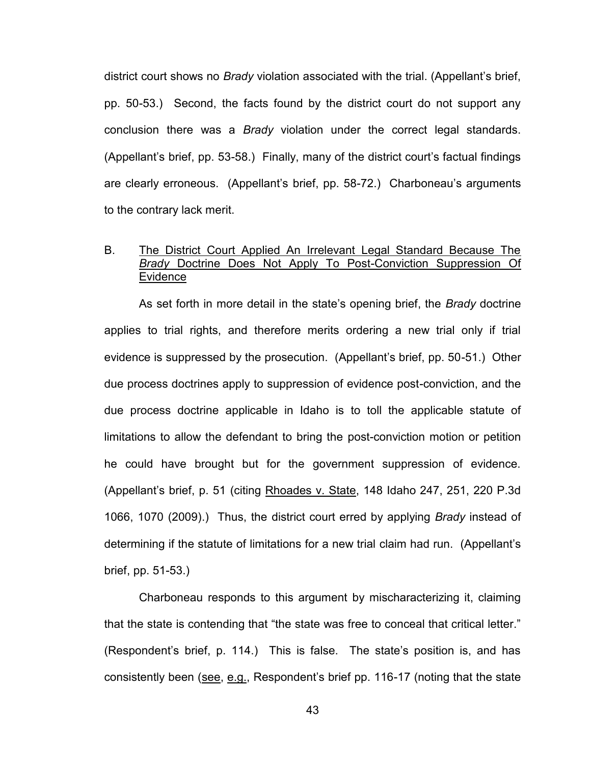district court shows no *Brady* violation associated with the trial. (Appellant's brief, pp. 50-53.) Second, the facts found by the district court do not support any conclusion there was a *Brady* violation under the correct legal standards. (Appellant's brief, pp. 53-58.) Finally, many of the district court's factual findings are clearly erroneous. (Appellant's brief, pp. 58-72.) Charboneau's arguments to the contrary lack merit.

### B. <u>The District Court Applied An Irrelevant Legal Standard Because The *Brady* Doctrine Does Not Apply To Post-Conviction Suppression Of Evidence</u>

As set forth in more detail in the state's opening brief, the *Brady* doctrine applies to trial rights, and therefore merits ordering a new trial only if trial evidence is suppressed by the prosecution. (Appellant's brief, pp. 50-51.) Other due process doctrines apply to suppression of evidence post-conviction, and the due process doctrine applicable in Idaho is to toll the applicable statute of limitations to allow the defendant to bring the post-conviction motion or petition he could have brought but for the government suppression of evidence. (Appellant's brief, p. 51 (citing <u>Rhoades v. State</u>, 148 Idaho 247, 251, 220 P.3d 1066, 1070 (2009).) Thus, the district court erred by applying *Brady* instead of determining if the statute of limitations for a new trial claim had run. (Appellant's brief, pp. 51-53.)

Charboneau responds to this argument by mischaracterizing it, claiming that the state is contending that "the state was free to conceal that critical letter." (Respondent's brief, p. 114.) This is false. The state's position is, and has consistently been (<u>see</u>, <u>e.g.</u>, Respondent's brief pp. 116-17 (noting that the state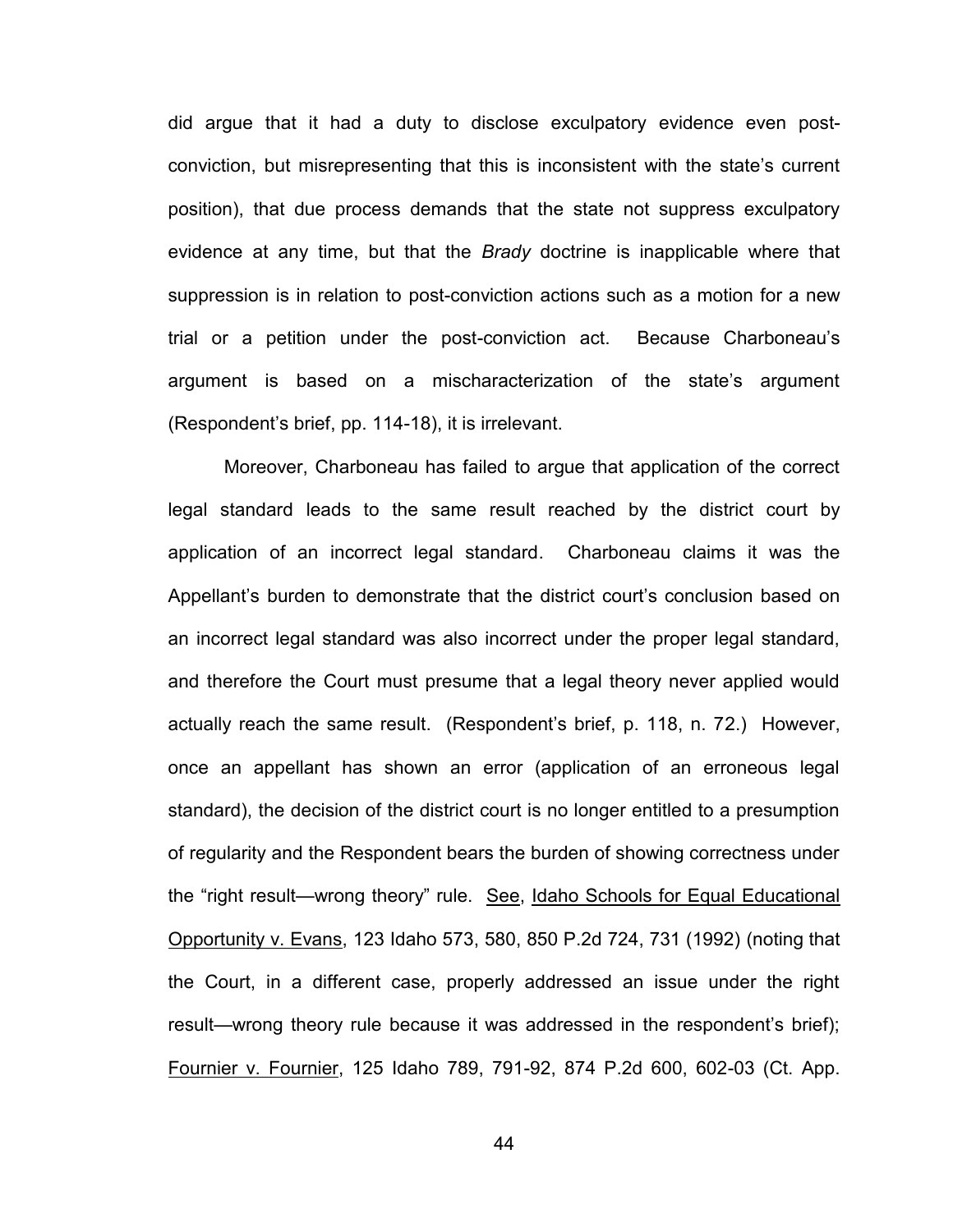did argue that it had a duty to disclose exculpatory evidence even post-conviction, but misrepresenting that this is inconsistent with the state's current position), that due process demands that the state not suppress exculpatory evidence at any time, but that the *Brady* doctrine is inapplicable where that suppression is in relation to post-conviction actions such as a motion for a new trial or a petition under the post-conviction act. Because Charboneau's argument is based on a mischaracterization of the state's argument (Respondent's brief, pp. 114-18), it is irrelevant.

Moreover, Charboneau has failed to argue that application of the correct legal standard leads to the same result reached by the district court by application of an incorrect legal standard. Charboneau claims it was the Appellant's burden to demonstrate that the district court's conclusion based on an incorrect legal standard was also incorrect under the proper legal standard, and therefore the Court must presume that a legal theory never applied would actually reach the same result. (Respondent's brief, p. 118, n. 72.) However, once an appellant has shown an error (application of an erroneous legal standard), the decision of the district court is no longer entitled to a presumption of regularity and the Respondent bears the burden of showing correctness under the "right result—wrong theory" rule. <u>See</u>, <u>Idaho Schools for Equal Educational Opportunity v. Evans</u>, 123 Idaho 573, 580, 850 P.2d 724, 731 (1992) (noting that the Court, in a different case, properly addressed an issue under the right result—wrong theory rule because it was addressed in the respondent's brief); <u>Fournier v. Fournier</u>, 125 Idaho 789, 791-92, 874 P.2d 600, 602-03 (Ct. App.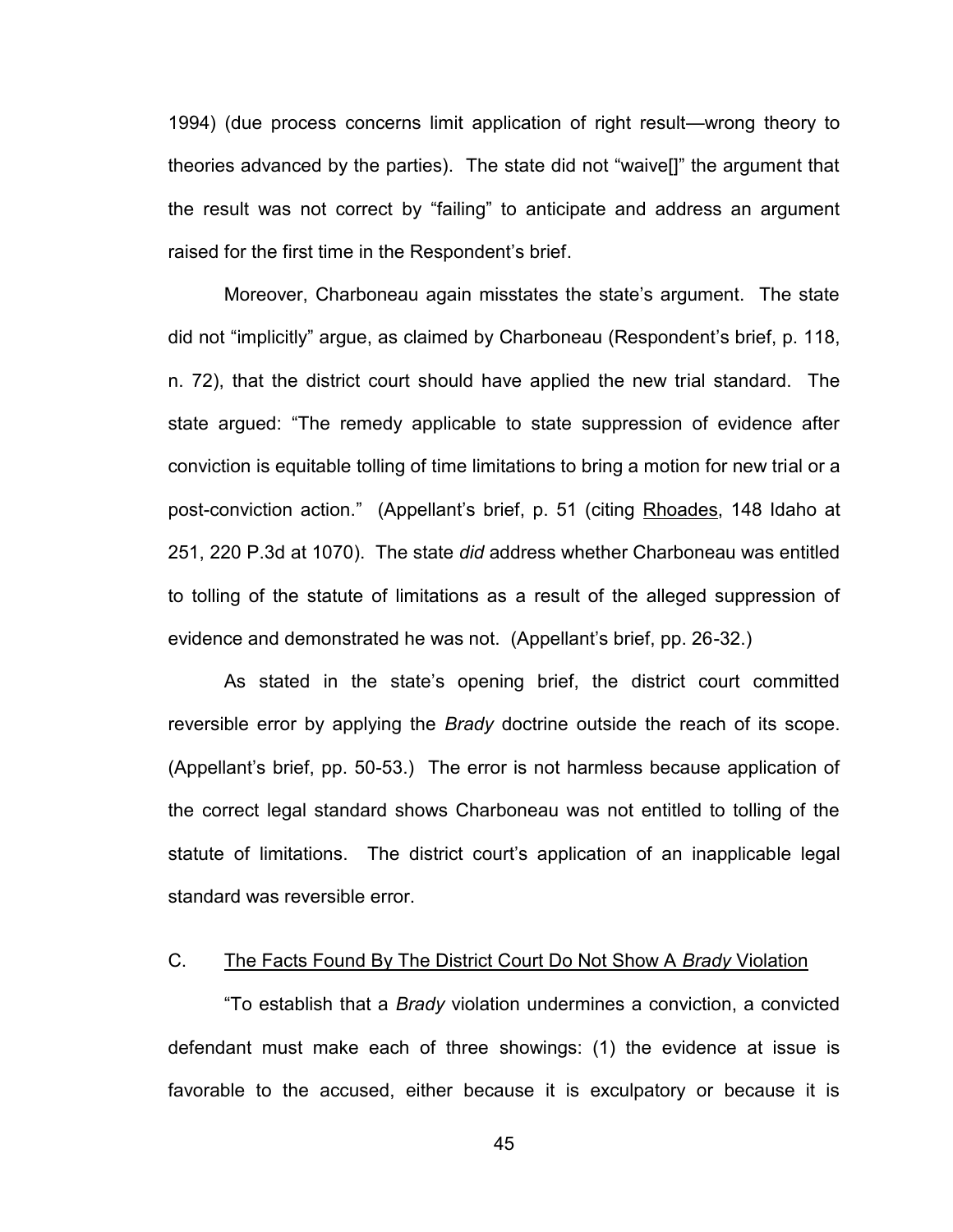1994) (due process concerns limit application of right result—wrong theory to theories advanced by the parties). The state did not "waive[]" the argument that the result was not correct by "failing" to anticipate and address an argument raised for the first time in the Respondent's brief.

Moreover, Charboneau again misstates the state's argument. The state did not "implicitly" argue, as claimed by Charboneau (Respondent's brief, p. 118, n. 72), that the district court should have applied the new trial standard. The state argued: "The remedy applicable to state suppression of evidence after conviction is equitable tolling of time limitations to bring a motion for new trial or a post-conviction action." (Appellant's brief, p. 51 (citing Rhoades, 148 Idaho at 251, 220 P.3d at 1070). The state *did* address whether Charboneau was entitled to tolling of the statute of limitations as a result of the alleged suppression of evidence and demonstrated he was not. (Appellant's brief, pp. 26-32.)

As stated in the state's opening brief, the district court committed reversible error by applying the *Brady* doctrine outside the reach of its scope. (Appellant's brief, pp. 50-53.) The error is not harmless because application of the correct legal standard shows Charboneau was not entitled to tolling of the statute of limitations. The district court's application of an inapplicable legal standard was reversible error.

### C. The Facts Found By The District Court Do Not Show A *Brady* Violation

"To establish that a *Brady* violation undermines a conviction, a convicted defendant must make each of three showings: (1) the evidence at issue is favorable to the accused, either because it is exculpatory or because it is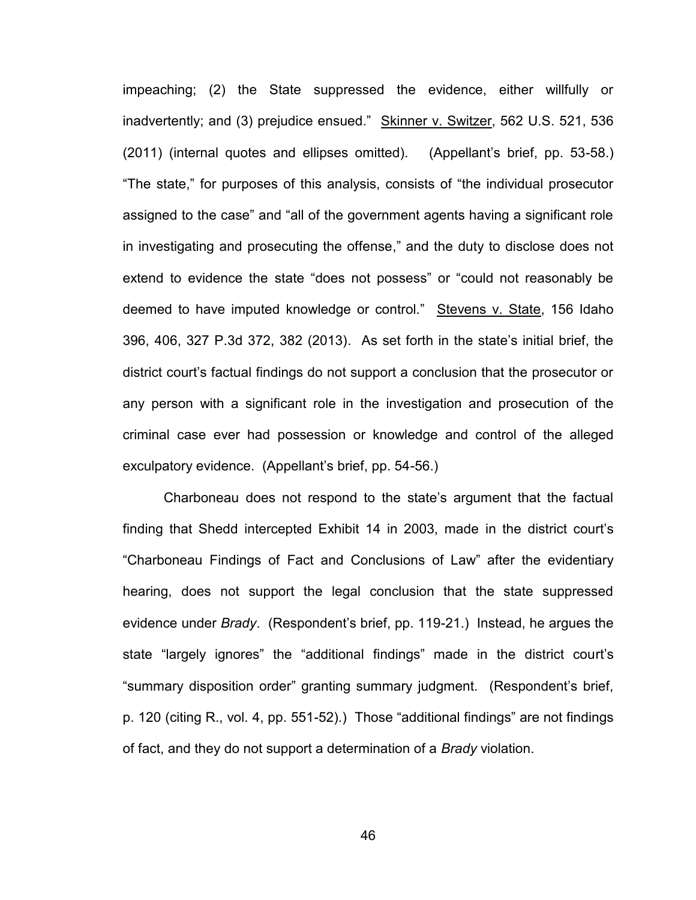impeaching; (2) the State suppressed the evidence, either willfully or inadvertently; and (3) prejudice ensued." Skinner v. Switzer, 562 U.S. 521, 536 (2011) (internal quotes and ellipses omitted). (Appellant's brief, pp. 53-58.) "The state," for purposes of this analysis, consists of "the individual prosecutor assigned to the case" and "all of the government agents having a significant role in investigating and prosecuting the offense," and the duty to disclose does not extend to evidence the state "does not possess" or "could not reasonably be deemed to have imputed knowledge or control." Stevens v. State, 156 Idaho 396, 406, 327 P.3d 372, 382 (2013). As set forth in the state's initial brief, the district court's factual findings do not support a conclusion that the prosecutor or any person with a significant role in the investigation and prosecution of the criminal case ever had possession or knowledge and control of the alleged exculpatory evidence. (Appellant's brief, pp. 54-56.)

Charboneau does not respond to the state's argument that the factual finding that Shedd intercepted Exhibit 14 in 2003, made in the district court's "Charboneau Findings of Fact and Conclusions of Law" after the evidentiary hearing, does not support the legal conclusion that the state suppressed evidence under *Brady*. (Respondent's brief, pp. 119-21.) Instead, he argues the state "largely ignores" the "additional findings" made in the district court's "summary disposition order" granting summary judgment. (Respondent's brief, p. 120 (citing R., vol. 4, pp. 551-52).) Those "additional findings" are not findings of fact, and they do not support a determination of a *Brady* violation.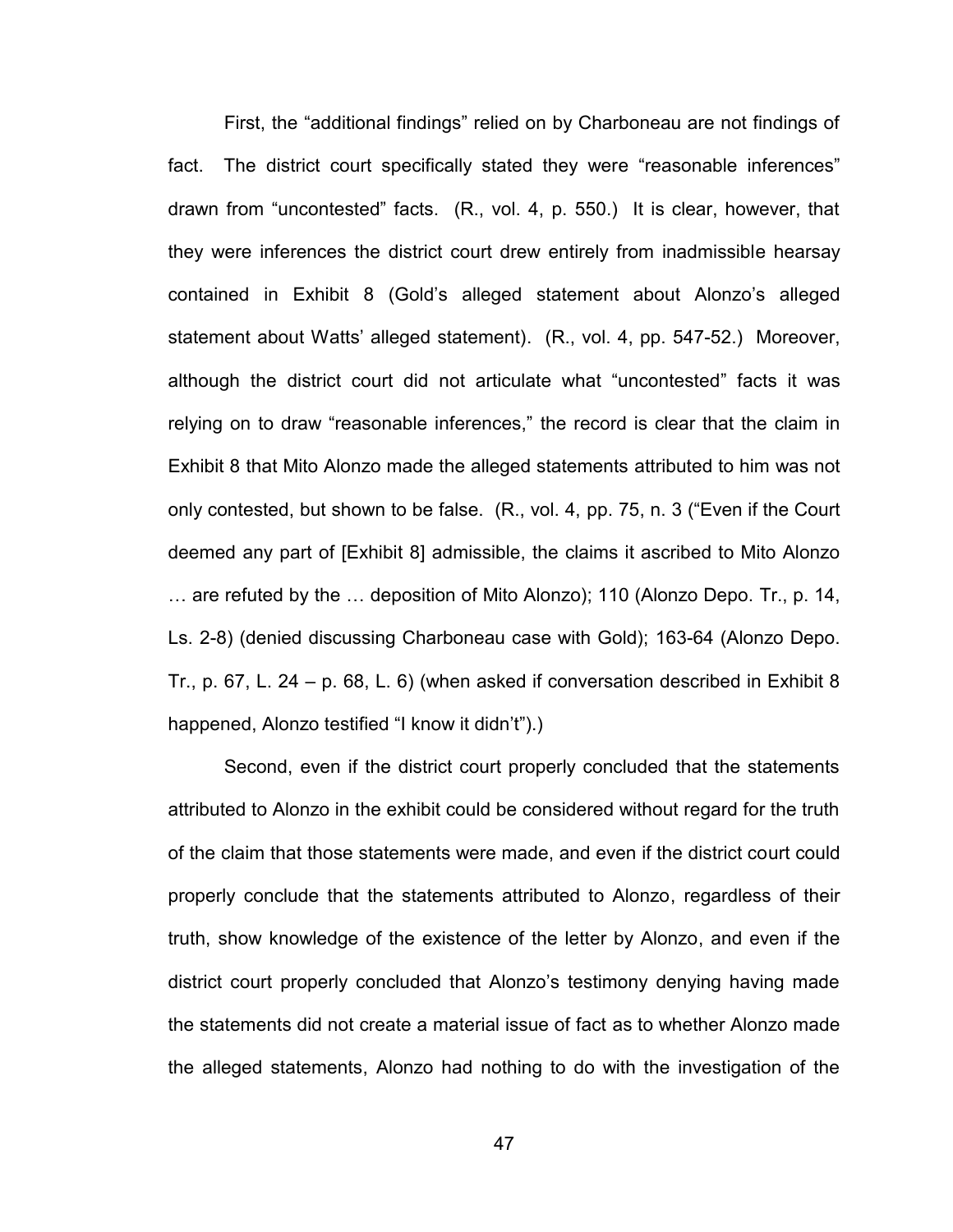First, the "additional findings" relied on by Charboneau are not findings of fact. The district court specifically stated they were "reasonable inferences" drawn from "uncontested" facts. (R., vol. 4, p. 550.) It is clear, however, that they were inferences the district court drew entirely from inadmissible hearsay contained in Exhibit 8 (Gold's alleged statement about Alonzo's alleged statement about Watts' alleged statement). (R., vol. 4, pp. 547-52.) Moreover, although the district court did not articulate what "uncontested" facts it was relying on to draw "reasonable inferences," the record is clear that the claim in Exhibit 8 that Mito Alonzo made the alleged statements attributed to him was not only contested, but shown to be false. (R., vol. 4, pp. 75, n. 3 ("Even if the Court deemed any part of [Exhibit 8] admissible, the claims it ascribed to Mito Alonzo … are refuted by the … deposition of Mito Alonzo); 110 (Alonzo Depo. Tr., p. 14, Ls. 2-8) (denied discussing Charboneau case with Gold); 163-64 (Alonzo Depo. Tr., p. 67, L. 24 – p. 68, L. 6) (when asked if conversation described in Exhibit 8 happened, Alonzo testified "I know it didn't").)

Second, even if the district court properly concluded that the statements attributed to Alonzo in the exhibit could be considered without regard for the truth of the claim that those statements were made, and even if the district court could properly conclude that the statements attributed to Alonzo, regardless of their truth, show knowledge of the existence of the letter by Alonzo, and even if the district court properly concluded that Alonzo's testimony denying having made the statements did not create a material issue of fact as to whether Alonzo made the alleged statements, Alonzo had nothing to do with the investigation of the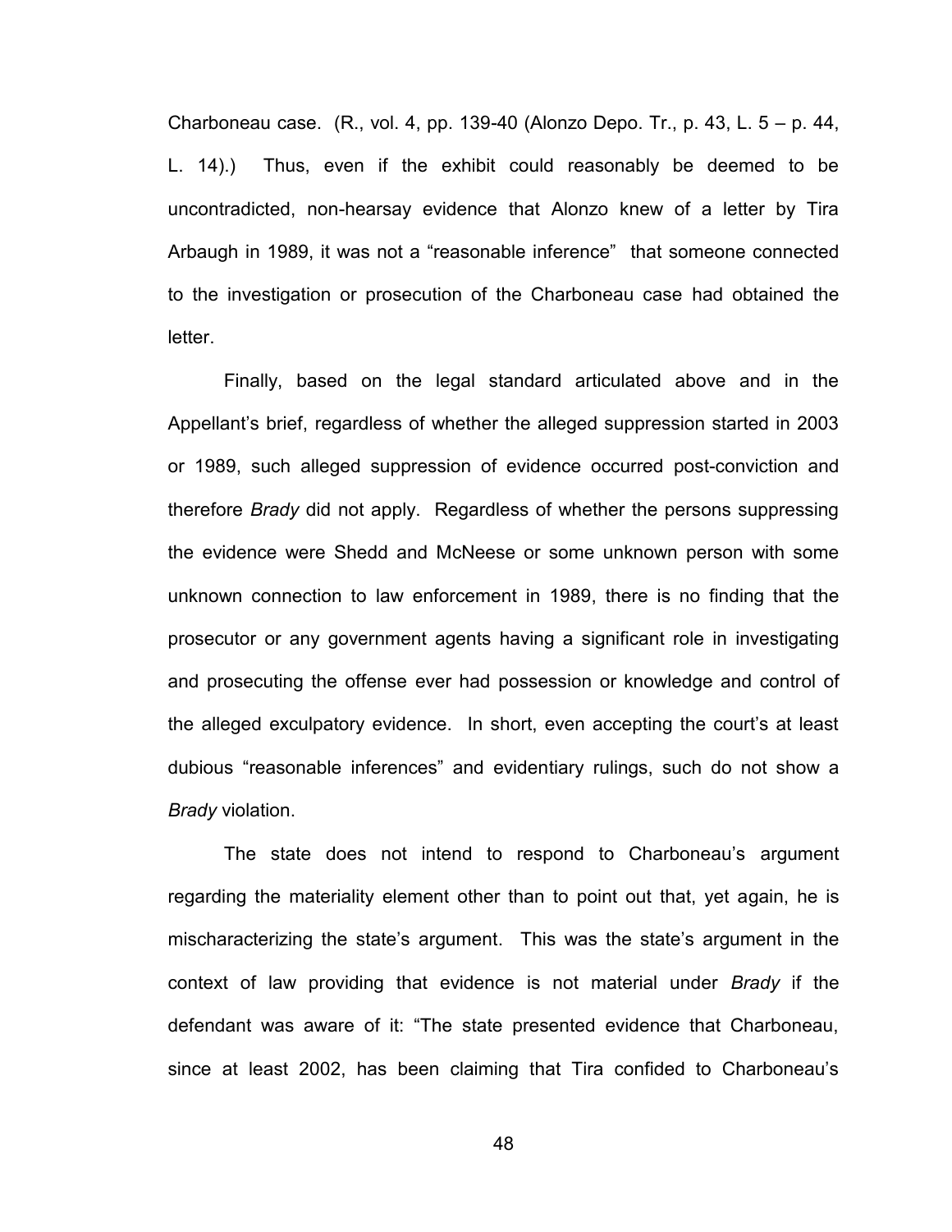Charboneau case. (R., vol. 4, pp. 139-40 (Alonzo Depo. Tr., p. 43, L. 5 – p. 44, L. 14).) Thus, even if the exhibit could reasonably be deemed to be uncontradicted, non-hearsay evidence that Alonzo knew of a letter by Tira Arbaugh in 1989, it was not a "reasonable inference" that someone connected to the investigation or prosecution of the Charboneau case had obtained the letter.

Finally, based on the legal standard articulated above and in the Appellant's brief, regardless of whether the alleged suppression started in 2003 or 1989, such alleged suppression of evidence occurred post-conviction and therefore *Brady* did not apply. Regardless of whether the persons suppressing the evidence were Shedd and McNeese or some unknown person with some unknown connection to law enforcement in 1989, there is no finding that the prosecutor or any government agents having a significant role in investigating and prosecuting the offense ever had possession or knowledge and control of the alleged exculpatory evidence. In short, even accepting the court's at least dubious "reasonable inferences" and evidentiary rulings, such do not show a *Brady* violation.

The state does not intend to respond to Charboneau's argument regarding the materiality element other than to point out that, yet again, he is mischaracterizing the state's argument. This was the state's argument in the context of law providing that evidence is not material under *Brady* if the defendant was aware of it: "The state presented evidence that Charboneau, since at least 2002, has been claiming that Tira confided to Charboneau's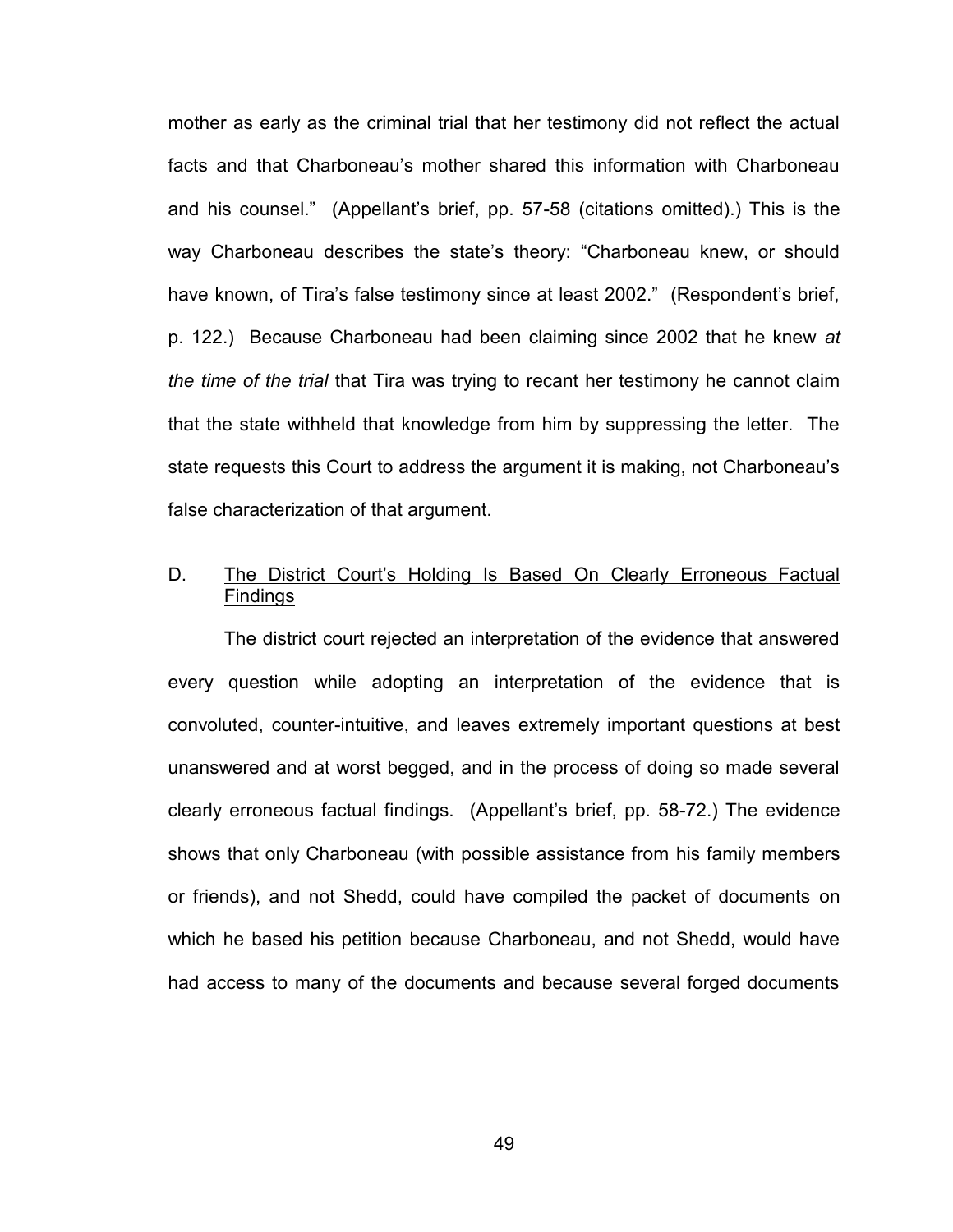mother as early as the criminal trial that her testimony did not reflect the actual facts and that Charboneau's mother shared this information with Charboneau and his counsel." (Appellant's brief, pp. 57-58 (citations omitted).) This is the way Charboneau describes the state's theory: "Charboneau knew, or should have known, of Tira's false testimony since at least 2002." (Respondent's brief, p. 122.) Because Charboneau had been claiming since 2002 that he knew *at the time of the trial* that Tira was trying to recant her testimony he cannot claim that the state withheld that knowledge from him by suppressing the letter. The state requests this Court to address the argument it is making, not Charboneau's false characterization of that argument.

## D. <u>The District Court's Holding Is Based On Clearly Erroneous Factual Findings</u>

The district court rejected an interpretation of the evidence that answered every question while adopting an interpretation of the evidence that is convoluted, counter-intuitive, and leaves extremely important questions at best unanswered and at worst begged, and in the process of doing so made several clearly erroneous factual findings. (Appellant's brief, pp. 58-72.) The evidence shows that only Charboneau (with possible assistance from his family members or friends), and not Shedd, could have compiled the packet of documents on which he based his petition because Charboneau, and not Shedd, would have had access to many of the documents and because several forged documents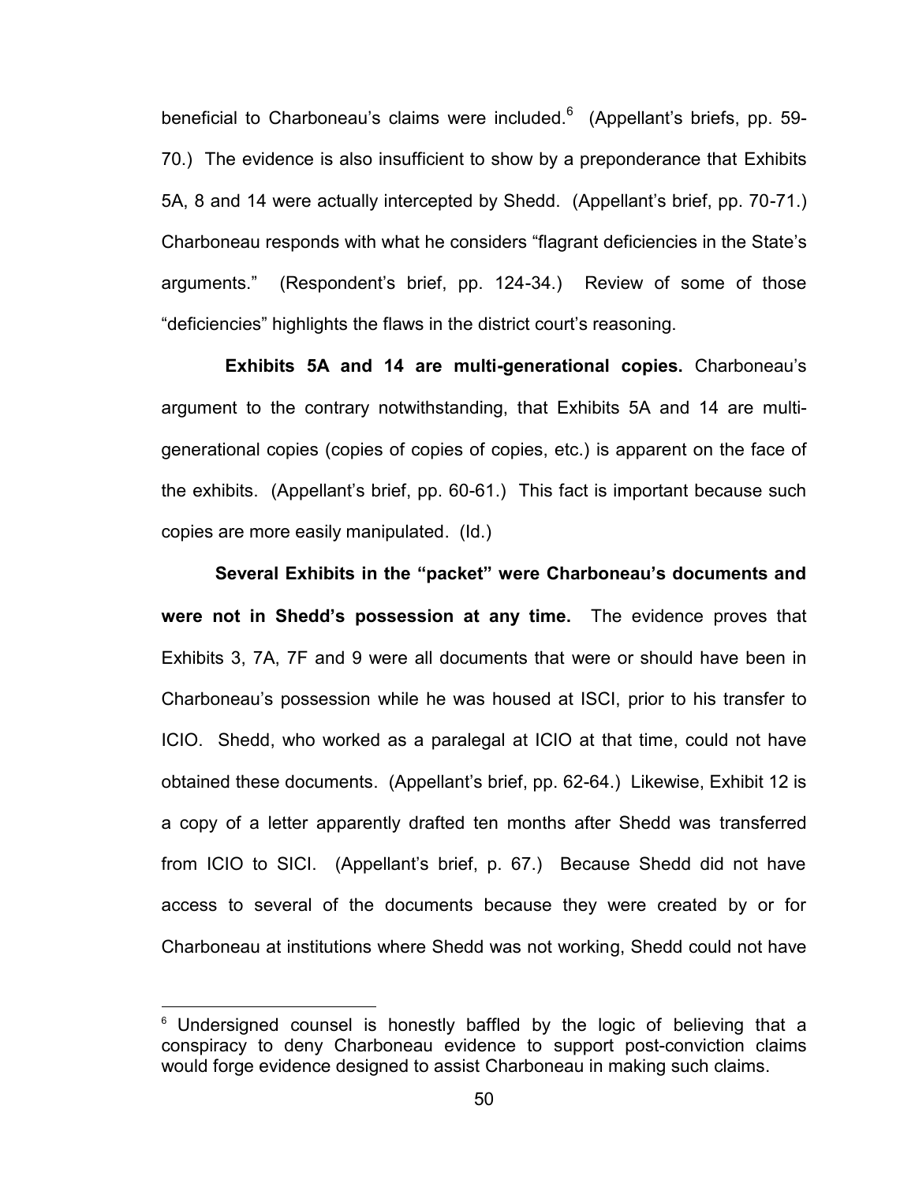beneficial to Charboneau's claims were included.[6] (Appellant's briefs, pp. 59-70.) The evidence is also insufficient to show by a preponderance that Exhibits 5A, 8 and 14 were actually intercepted by Shedd. (Appellant's brief, pp. 70-71.) Charboneau responds with what he considers "flagrant deficiencies in the State's arguments." (Respondent's brief, pp. 124-34.) Review of some of those "deficiencies" highlights the flaws in the district court's reasoning.

**Exhibits 5A and 14 are multi-generational copies.** Charboneau's argument to the contrary notwithstanding, that Exhibits 5A and 14 are multi-generational copies (copies of copies of copies, etc.) is apparent on the face of the exhibits. (Appellant's brief, pp. 60-61.) This fact is important because such copies are more easily manipulated. (Id.)

**Several Exhibits in the "packet" were Charboneau's documents and were not in Shedd's possession at any time.** The evidence proves that Exhibits 3, 7A, 7F and 9 were all documents that were or should have been in Charboneau's possession while he was housed at ISCI, prior to his transfer to ICIO. Shedd, who worked as a paralegal at ICIO at that time, could not have obtained these documents. (Appellant's brief, pp. 62-64.) Likewise, Exhibit 12 is a copy of a letter apparently drafted ten months after Shedd was transferred from ICIO to SICI. (Appellant's brief, p. 67.) Because Shedd did not have access to several of the documents because they were created by or for Charboneau at institutions where Shedd was not working, Shedd could not have

[6] Undersigned counsel is honestly baffled by the logic of believing that a conspiracy to deny Charboneau evidence to support post-conviction claims would forge evidence designed to assist Charboneau in making such claims.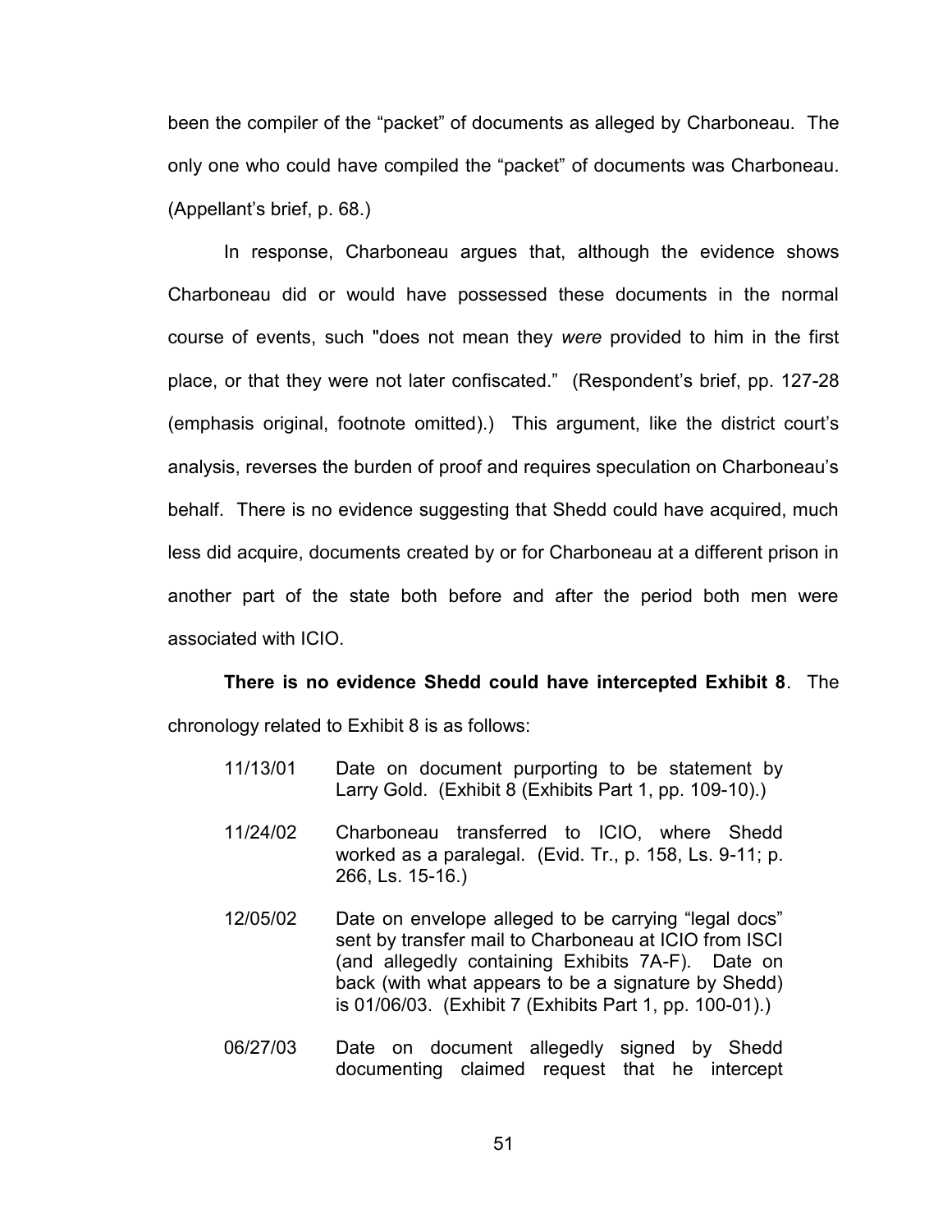been the compiler of the "packet" of documents as alleged by Charboneau. The only one who could have compiled the "packet" of documents was Charboneau. (Appellant's brief, p. 68.)

In response, Charboneau argues that, although the evidence shows Charboneau did or would have possessed these documents in the normal course of events, such "does not mean they *were* provided to him in the first place, or that they were not later confiscated." (Respondent's brief, pp. 127-28 (emphasis original, footnote omitted).) This argument, like the district court's analysis, reverses the burden of proof and requires speculation on Charboneau's behalf. There is no evidence suggesting that Shedd could have acquired, much less did acquire, documents created by or for Charboneau at a different prison in another part of the state both before and after the period both men were associated with ICIO.

**There is no evidence Shedd could have intercepted Exhibit 8**. The chronology related to Exhibit 8 is as follows:

| | |
|---|---|
| 11/13/01 | Date on document purporting to be statement by Larry Gold. (Exhibit 8 (Exhibits Part 1, pp. 109-10).) |
| 11/24/02 | Charboneau transferred to ICIO, where Shedd worked as a paralegal. (Evid. Tr., p. 158, Ls. 9-11; p. 266, Ls. 15-16.) |
| 12/05/02 | Date on envelope alleged to be carrying "legal docs" sent by transfer mail to Charboneau at ICIO from ISCI (and allegedly containing Exhibits 7A-F). Date on back (with what appears to be a signature by Shedd) is 01/06/03. (Exhibit 7 (Exhibits Part 1, pp. 100-01).) |
| 06/27/03 | Date on document allegedly signed by Shedd documenting claimed request that he intercept |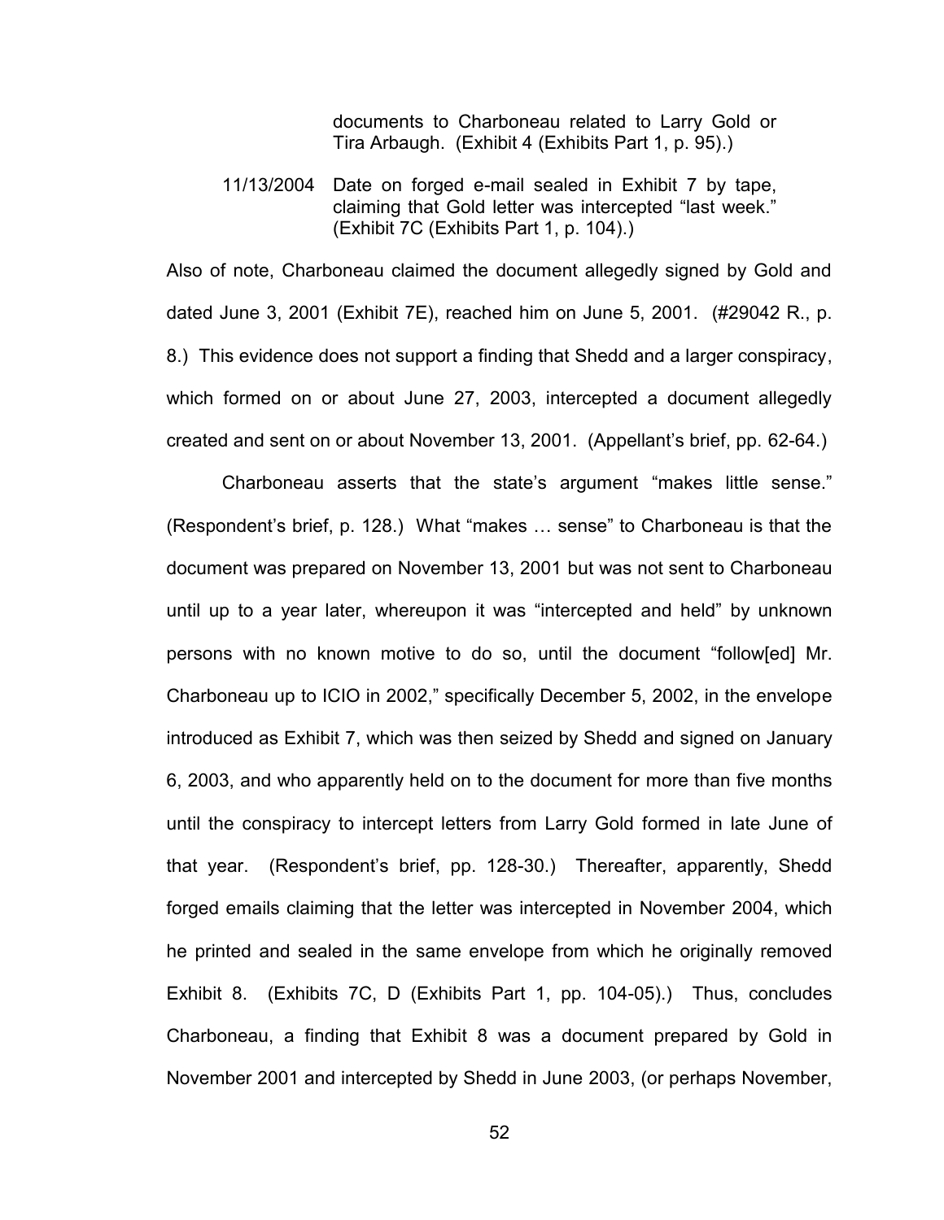documents to Charboneau related to Larry Gold or Tira Arbaugh. (Exhibit 4 (Exhibits Part 1, p. 95).)

11/13/2004 Date on forged e-mail sealed in Exhibit 7 by tape, claiming that Gold letter was intercepted "last week." (Exhibit 7C (Exhibits Part 1, p. 104).)

Also of note, Charboneau claimed the document allegedly signed by Gold and dated June 3, 2001 (Exhibit 7E), reached him on June 5, 2001. (#29042 R., p. 8.) This evidence does not support a finding that Shedd and a larger conspiracy, which formed on or about June 27, 2003, intercepted a document allegedly created and sent on or about November 13, 2001. (Appellant's brief, pp. 62-64.)

Charboneau asserts that the state's argument "makes little sense." (Respondent's brief, p. 128.) What "makes … sense" to Charboneau is that the document was prepared on November 13, 2001 but was not sent to Charboneau until up to a year later, whereupon it was "intercepted and held" by unknown persons with no known motive to do so, until the document "follow[ed] Mr. Charboneau up to ICIO in 2002," specifically December 5, 2002, in the envelope introduced as Exhibit 7, which was then seized by Shedd and signed on January 6, 2003, and who apparently held on to the document for more than five months until the conspiracy to intercept letters from Larry Gold formed in late June of that year. (Respondent's brief, pp. 128-30.) Thereafter, apparently, Shedd forged emails claiming that the letter was intercepted in November 2004, which he printed and sealed in the same envelope from which he originally removed Exhibit 8. (Exhibits 7C, D (Exhibits Part 1, pp. 104-05).) Thus, concludes Charboneau, a finding that Exhibit 8 was a document prepared by Gold in November 2001 and intercepted by Shedd in June 2003, (or perhaps November,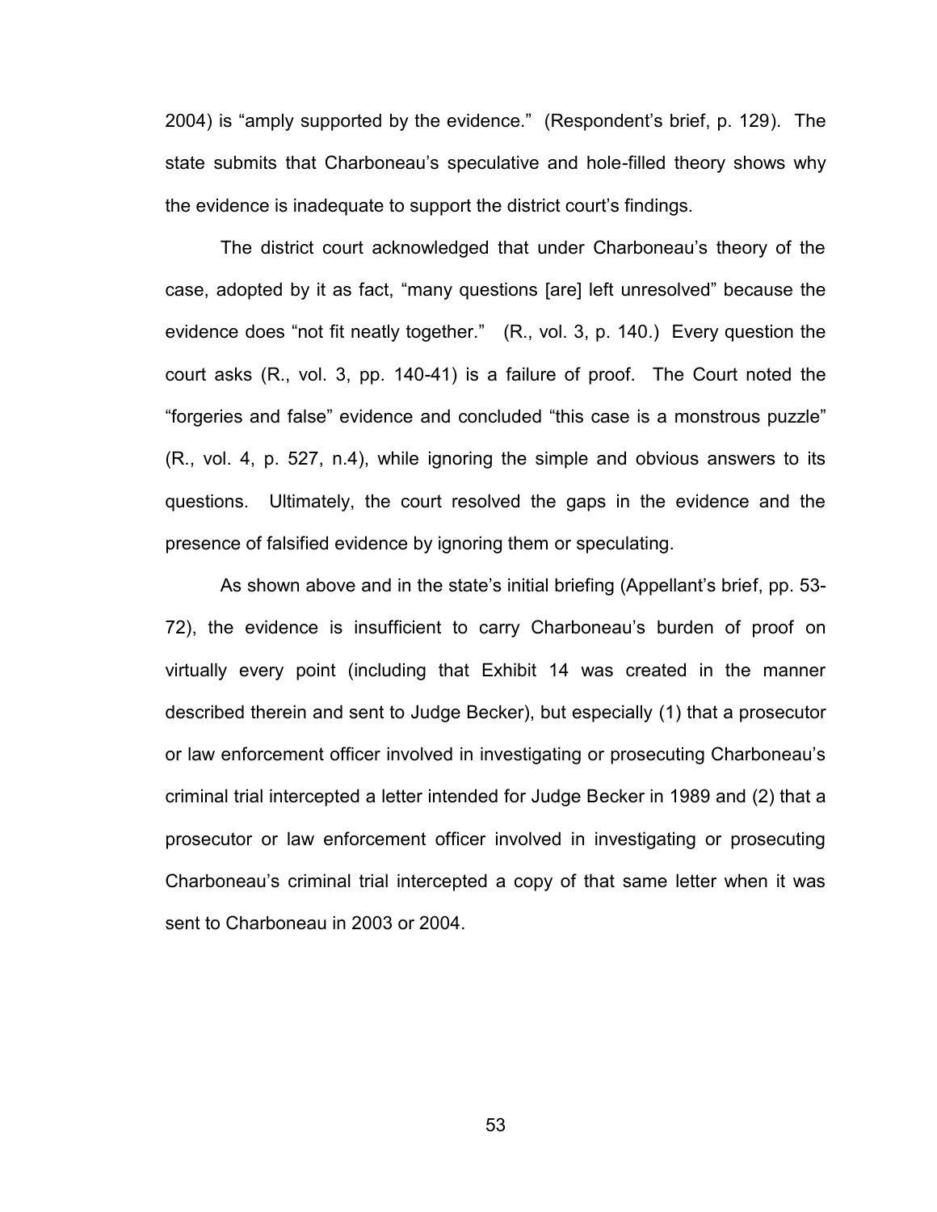2004) is “amply supported by the evidence.” (Respondent’s brief, p. 129). The state submits that Charboneau’s speculative and hole-filled theory shows why the evidence is inadequate to support the district court’s findings.

The district court acknowledged that under Charboneau’s theory of the case, adopted by it as fact, “many questions [are] left unresolved” because the evidence does “not fit neatly together.” (R., vol. 3, p. 140.) Every question the court asks (R., vol. 3, pp. 140-41) is a failure of proof. The Court noted the “forgeries and false” evidence and concluded “this case is a monstrous puzzle” (R., vol. 4, p. 527, n.4), while ignoring the simple and obvious answers to its questions. Ultimately, the court resolved the gaps in the evidence and the presence of falsified evidence by ignoring them or speculating.

As shown above and in the state’s initial briefing (Appellant’s brief, pp. 53-72), the evidence is insufficient to carry Charboneau’s burden of proof on virtually every point (including that Exhibit 14 was created in the manner described therein and sent to Judge Becker), but especially (1) that a prosecutor or law enforcement officer involved in investigating or prosecuting Charboneau’s criminal trial intercepted a letter intended for Judge Becker in 1989 and (2) that a prosecutor or law enforcement officer involved in investigating or prosecuting Charboneau’s criminal trial intercepted a copy of that same letter when it was sent to Charboneau in 2003 or 2004.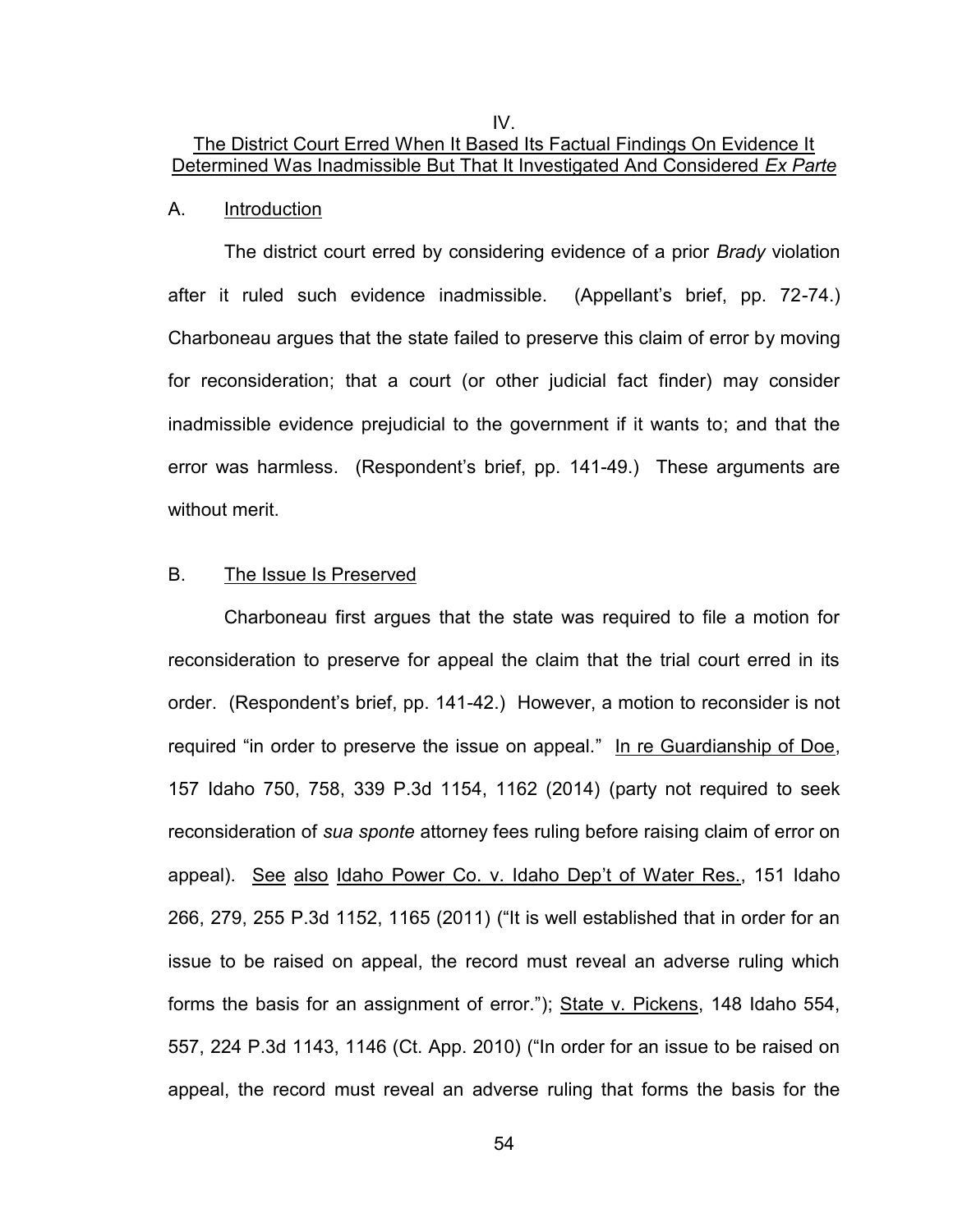## IV.

## <u>The District Court Erred When It Based Its Factual Findings On Evidence It Determined Was Inadmissible But That It Investigated And Considered *Ex Parte*</u>

### A. <u>Introduction</u>

The district court erred by considering evidence of a prior *Brady* violation after it ruled such evidence inadmissible. (Appellant's brief, pp. 72-74.) Charboneau argues that the state failed to preserve this claim of error by moving for reconsideration; that a court (or other judicial fact finder) may consider inadmissible evidence prejudicial to the government if it wants to; and that the error was harmless. (Respondent's brief, pp. 141-49.) These arguments are without merit.

### B. <u>The Issue Is Preserved</u>

Charboneau first argues that the state was required to file a motion for reconsideration to preserve for appeal the claim that the trial court erred in its order. (Respondent's brief, pp. 141-42.) However, a motion to reconsider is not required "in order to preserve the issue on appeal." <u>In re Guardianship of Doe</u>, 157 Idaho 750, 758, 339 P.3d 1154, 1162 (2014) (party not required to seek reconsideration of *sua sponte* attorney fees ruling before raising claim of error on appeal). <u>See</u> <u>also</u> <u>Idaho Power Co. v. Idaho Dep't of Water Res.</u>, 151 Idaho 266, 279, 255 P.3d 1152, 1165 (2011) ("It is well established that in order for an issue to be raised on appeal, the record must reveal an adverse ruling which forms the basis for an assignment of error."); <u>State v. Pickens</u>, 148 Idaho 554, 557, 224 P.3d 1143, 1146 (Ct. App. 2010) ("In order for an issue to be raised on appeal, the record must reveal an adverse ruling that forms the basis for the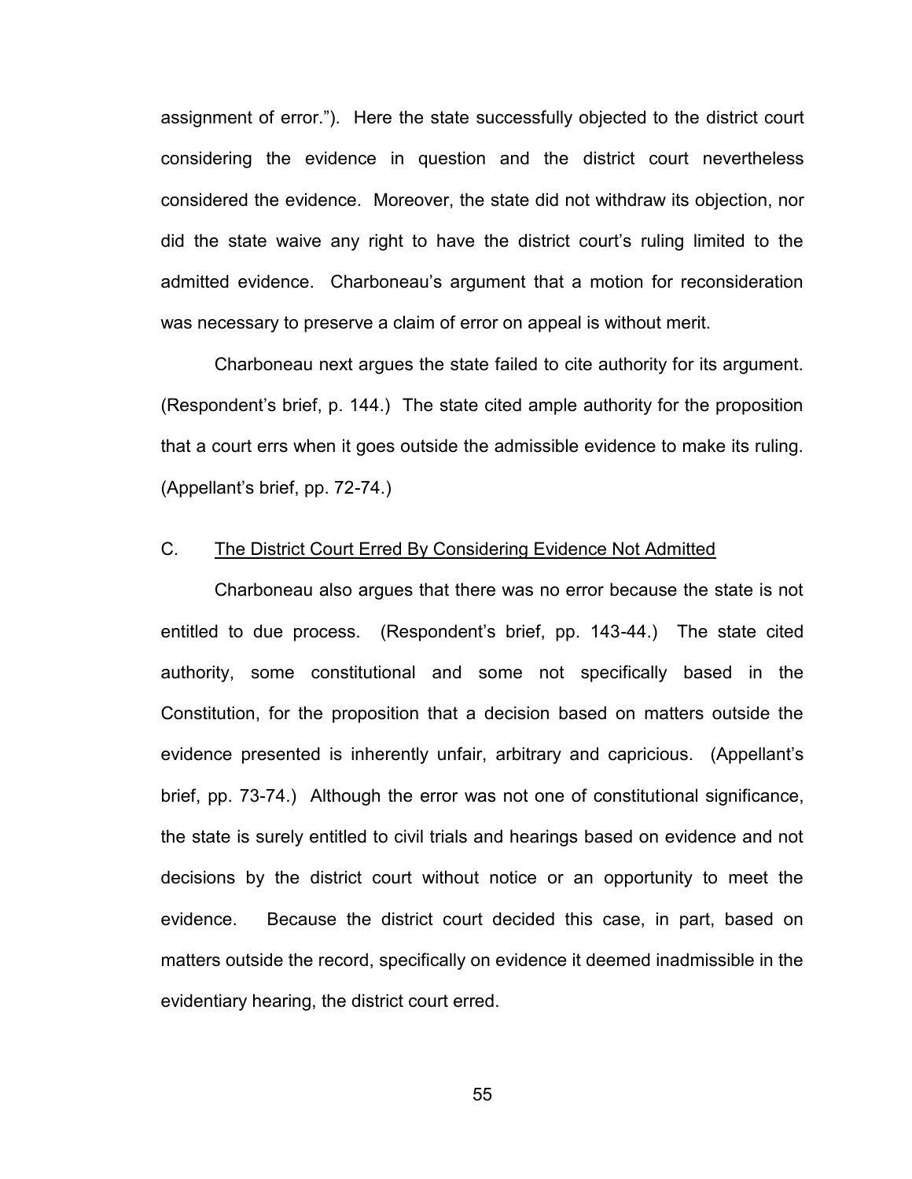assignment of error."). Here the state successfully objected to the district court considering the evidence in question and the district court nevertheless considered the evidence. Moreover, the state did not withdraw its objection, nor did the state waive any right to have the district court's ruling limited to the admitted evidence. Charboneau's argument that a motion for reconsideration was necessary to preserve a claim of error on appeal is without merit.

Charboneau next argues the state failed to cite authority for its argument. (Respondent's brief, p. 144.) The state cited ample authority for the proposition that a court errs when it goes outside the admissible evidence to make its ruling. (Appellant's brief, pp. 72-74.)

### C. <u>The District Court Erred By Considering Evidence Not Admitted</u>

Charboneau also argues that there was no error because the state is not entitled to due process. (Respondent's brief, pp. 143-44.) The state cited authority, some constitutional and some not specifically based in the Constitution, for the proposition that a decision based on matters outside the evidence presented is inherently unfair, arbitrary and capricious. (Appellant's brief, pp. 73-74.) Although the error was not one of constitutional significance, the state is surely entitled to civil trials and hearings based on evidence and not decisions by the district court without notice or an opportunity to meet the evidence. Because the district court decided this case, in part, based on matters outside the record, specifically on evidence it deemed inadmissible in the evidentiary hearing, the district court erred.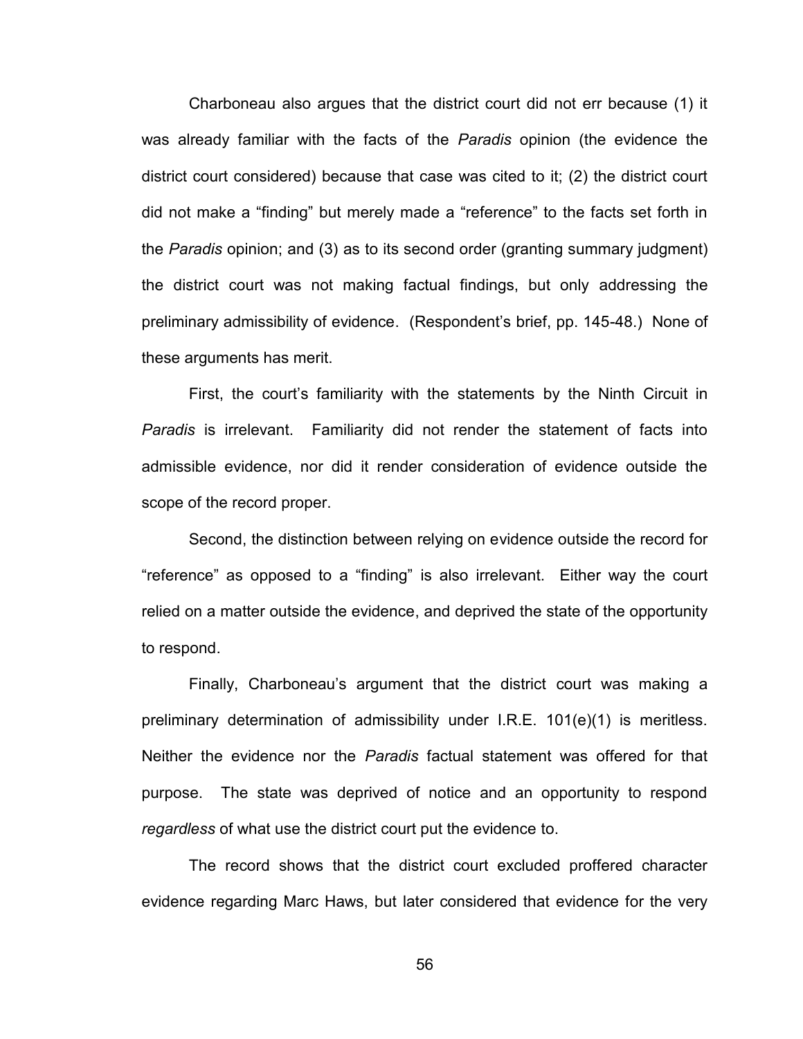Charboneau also argues that the district court did not err because (1) it was already familiar with the facts of the *Paradis* opinion (the evidence the district court considered) because that case was cited to it; (2) the district court did not make a "finding" but merely made a "reference" to the facts set forth in the *Paradis* opinion; and (3) as to its second order (granting summary judgment) the district court was not making factual findings, but only addressing the preliminary admissibility of evidence. (Respondent's brief, pp. 145-48.) None of these arguments has merit.

First, the court's familiarity with the statements by the Ninth Circuit in *Paradis* is irrelevant. Familiarity did not render the statement of facts into admissible evidence, nor did it render consideration of evidence outside the scope of the record proper.

Second, the distinction between relying on evidence outside the record for "reference" as opposed to a "finding" is also irrelevant. Either way the court relied on a matter outside the evidence, and deprived the state of the opportunity to respond.

Finally, Charboneau's argument that the district court was making a preliminary determination of admissibility under I.R.E. 101(e)(1) is meritless. Neither the evidence nor the *Paradis* factual statement was offered for that purpose. The state was deprived of notice and an opportunity to respond *regardless* of what use the district court put the evidence to.

The record shows that the district court excluded proffered character evidence regarding Marc Haws, but later considered that evidence for the very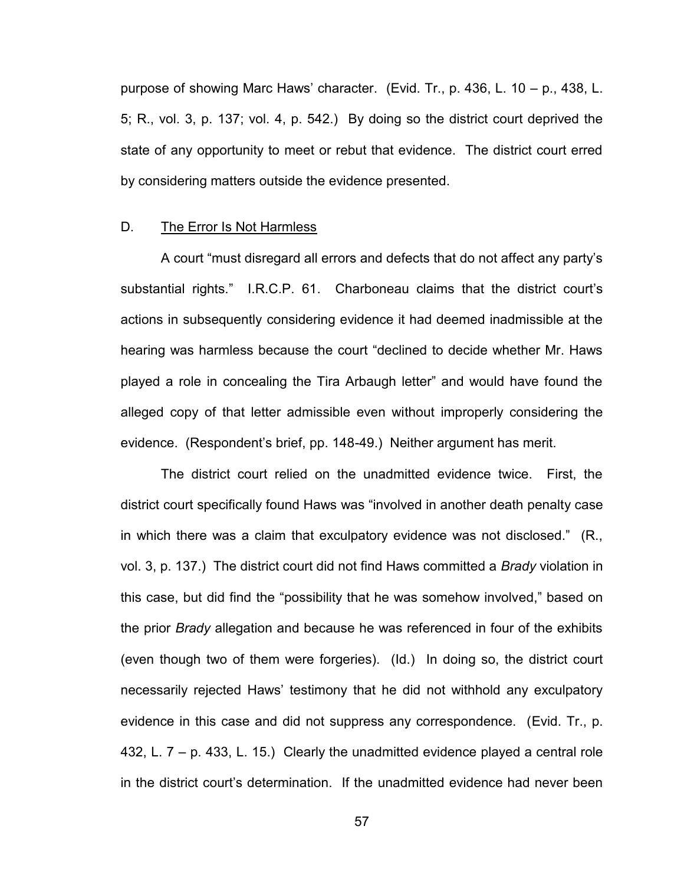purpose of showing Marc Haws' character. (Evid. Tr., p. 436, L. 10 – p., 438, L. 5; R., vol. 3, p. 137; vol. 4, p. 542.) By doing so the district court deprived the state of any opportunity to meet or rebut that evidence. The district court erred by considering matters outside the evidence presented.

D. <u>The Error Is Not Harmless</u>

A court "must disregard all errors and defects that do not affect any party's substantial rights." I.R.C.P. 61. Charboneau claims that the district court's actions in subsequently considering evidence it had deemed inadmissible at the hearing was harmless because the court "declined to decide whether Mr. Haws played a role in concealing the Tira Arbaugh letter" and would have found the alleged copy of that letter admissible even without improperly considering the evidence. (Respondent's brief, pp. 148-49.) Neither argument has merit.

The district court relied on the unadmitted evidence twice. First, the district court specifically found Haws was "involved in another death penalty case in which there was a claim that exculpatory evidence was not disclosed." (R., vol. 3, p. 137.) The district court did not find Haws committed a *Brady* violation in this case, but did find the "possibility that he was somehow involved," based on the prior *Brady* allegation and because he was referenced in four of the exhibits (even though two of them were forgeries). (Id.) In doing so, the district court necessarily rejected Haws' testimony that he did not withhold any exculpatory evidence in this case and did not suppress any correspondence. (Evid. Tr., p. 432, L. 7 – p. 433, L. 15.) Clearly the unadmitted evidence played a central role in the district court's determination. If the unadmitted evidence had never been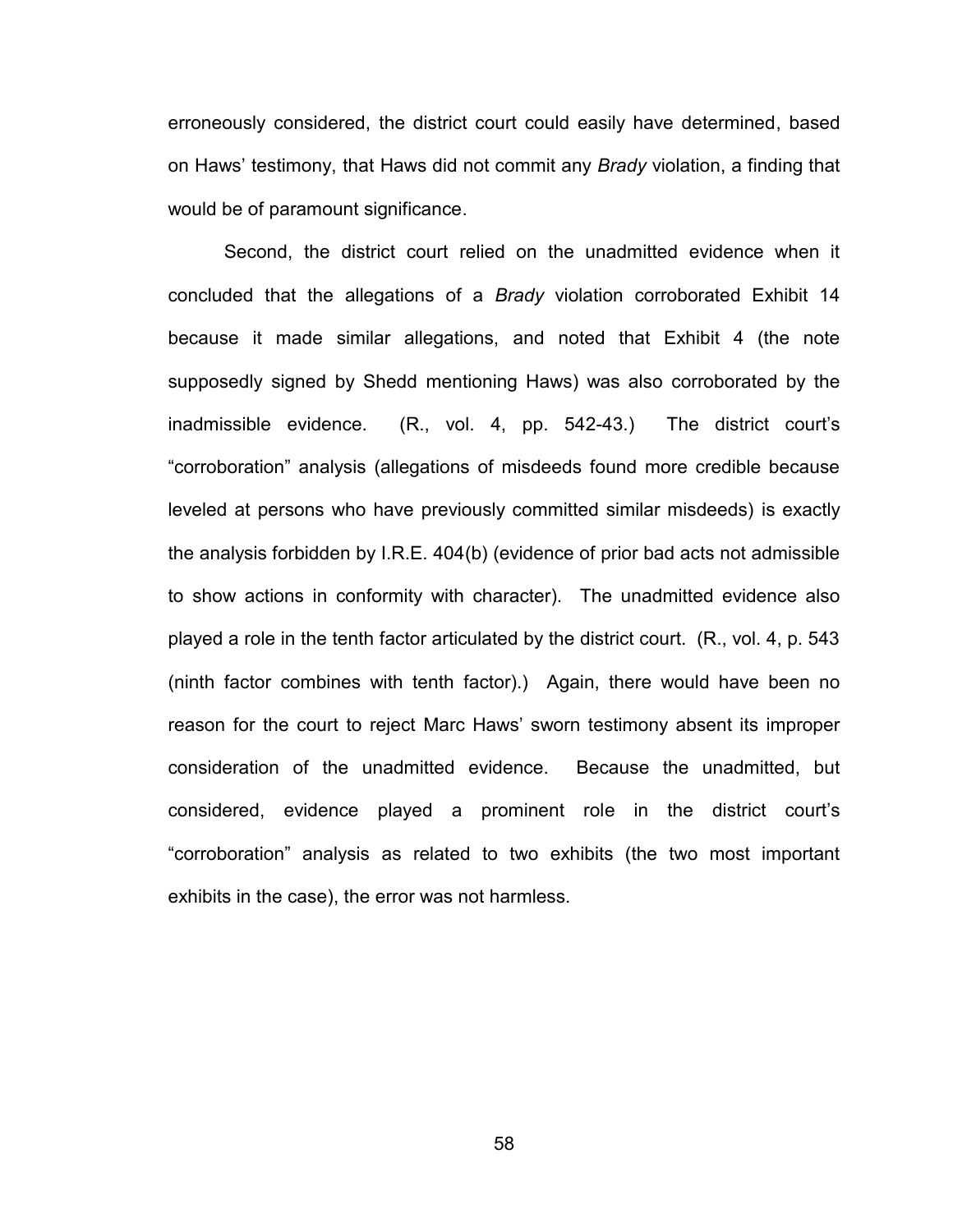erroneously considered, the district court could easily have determined, based on Haws' testimony, that Haws did not commit any *Brady* violation, a finding that would be of paramount significance.

Second, the district court relied on the unadmitted evidence when it concluded that the allegations of a *Brady* violation corroborated Exhibit 14 because it made similar allegations, and noted that Exhibit 4 (the note supposedly signed by Shedd mentioning Haws) was also corroborated by the inadmissible evidence. (R., vol. 4, pp. 542-43.) The district court's "corroboration" analysis (allegations of misdeeds found more credible because leveled at persons who have previously committed similar misdeeds) is exactly the analysis forbidden by I.R.E. 404(b) (evidence of prior bad acts not admissible to show actions in conformity with character). The unadmitted evidence also played a role in the tenth factor articulated by the district court. (R., vol. 4, p. 543 (ninth factor combines with tenth factor).) Again, there would have been no reason for the court to reject Marc Haws' sworn testimony absent its improper consideration of the unadmitted evidence. Because the unadmitted, but considered, evidence played a prominent role in the district court's "corroboration" analysis as related to two exhibits (the two most important exhibits in the case), the error was not harmless.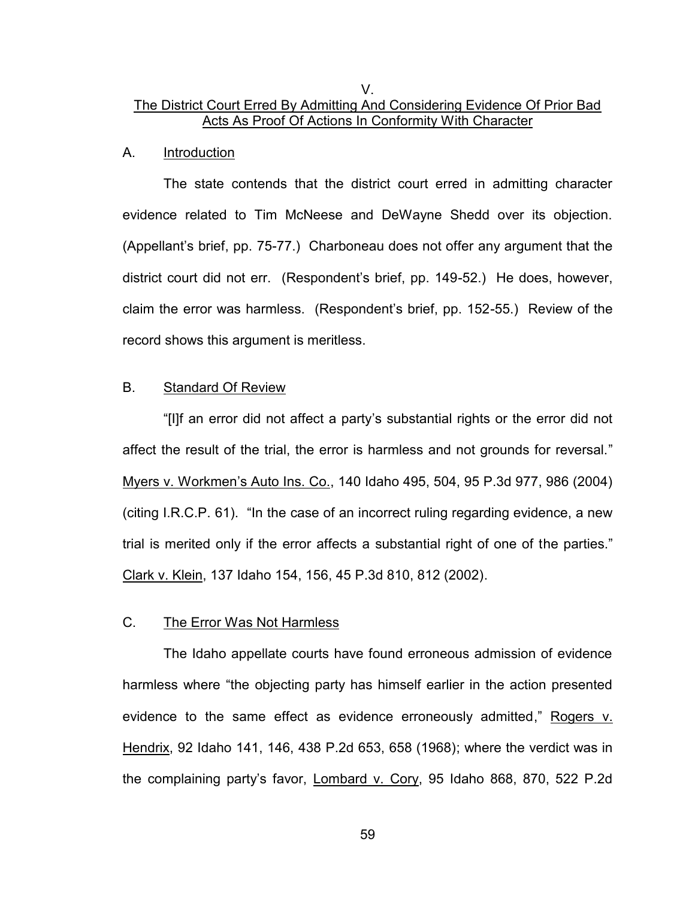## V.

## The District Court Erred By Admitting And Considering Evidence Of Prior Bad Acts As Proof Of Actions In Conformity With Character

### A. Introduction

The state contends that the district court erred in admitting character evidence related to Tim McNeese and DeWayne Shedd over its objection. (Appellant's brief, pp. 75-77.) Charboneau does not offer any argument that the district court did not err. (Respondent's brief, pp. 149-52.) He does, however, claim the error was harmless. (Respondent's brief, pp. 152-55.) Review of the record shows this argument is meritless.

### B. Standard Of Review

"[I]f an error did not affect a party's substantial rights or the error did not affect the result of the trial, the error is harmless and not grounds for reversal." Myers v. Workmen's Auto Ins. Co., 140 Idaho 495, 504, 95 P.3d 977, 986 (2004) (citing I.R.C.P. 61). "In the case of an incorrect ruling regarding evidence, a new trial is merited only if the error affects a substantial right of one of the parties." Clark v. Klein, 137 Idaho 154, 156, 45 P.3d 810, 812 (2002).

### C. The Error Was Not Harmless

The Idaho appellate courts have found erroneous admission of evidence harmless where "the objecting party has himself earlier in the action presented evidence to the same effect as evidence erroneously admitted," Rogers v. Hendrix, 92 Idaho 141, 146, 438 P.2d 653, 658 (1968); where the verdict was in the complaining party's favor, Lombard v. Cory, 95 Idaho 868, 870, 522 P.2d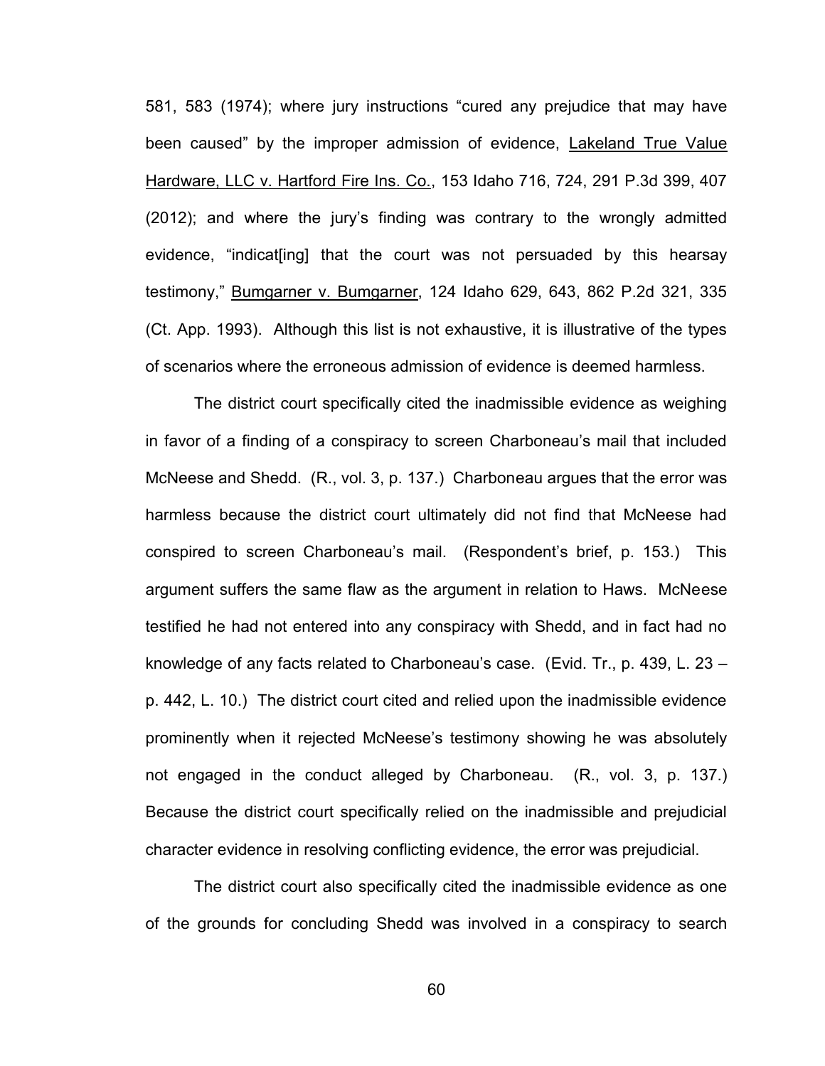581, 583 (1974); where jury instructions "cured any prejudice that may have been caused" by the improper admission of evidence, Lakeland True Value Hardware, LLC v. Hartford Fire Ins. Co., 153 Idaho 716, 724, 291 P.3d 399, 407 (2012); and where the jury's finding was contrary to the wrongly admitted evidence, "indicat[ing] that the court was not persuaded by this hearsay testimony," Bumgarner v. Bumgarner, 124 Idaho 629, 643, 862 P.2d 321, 335 (Ct. App. 1993). Although this list is not exhaustive, it is illustrative of the types of scenarios where the erroneous admission of evidence is deemed harmless.

The district court specifically cited the inadmissible evidence as weighing in favor of a finding of a conspiracy to screen Charboneau's mail that included McNeese and Shedd. (R., vol. 3, p. 137.) Charboneau argues that the error was harmless because the district court ultimately did not find that McNeese had conspired to screen Charboneau's mail. (Respondent's brief, p. 153.) This argument suffers the same flaw as the argument in relation to Haws. McNeese testified he had not entered into any conspiracy with Shedd, and in fact had no knowledge of any facts related to Charboneau's case. (Evid. Tr., p. 439, L. 23 – p. 442, L. 10.) The district court cited and relied upon the inadmissible evidence prominently when it rejected McNeese's testimony showing he was absolutely not engaged in the conduct alleged by Charboneau. (R., vol. 3, p. 137.) Because the district court specifically relied on the inadmissible and prejudicial character evidence in resolving conflicting evidence, the error was prejudicial.

The district court also specifically cited the inadmissible evidence as one of the grounds for concluding Shedd was involved in a conspiracy to search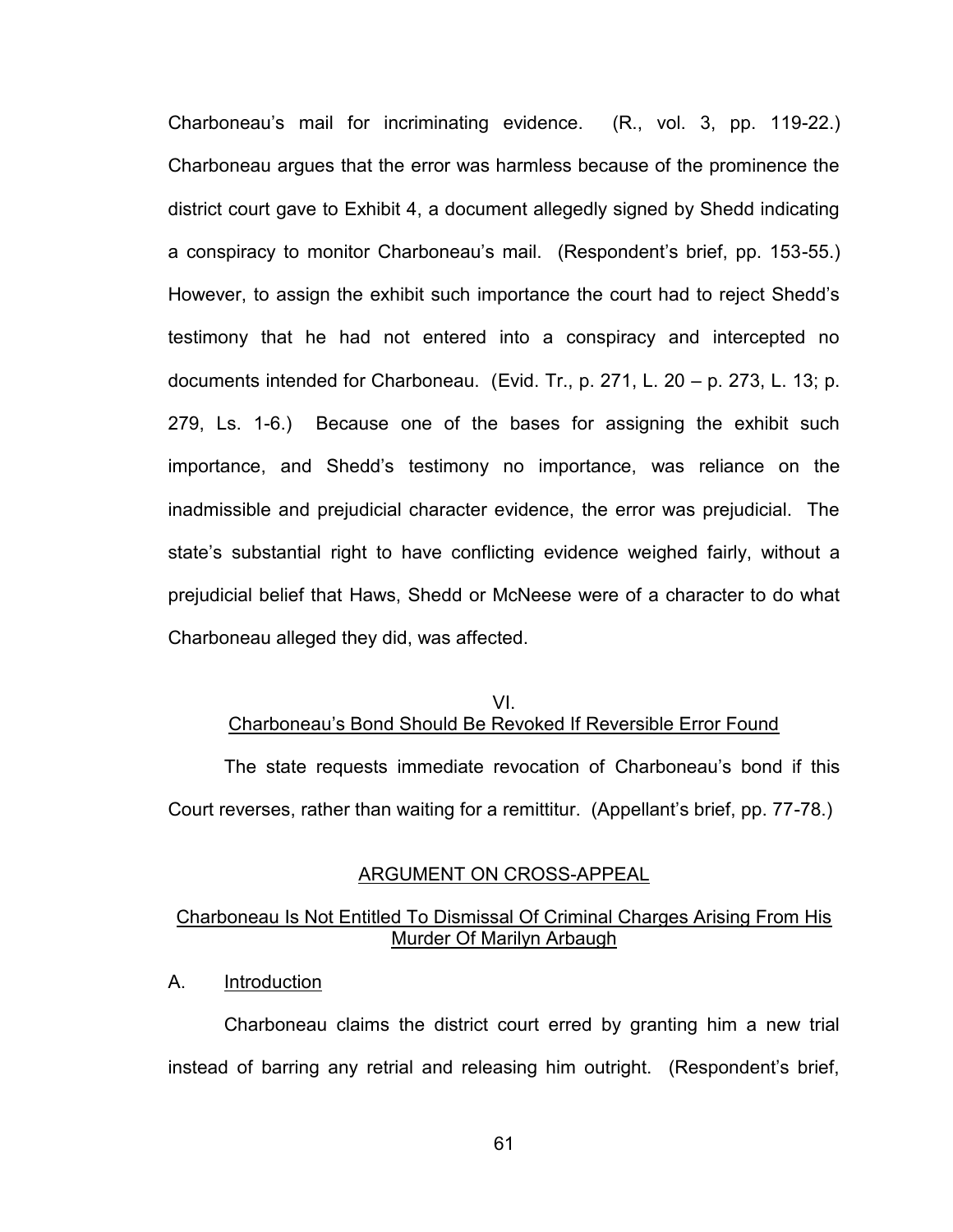Charboneau's mail for incriminating evidence. (R., vol. 3, pp. 119-22.) Charboneau argues that the error was harmless because of the prominence the district court gave to Exhibit 4, a document allegedly signed by Shedd indicating a conspiracy to monitor Charboneau's mail. (Respondent's brief, pp. 153-55.) However, to assign the exhibit such importance the court had to reject Shedd's testimony that he had not entered into a conspiracy and intercepted no documents intended for Charboneau. (Evid. Tr., p. 271, L. 20 – p. 273, L. 13; p. 279, Ls. 1-6.) Because one of the bases for assigning the exhibit such importance, and Shedd's testimony no importance, was reliance on the inadmissible and prejudicial character evidence, the error was prejudicial. The state's substantial right to have conflicting evidence weighed fairly, without a prejudicial belief that Haws, Shedd or McNeese were of a character to do what Charboneau alleged they did, was affected.

## VI.
## Charboneau's Bond Should Be Revoked If Reversible Error Found

The state requests immediate revocation of Charboneau's bond if this Court reverses, rather than waiting for a remittitur. (Appellant's brief, pp. 77-78.)

## ARGUMENT ON CROSS-APPEAL

## Charboneau Is Not Entitled To Dismissal Of Criminal Charges Arising From His Murder Of Marilyn Arbaugh

### A. Introduction

Charboneau claims the district court erred by granting him a new trial instead of barring any retrial and releasing him outright. (Respondent's brief,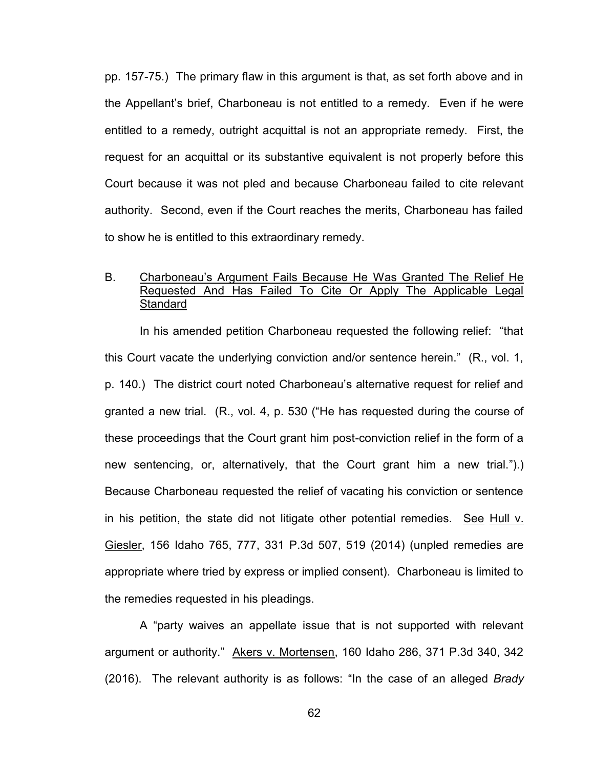pp. 157-75.) The primary flaw in this argument is that, as set forth above and in the Appellant's brief, Charboneau is not entitled to a remedy. Even if he were entitled to a remedy, outright acquittal is not an appropriate remedy. First, the request for an acquittal or its substantive equivalent is not properly before this Court because it was not pled and because Charboneau failed to cite relevant authority. Second, even if the Court reaches the merits, Charboneau has failed to show he is entitled to this extraordinary remedy.

### B. Charboneau's Argument Fails Because He Was Granted The Relief He Requested And Has Failed To Cite Or Apply The Applicable Legal Standard

In his amended petition Charboneau requested the following relief: "that this Court vacate the underlying conviction and/or sentence herein." (R., vol. 1, p. 140.) The district court noted Charboneau's alternative request for relief and granted a new trial. (R., vol. 4, p. 530 ("He has requested during the course of these proceedings that the Court grant him post-conviction relief in the form of a new sentencing, or, alternatively, that the Court grant him a new trial.").) Because Charboneau requested the relief of vacating his conviction or sentence in his petition, the state did not litigate other potential remedies. See Hull v. Giesler, 156 Idaho 765, 777, 331 P.3d 507, 519 (2014) (unpled remedies are appropriate where tried by express or implied consent). Charboneau is limited to the remedies requested in his pleadings.

A "party waives an appellate issue that is not supported with relevant argument or authority." Akers v. Mortensen, 160 Idaho 286, 371 P.3d 340, 342 (2016). The relevant authority is as follows: "In the case of an alleged *Brady*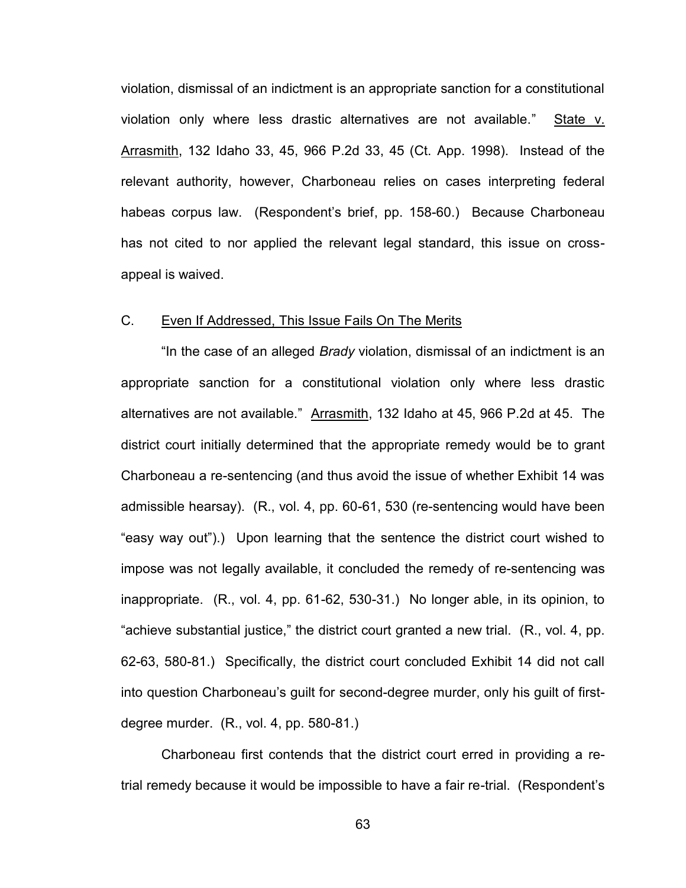violation, dismissal of an indictment is an appropriate sanction for a constitutional violation only where less drastic alternatives are not available." State v. Arrasmith, 132 Idaho 33, 45, 966 P.2d 33, 45 (Ct. App. 1998). Instead of the relevant authority, however, Charboneau relies on cases interpreting federal habeas corpus law. (Respondent's brief, pp. 158-60.) Because Charboneau has not cited to nor applied the relevant legal standard, this issue on cross-appeal is waived.

## C. Even If Addressed, This Issue Fails On The Merits

"In the case of an alleged *Brady* violation, dismissal of an indictment is an appropriate sanction for a constitutional violation only where less drastic alternatives are not available." Arrasmith, 132 Idaho at 45, 966 P.2d at 45. The district court initially determined that the appropriate remedy would be to grant Charboneau a re-sentencing (and thus avoid the issue of whether Exhibit 14 was admissible hearsay). (R., vol. 4, pp. 60-61, 530 (re-sentencing would have been "easy way out").) Upon learning that the sentence the district court wished to impose was not legally available, it concluded the remedy of re-sentencing was inappropriate. (R., vol. 4, pp. 61-62, 530-31.) No longer able, in its opinion, to "achieve substantial justice," the district court granted a new trial. (R., vol. 4, pp. 62-63, 580-81.) Specifically, the district court concluded Exhibit 14 did not call into question Charboneau's guilt for second-degree murder, only his guilt of first-degree murder. (R., vol. 4, pp. 580-81.)

Charboneau first contends that the district court erred in providing a re-trial remedy because it would be impossible to have a fair re-trial. (Respondent's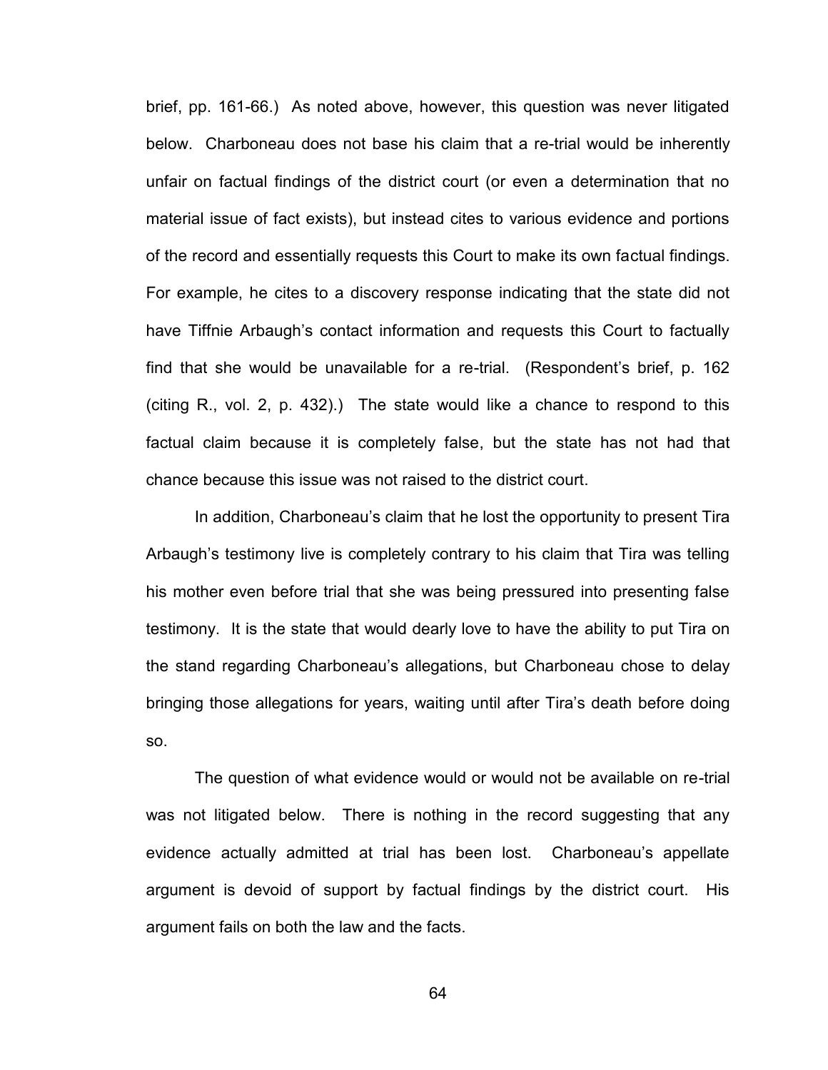brief, pp. 161-66.) As noted above, however, this question was never litigated below. Charboneau does not base his claim that a re-trial would be inherently unfair on factual findings of the district court (or even a determination that no material issue of fact exists), but instead cites to various evidence and portions of the record and essentially requests this Court to make its own factual findings. For example, he cites to a discovery response indicating that the state did not have Tiffnie Arbaugh's contact information and requests this Court to factually find that she would be unavailable for a re-trial. (Respondent's brief, p. 162 (citing R., vol. 2, p. 432).) The state would like a chance to respond to this factual claim because it is completely false, but the state has not had that chance because this issue was not raised to the district court.

In addition, Charboneau's claim that he lost the opportunity to present Tira Arbaugh's testimony live is completely contrary to his claim that Tira was telling his mother even before trial that she was being pressured into presenting false testimony. It is the state that would dearly love to have the ability to put Tira on the stand regarding Charboneau's allegations, but Charboneau chose to delay bringing those allegations for years, waiting until after Tira's death before doing so.

The question of what evidence would or would not be available on re-trial was not litigated below. There is nothing in the record suggesting that any evidence actually admitted at trial has been lost. Charboneau's appellate argument is devoid of support by factual findings by the district court. His argument fails on both the law and the facts.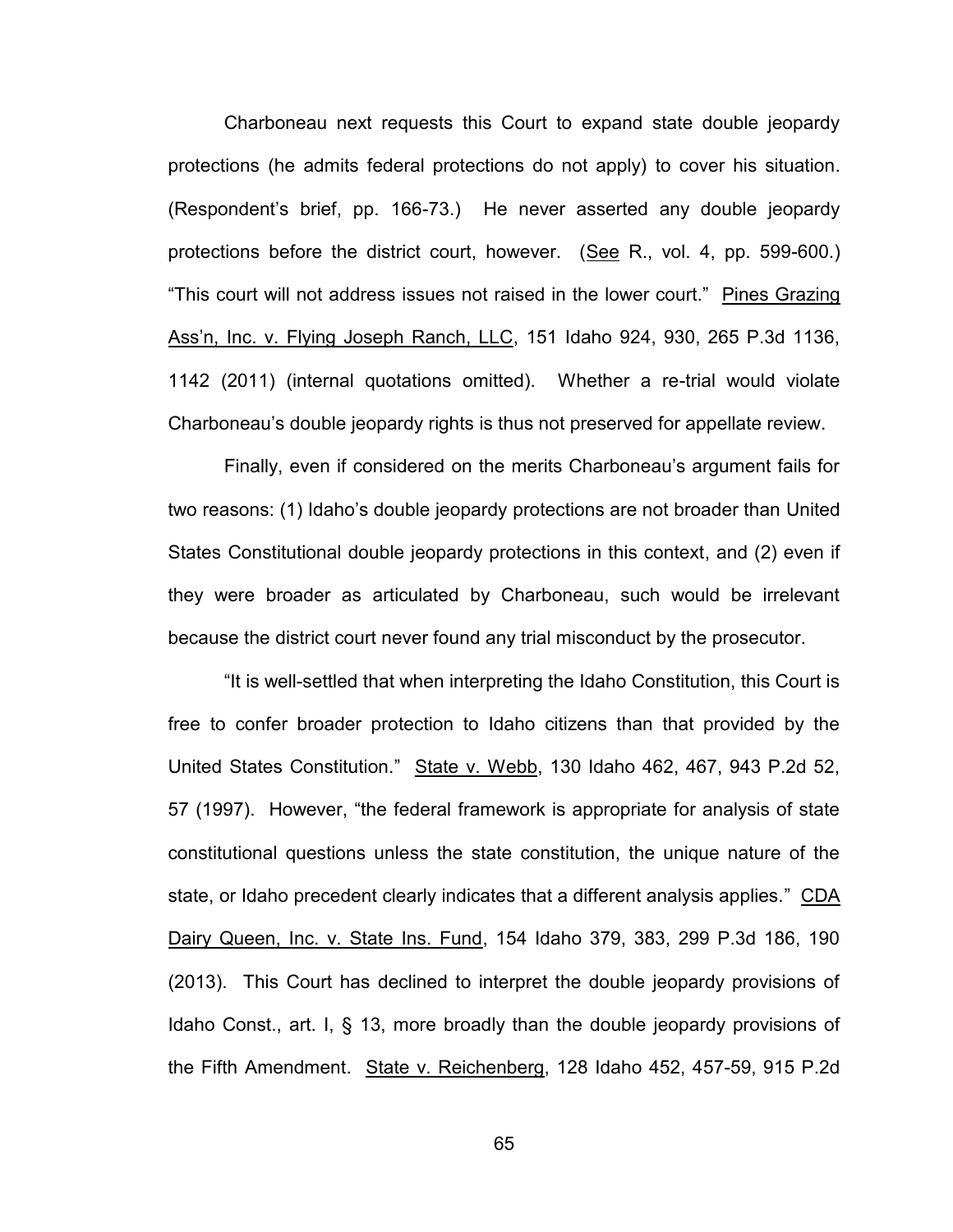Charboneau next requests this Court to expand state double jeopardy protections (he admits federal protections do not apply) to cover his situation. (Respondent's brief, pp. 166-73.) He never asserted any double jeopardy protections before the district court, however. (See R., vol. 4, pp. 599-600.) "This court will not address issues not raised in the lower court." Pines Grazing Ass'n, Inc. v. Flying Joseph Ranch, LLC, 151 Idaho 924, 930, 265 P.3d 1136, 1142 (2011) (internal quotations omitted). Whether a re-trial would violate Charboneau's double jeopardy rights is thus not preserved for appellate review.

Finally, even if considered on the merits Charboneau's argument fails for two reasons: (1) Idaho's double jeopardy protections are not broader than United States Constitutional double jeopardy protections in this context, and (2) even if they were broader as articulated by Charboneau, such would be irrelevant because the district court never found any trial misconduct by the prosecutor.

"It is well-settled that when interpreting the Idaho Constitution, this Court is free to confer broader protection to Idaho citizens than that provided by the United States Constitution." State v. Webb, 130 Idaho 462, 467, 943 P.2d 52, 57 (1997). However, "the federal framework is appropriate for analysis of state constitutional questions unless the state constitution, the unique nature of the state, or Idaho precedent clearly indicates that a different analysis applies." CDA Dairy Queen, Inc. v. State Ins. Fund, 154 Idaho 379, 383, 299 P.3d 186, 190 (2013). This Court has declined to interpret the double jeopardy provisions of Idaho Const., art. I, § 13, more broadly than the double jeopardy provisions of the Fifth Amendment. State v. Reichenberg, 128 Idaho 452, 457-59, 915 P.2d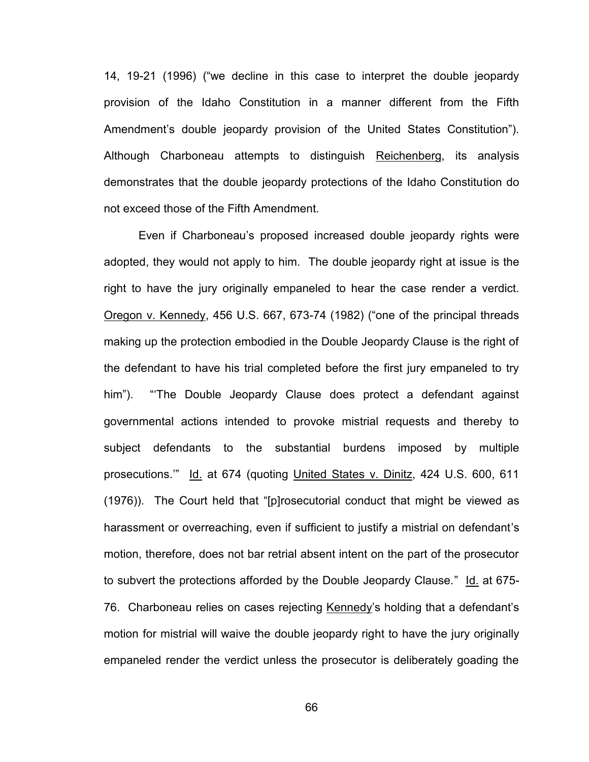14, 19-21 (1996) ("we decline in this case to interpret the double jeopardy provision of the Idaho Constitution in a manner different from the Fifth Amendment's double jeopardy provision of the United States Constitution"). Although Charboneau attempts to distinguish Reichenberg, its analysis demonstrates that the double jeopardy protections of the Idaho Constitution do not exceed those of the Fifth Amendment.

Even if Charboneau's proposed increased double jeopardy rights were adopted, they would not apply to him. The double jeopardy right at issue is the right to have the jury originally empaneled to hear the case render a verdict. Oregon v. Kennedy, 456 U.S. 667, 673-74 (1982) ("one of the principal threads making up the protection embodied in the Double Jeopardy Clause is the right of the defendant to have his trial completed before the first jury empaneled to try him"). "'The Double Jeopardy Clause does protect a defendant against governmental actions intended to provoke mistrial requests and thereby to subject defendants to the substantial burdens imposed by multiple prosecutions.'" Id. at 674 (quoting United States v. Dinitz, 424 U.S. 600, 611 (1976)). The Court held that "[p]rosecutorial conduct that might be viewed as harassment or overreaching, even if sufficient to justify a mistrial on defendant's motion, therefore, does not bar retrial absent intent on the part of the prosecutor to subvert the protections afforded by the Double Jeopardy Clause." Id. at 675-76. Charboneau relies on cases rejecting Kennedy's holding that a defendant's motion for mistrial will waive the double jeopardy right to have the jury originally empaneled render the verdict unless the prosecutor is deliberately goading the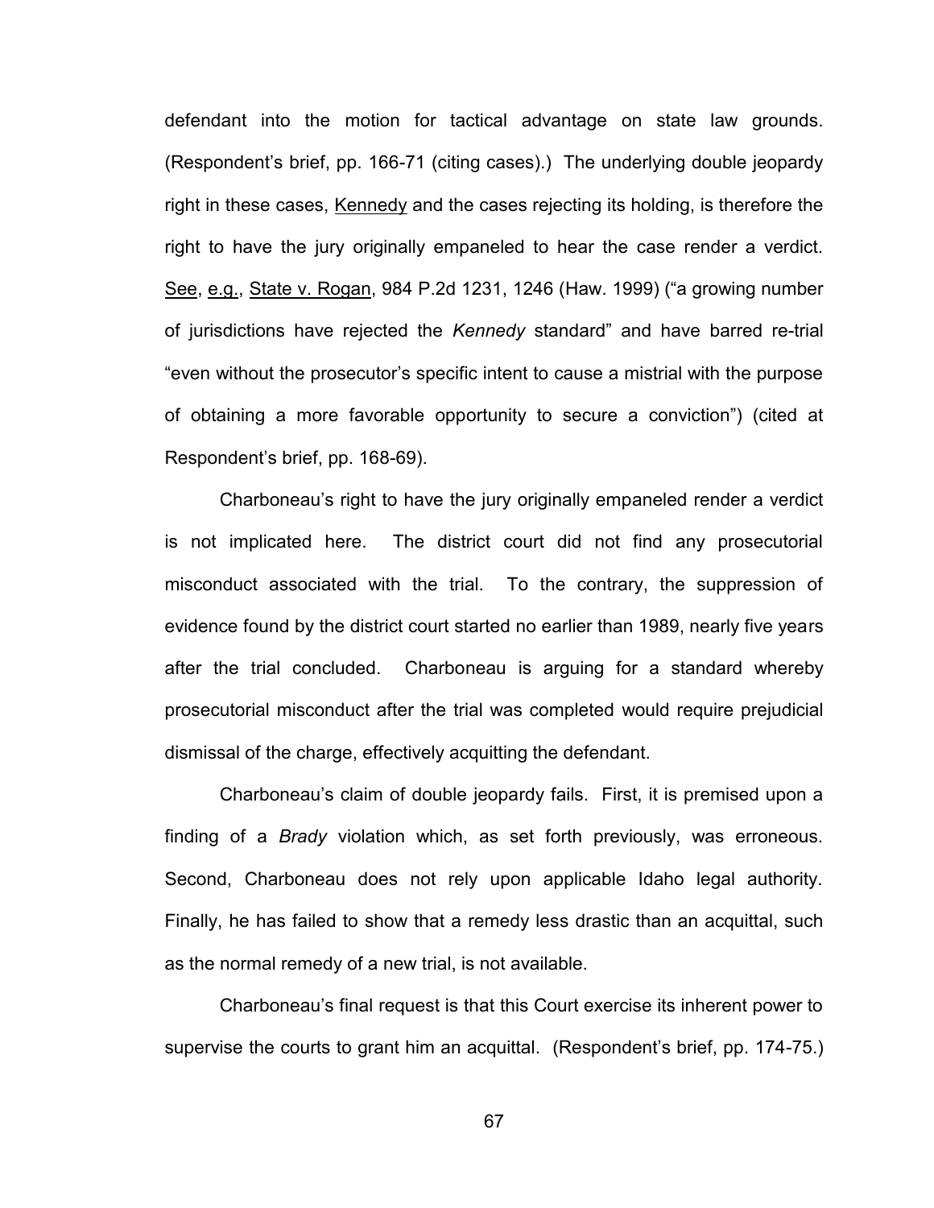defendant into the motion for tactical advantage on state law grounds. (Respondent's brief, pp. 166-71 (citing cases).) The underlying double jeopardy right in these cases, Kennedy and the cases rejecting its holding, is therefore the right to have the jury originally empaneled to hear the case render a verdict. See, e.g., State v. Rogan, 984 P.2d 1231, 1246 (Haw. 1999) ("a growing number of jurisdictions have rejected the *Kennedy* standard" and have barred re-trial "even without the prosecutor's specific intent to cause a mistrial with the purpose of obtaining a more favorable opportunity to secure a conviction") (cited at Respondent's brief, pp. 168-69).

Charboneau's right to have the jury originally empaneled render a verdict is not implicated here. The district court did not find any prosecutorial misconduct associated with the trial. To the contrary, the suppression of evidence found by the district court started no earlier than 1989, nearly five years after the trial concluded. Charboneau is arguing for a standard whereby prosecutorial misconduct after the trial was completed would require prejudicial dismissal of the charge, effectively acquitting the defendant.

Charboneau's claim of double jeopardy fails. First, it is premised upon a finding of a *Brady* violation which, as set forth previously, was erroneous. Second, Charboneau does not rely upon applicable Idaho legal authority. Finally, he has failed to show that a remedy less drastic than an acquittal, such as the normal remedy of a new trial, is not available.

Charboneau's final request is that this Court exercise its inherent power to supervise the courts to grant him an acquittal. (Respondent's brief, pp. 174-75.)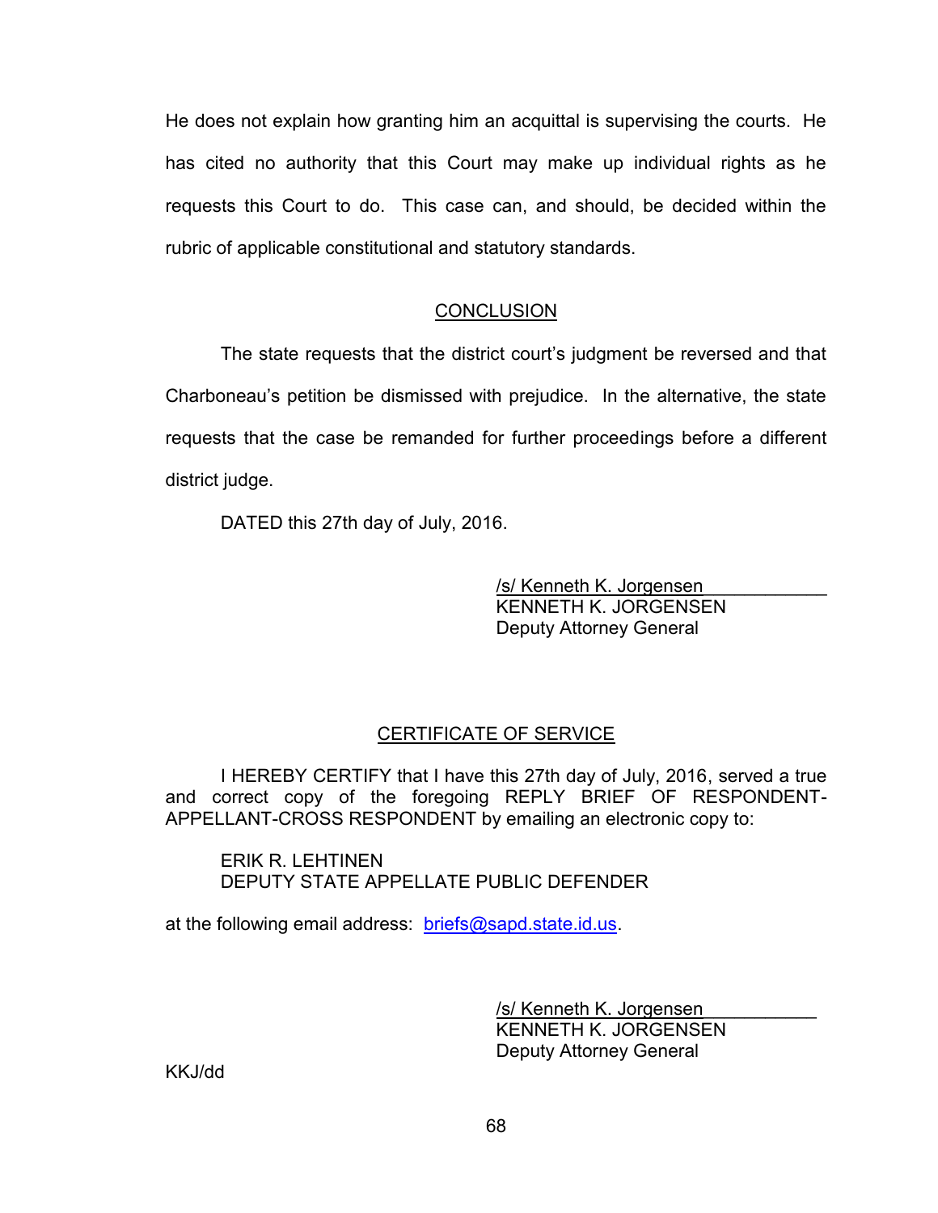He does not explain how granting him an acquittal is supervising the courts. He has cited no authority that this Court may make up individual rights as he requests this Court to do. This case can, and should, be decided within the rubric of applicable constitutional and statutory standards.

## CONCLUSION

The state requests that the district court's judgment be reversed and that Charboneau's petition be dismissed with prejudice. In the alternative, the state requests that the case be remanded for further proceedings before a different district judge.

DATED this 27th day of July, 2016.

/s/ Kenneth K. Jorgensen
KENNETH K. JORGENSEN
Deputy Attorney General

## CERTIFICATE OF SERVICE

I HEREBY CERTIFY that I have this 27th day of July, 2016, served a true and correct copy of the foregoing REPLY BRIEF OF RESPONDENT-APPELLANT-CROSS RESPONDENT by emailing an electronic copy to:

ERIK R. LEHTINEN
DEPUTY STATE APPELLATE PUBLIC DEFENDER

at the following email address: briefs@sapd.state.id.us.

/s/ Kenneth K. Jorgensen
KENNETH K. JORGENSEN
Deputy Attorney General

KKJ/dd